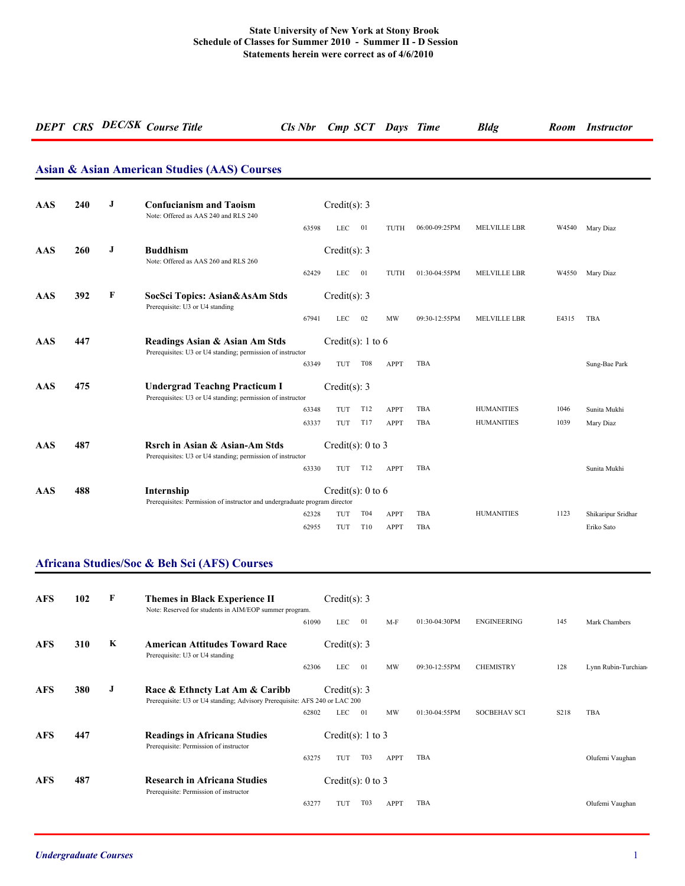**State University of New York at Stony Brook**
**Schedule of Classes for Summer 2010 - Summer II - D Session**
**Statements herein were correct as of 4/6/2010**

## Asian & Asian American Studies (AAS) Courses

| DEPT | CRS | DEC/SK | Course Title | Cls Nbr | Cmp | SCT | Days | Time | Bldg | Room | Instructor |
|---|---|---|---|---|---|---|---|---|---|---|---|
| AAS | 240 | J | **Confucianism and Taoism** (Credit(s): 3)<br>Note: Offered as AAS 240 and RLS 240 | | | | | | | | |
| | | | | 63598 | LEC | 01 | TUTH | 06:00-09:25PM | MELVILLE LBR | W4540 | Mary Diaz |
| AAS | 260 | J | **Buddhism** (Credit(s): 3)<br>Note: Offered as AAS 260 and RLS 260 | | | | | | | | |
| | | | | 62429 | LEC | 01 | TUTH | 01:30-04:55PM | MELVILLE LBR | W4550 | Mary Diaz |
| AAS | 392 | F | **SocSci Topics: Asian&AsAm Stds** (Credit(s): 3)<br>Prerequisite: U3 or U4 standing | | | | | | | | |
| | | | | 67941 | LEC | 02 | MW | 09:30-12:55PM | MELVILLE LBR | E4315 | TBA |
| AAS | 447 | | **Readings Asian & Asian Am Stds** (Credit(s): 1 to 6)<br>Prerequisites: U3 or U4 standing; permission of instructor | | | | | | | | |
| | | | | 63349 | TUT | T08 | APPT | TBA | | | Sung-Bae Park |
| AAS | 475 | | **Undergrad Teachng Practicum I** (Credit(s): 3)<br>Prerequisites: U3 or U4 standing; permission of instructor | | | | | | | | |
| | | | | 63348 | TUT | T12 | APPT | TBA | HUMANITIES | 1046 | Sunita Mukhi |
| | | | | 63337 | TUT | T17 | APPT | TBA | HUMANITIES | 1039 | Mary Diaz |
| AAS | 487 | | **Rsrch in Asian & Asian-Am Stds** (Credit(s): 0 to 3)<br>Prerequisites: U3 or U4 standing; permission of instructor | | | | | | | | |
| | | | | 63330 | TUT | T12 | APPT | TBA | | | Sunita Mukhi |
| AAS | 488 | | **Internship** (Credit(s): 0 to 6)<br>Prerequisites: Permission of instructor and undergraduate program director | | | | | | | | |
| | | | | 62328 | TUT | T04 | APPT | TBA | HUMANITIES | 1123 | Shikaripur Sridhar |
| | | | | 62955 | TUT | T10 | APPT | TBA | | | Eriko Sato |

## Africana Studies/Soc & Beh Sci (AFS) Courses

| DEPT | CRS | DEC/SK | Course Title | Cls Nbr | Cmp | SCT | Days | Time | Bldg | Room | Instructor |
|---|---|---|---|---|---|---|---|---|---|---|---|
| AFS | 102 | F | **Themes in Black Experience II** (Credit(s): 3)<br>Note: Reserved for students in AIM/EOP summer program. | | | | | | | | |
| | | | | 61090 | LEC | 01 | M-F | 01:30-04:30PM | ENGINEERING | 145 | Mark Chambers |
| AFS | 310 | K | **American Attitudes Toward Race** (Credit(s): 3)<br>Prerequisite: U3 or U4 standing | | | | | | | | |
| | | | | 62306 | LEC | 01 | MW | 09:30-12:55PM | CHEMISTRY | 128 | Lynn Rubin-Turchian |
| AFS | 380 | J | **Race & Ethncty Lat Am & Caribb** (Credit(s): 3)<br>Prerequisite: U3 or U4 standing; Advisory Prerequisite: AFS 240 or LAC 200 | | | | | | | | |
| | | | | 62802 | LEC | 01 | MW | 01:30-04:55PM | SOCBEHAV SCI | S218 | TBA |
| AFS | 447 | | **Readings in Africana Studies** (Credit(s): 1 to 3)<br>Prerequisite: Permission of instructor | | | | | | | | |
| | | | | 63275 | TUT | T03 | APPT | TBA | | | Olufemi Vaughan |
| AFS | 487 | | **Research in Africana Studies** (Credit(s): 0 to 3)<br>Prerequisite: Permission of instructor | | | | | | | | |
| | | | | 63277 | TUT | T03 | APPT | TBA | | | Olufemi Vaughan |

*Undergraduate Courses*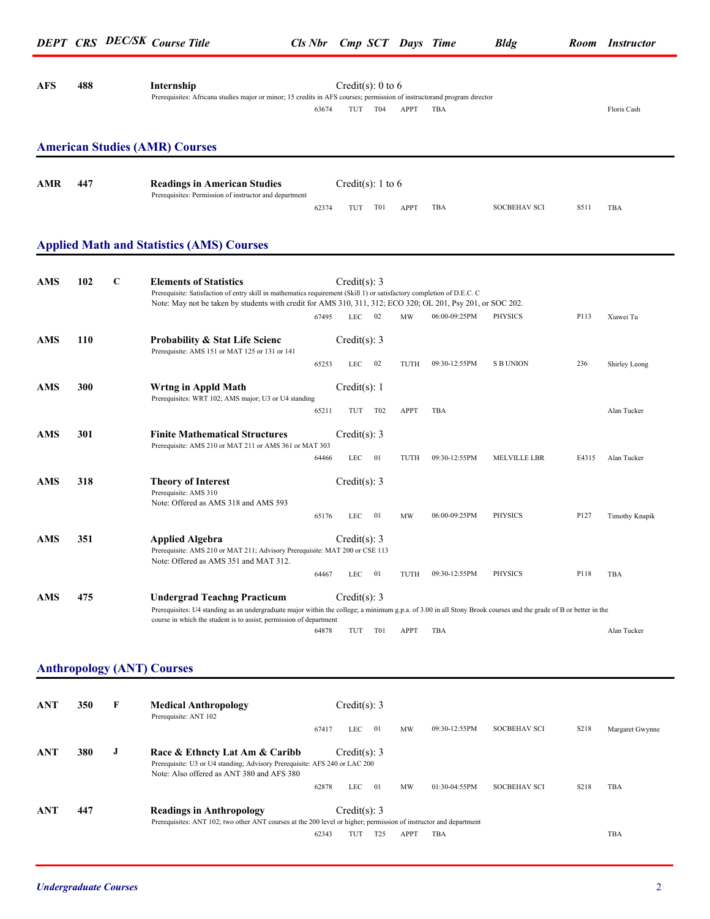| DEPT | CRS | DEC/SK | Course Title | Cls Nbr | Cmp | SCT | Days | Time | Bldg | Room | Instructor |
|---|---|---|---|---|---|---|---|---|---|---|---|
| **AFS** | **488** | | **Internship** Credit(s): 0 to 6<br>Prerequisites: Africana studies major or minor; 15 credits in AFS courses; permission of instructorand program director | | | | | | | | |
| | | | | 63674 | TUT | T04 | APPT | TBA | | | Floris Cash |

## American Studies (AMR) Courses

| DEPT | CRS | DEC/SK | Course Title | Cls Nbr | Cmp | SCT | Days | Time | Bldg | Room | Instructor |
|---|---|---|---|---|---|---|---|---|---|---|---|
| **AMR** | **447** | | **Readings in American Studies** Credit(s): 1 to 6<br>Prerequisites: Permission of instructor and department | | | | | | | | |
| | | | | 62374 | TUT | T01 | APPT | TBA | SOCBEHAV SCI | S511 | TBA |

## Applied Math and Statistics (AMS) Courses

| DEPT | CRS | DEC/SK | Course Title | Cls Nbr | Cmp | SCT | Days | Time | Bldg | Room | Instructor |
|---|---|---|---|---|---|---|---|---|---|---|---|
| **AMS** | **102** | **C** | **Elements of Statistics** Credit(s): 3<br>Prerequisite: Satisfaction of entry skill in mathematics requirement (Skill 1) or satisfactory completion of D.E.C. C<br>Note: May not be taken by students with credit for AMS 310, 311, 312; ECO 320; OL 201, Psy 201, or SOC 202. | | | | | | | | |
| | | | | 67495 | LEC | 02 | MW | 06:00-09:25PM | PHYSICS | P113 | Xiawei Tu |
| **AMS** | **110** | | **Probability & Stat Life Scienc** Credit(s): 3<br>Prerequisite: AMS 151 or MAT 125 or 131 or 141 | | | | | | | | |
| | | | | 65253 | LEC | 02 | TUTH | 09:30-12:55PM | S B UNION | 236 | Shirley Leong |
| **AMS** | **300** | | **Wrtng in Appld Math** Credit(s): 1<br>Prerequisites: WRT 102; AMS major; U3 or U4 standing | | | | | | | | |
| | | | | 65211 | TUT | T02 | APPT | TBA | | | Alan Tucker |
| **AMS** | **301** | | **Finite Mathematical Structures** Credit(s): 3<br>Prerequisite: AMS 210 or MAT 211 or AMS 361 or MAT 303 | | | | | | | | |
| | | | | 64466 | LEC | 01 | TUTH | 09:30-12:55PM | MELVILLE LBR | E4315 | Alan Tucker |
| **AMS** | **318** | | **Theory of Interest** Credit(s): 3<br>Prerequisite: AMS 310<br>Note: Offered as AMS 318 and AMS 593 | | | | | | | | |
| | | | | 65176 | LEC | 01 | MW | 06:00-09:25PM | PHYSICS | P127 | Timothy Knapik |
| **AMS** | **351** | | **Applied Algebra** Credit(s): 3<br>Prerequisite: AMS 210 or MAT 211; Advisory Prerequisite: MAT 200 or CSE 113<br>Note: Offered as AMS 351 and MAT 312. | | | | | | | | |
| | | | | 64467 | LEC | 01 | TUTH | 09:30-12:55PM | PHYSICS | P118 | TBA |
| **AMS** | **475** | | **Undergrad Teachng Practicum** Credit(s): 3<br>Prerequisites: U4 standing as an undergraduate major within the college; a minimum g.p.a. of 3.00 in all Stony Brook courses and the grade of B or better in the course in which the student is to assist; permission of department | | | | | | | | |
| | | | | 64878 | TUT | T01 | APPT | TBA | | | Alan Tucker |

## Anthropology (ANT) Courses

| DEPT | CRS | DEC/SK | Course Title | Cls Nbr | Cmp | SCT | Days | Time | Bldg | Room | Instructor |
|---|---|---|---|---|---|---|---|---|---|---|---|
| **ANT** | **350** | **F** | **Medical Anthropology** Credit(s): 3<br>Prerequisite: ANT 102 | | | | | | | | |
| | | | | 67417 | LEC | 01 | MW | 09:30-12:55PM | SOCBEHAV SCI | S218 | Margaret Gwynne |
| **ANT** | **380** | **J** | **Race & Ethncty Lat Am & Caribb** Credit(s): 3<br>Prerequisite: U3 or U4 standing; Advisory Prerequisite: AFS 240 or LAC 200<br>Note: Also offered as ANT 380 and AFS 380 | | | | | | | | |
| | | | | 62878 | LEC | 01 | MW | 01:30-04:55PM | SOCBEHAV SCI | S218 | TBA |
| **ANT** | **447** | | **Readings in Anthropology** Credit(s): 3<br>Prerequisites: ANT 102; two other ANT courses at the 200 level or higher; permission of instructor and department | | | | | | | | |
| | | | | 62343 | TUT | T25 | APPT | TBA | | | TBA |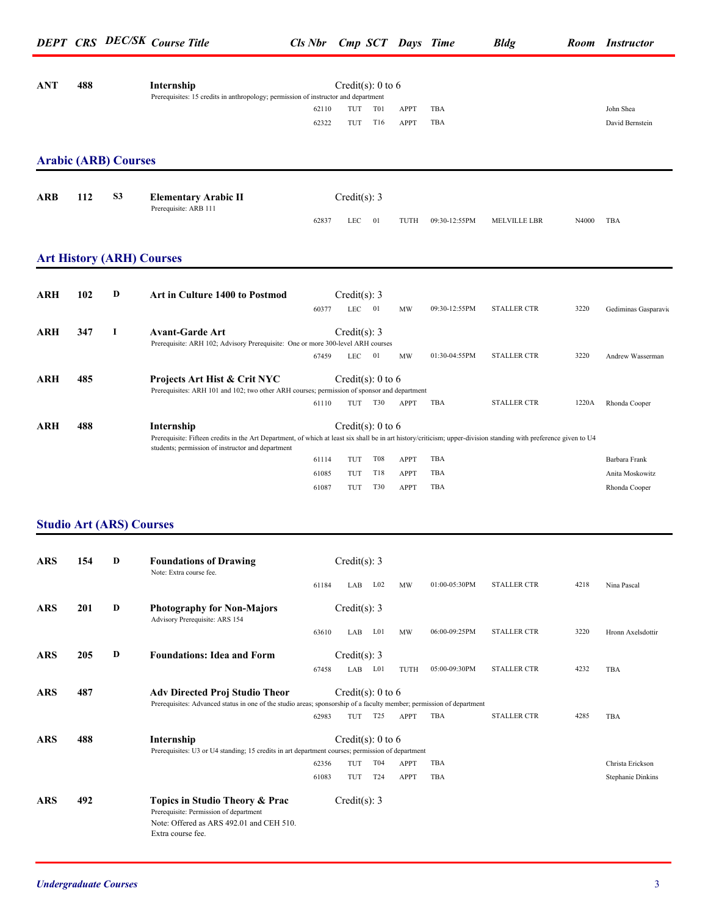| DEPT | CRS | DEC/SK | Course Title | Cls Nbr | Cmp | SCT | Days | Time | Bldg | Room | Instructor |
|---|---|---|---|---|---|---|---|---|---|---|---|
| ANT | 488 | | **Internship** | | Credit(s): 0 to 6 | | | | | | |
| | | | Prerequisites: 15 credits in anthropology; permission of instructor and department | | | | | | | | |
| | | | | 62110 | TUT | T01 | APPT | TBA | | | John Shea |
| | | | | 62322 | TUT | T16 | APPT | TBA | | | David Bernstein |

## Arabic (ARB) Courses

| DEPT | CRS | DEC/SK | Course Title | Cls Nbr | Cmp | SCT | Days | Time | Bldg | Room | Instructor |
|---|---|---|---|---|---|---|---|---|---|---|---|
| ARB | 112 | S3 | **Elementary Arabic II** | | Credit(s): 3 | | | | | | |
| | | | Prerequisite: ARB 111 | 62837 | LEC | 01 | TUTH | 09:30-12:55PM | MELVILLE LBR | N4000 | TBA |

## Art History (ARH) Courses

| DEPT | CRS | DEC/SK | Course Title | Cls Nbr | Cmp | SCT | Days | Time | Bldg | Room | Instructor |
|---|---|---|---|---|---|---|---|---|---|---|---|
| ARH | 102 | D | **Art in Culture 1400 to Postmod** | | Credit(s): 3 | | | | | | |
| | | | | 60377 | LEC | 01 | MW | 09:30-12:55PM | STALLER CTR | 3220 | Gediminas Gasparavic |
| ARH | 347 | I | **Avant-Garde Art** | | Credit(s): 3 | | | | | | |
| | | | Prerequisite: ARH 102; Advisory Prerequisite: One or more 300-level ARH courses | | | | | | | | |
| | | | | 67459 | LEC | 01 | MW | 01:30-04:55PM | STALLER CTR | 3220 | Andrew Wasserman |
| ARH | 485 | | **Projects Art Hist & Crit NYC** | | Credit(s): 0 to 6 | | | | | | |
| | | | Prerequisites: ARH 101 and 102; two other ARH courses; permission of sponsor and department | | | | | | | | |
| | | | | 61110 | TUT | T30 | APPT | TBA | STALLER CTR | 1220A | Rhonda Cooper |
| ARH | 488 | | **Internship** | | Credit(s): 0 to 6 | | | | | | |
| | | | Prerequisite: Fifteen credits in the Art Department, of which at least six shall be in art history/criticism; upper-division standing with preference given to U4 students; permission of instructor and department | | | | | | | | |
| | | | | 61114 | TUT | T08 | APPT | TBA | | | Barbara Frank |
| | | | | 61085 | TUT | T18 | APPT | TBA | | | Anita Moskowitz |
| | | | | 61087 | TUT | T30 | APPT | TBA | | | Rhonda Cooper |

## Studio Art (ARS) Courses

| DEPT | CRS | DEC/SK | Course Title | Cls Nbr | Cmp | SCT | Days | Time | Bldg | Room | Instructor |
|---|---|---|---|---|---|---|---|---|---|---|---|
| ARS | 154 | D | **Foundations of Drawing** | | Credit(s): 3 | | | | | | |
| | | | Note: Extra course fee. | 61184 | LAB | L02 | MW | 01:00-05:30PM | STALLER CTR | 4218 | Nina Pascal |
| ARS | 201 | D | **Photography for Non-Majors** | | Credit(s): 3 | | | | | | |
| | | | Advisory Prerequisite: ARS 154 | 63610 | LAB | L01 | MW | 06:00-09:25PM | STALLER CTR | 3220 | Hronn Axelsdottir |
| ARS | 205 | D | **Foundations: Idea and Form** | | Credit(s): 3 | | | | | | |
| | | | | 67458 | LAB | L01 | TUTH | 05:00-09:30PM | STALLER CTR | 4232 | TBA |
| ARS | 487 | | **Adv Directed Proj Studio Theor** | | Credit(s): 0 to 6 | | | | | | |
| | | | Prerequisites: Advanced status in one of the studio areas; sponsorship of a faculty member; permission of department | | | | | | | | |
| | | | | 62983 | TUT | T25 | APPT | TBA | STALLER CTR | 4285 | TBA |
| ARS | 488 | | **Internship** | | Credit(s): 0 to 6 | | | | | | |
| | | | Prerequisites: U3 or U4 standing; 15 credits in art department courses; permission of department | | | | | | | | |
| | | | | 62356 | TUT | T04 | APPT | TBA | | | Christa Erickson |
| | | | | 61083 | TUT | T24 | APPT | TBA | | | Stephanie Dinkins |
| ARS | 492 | | **Topics in Studio Theory & Prac** | | Credit(s): 3 | | | | | | |
| | | | Prerequisite: Permission of department<br>Note: Offered as ARS 492.01 and CEH 510.<br>Extra course fee. | | | | | | | | |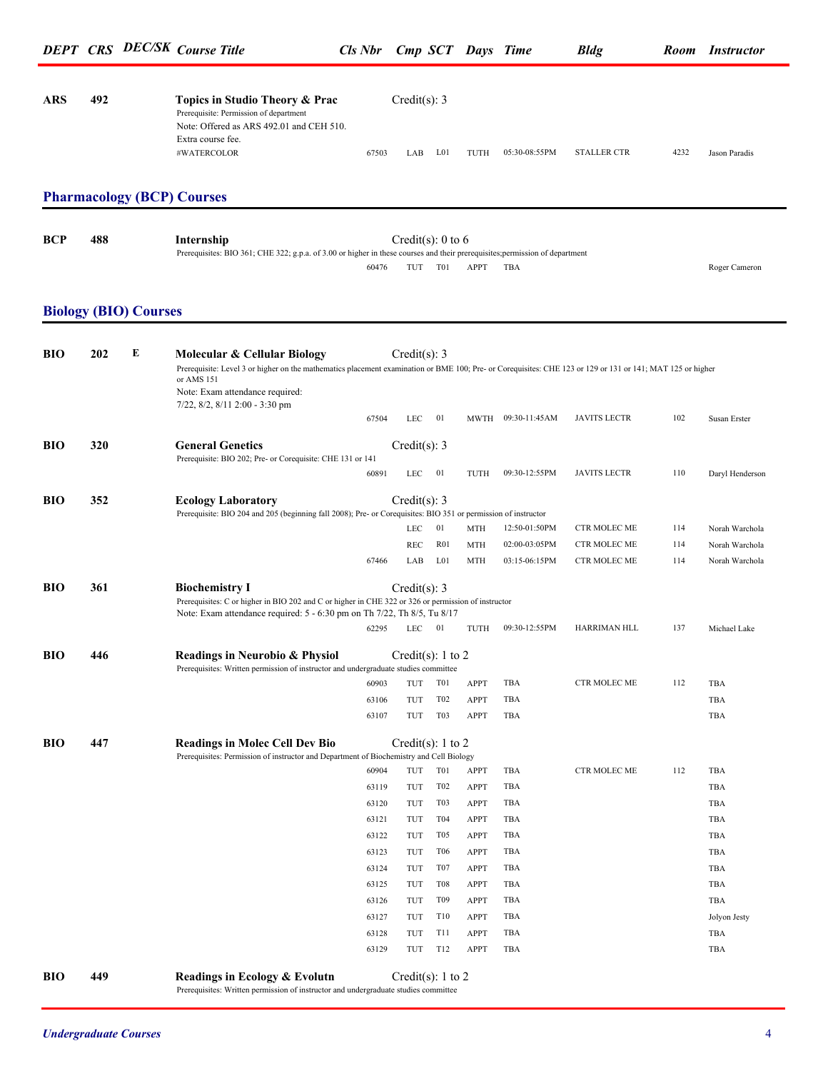| DEPT | CRS | DEC/SK | Course Title | Cls Nbr | Cmp | SCT | Days | Time | Bldg | Room | Instructor |
|---|---|---|---|---|---|---|---|---|---|---|---|
| **ARS** | **492** | | **Topics in Studio Theory & Prac** | | Credit(s): 3 | | | | | | |
| | | | Prerequisite: Permission of department<br>Note: Offered as ARS 492.01 and CEH 510.<br>Extra course fee.<br>#WATERCOLOR | 67503 | LAB | L01 | TUTH | 05:30-08:55PM | STALLER CTR | 4232 | Jason Paradis |

## Pharmacology (BCP) Courses

| DEPT | CRS | DEC/SK | Course Title | Cls Nbr | Cmp | SCT | Days | Time | Bldg | Room | Instructor |
|---|---|---|---|---|---|---|---|---|---|---|---|
| **BCP** | **488** | | **Internship** | | Credit(s): 0 to 6 | | | | | | |
| | | | Prerequisites: BIO 361; CHE 322; g.p.a. of 3.00 or higher in these courses and their prerequisites;permission of department | 60476 | TUT | T01 | APPT | TBA | | | Roger Cameron |

## Biology (BIO) Courses

| DEPT | CRS | DEC/SK | Course Title | Cls Nbr | Cmp | SCT | Days | Time | Bldg | Room | Instructor |
|---|---|---|---|---|---|---|---|---|---|---|---|
| **BIO** | **202** | **E** | **Molecular & Cellular Biology** | | Credit(s): 3 | | | | | | |
| | | | Prerequisite: Level 3 or higher on the mathematics placement examination or BME 100; Pre- or Corequisites: CHE 123 or 129 or 131 or 141; MAT 125 or higher or AMS 151<br>Note: Exam attendance required:<br>7/22, 8/2, 8/11 2:00 - 3:30 pm | 67504 | LEC | 01 | MWTH | 09:30-11:45AM | JAVITS LECTR | 102 | Susan Erster |
| **BIO** | **320** | | **General Genetics** | | Credit(s): 3 | | | | | | |
| | | | Prerequisite: BIO 202; Pre- or Corequisite: CHE 131 or 141 | 60891 | LEC | 01 | TUTH | 09:30-12:55PM | JAVITS LECTR | 110 | Daryl Henderson |
| **BIO** | **352** | | **Ecology Laboratory** | | Credit(s): 3 | | | | | | |
| | | | Prerequisite: BIO 204 and 205 (beginning fall 2008); Pre- or Corequisites: BIO 351 or permission of instructor | | LEC | 01 | MTH | 12:50-01:50PM | CTR MOLEC ME | 114 | Norah Warchola |
| | | | | | REC | R01 | MTH | 02:00-03:05PM | CTR MOLEC ME | 114 | Norah Warchola |
| | | | | 67466 | LAB | L01 | MTH | 03:15-06:15PM | CTR MOLEC ME | 114 | Norah Warchola |
| **BIO** | **361** | | **Biochemistry I** | | Credit(s): 3 | | | | | | |
| | | | Prerequisites: C or higher in BIO 202 and C or higher in CHE 322 or 326 or permission of instructor<br>Note: Exam attendance required: 5 - 6:30 pm on Th 7/22, Th 8/5, Tu 8/17 | 62295 | LEC | 01 | TUTH | 09:30-12:55PM | HARRIMAN HLL | 137 | Michael Lake |
| **BIO** | **446** | | **Readings in Neurobio & Physiol** | | Credit(s): 1 to 2 | | | | | | |
| | | | Prerequisites: Written permission of instructor and undergraduate studies committee | 60903 | TUT | T01 | APPT | TBA | CTR MOLEC ME | 112 | TBA |
| | | | | 63106 | TUT | T02 | APPT | TBA | | | TBA |
| | | | | 63107 | TUT | T03 | APPT | TBA | | | TBA |
| **BIO** | **447** | | **Readings in Molec Cell Dev Bio** | | Credit(s): 1 to 2 | | | | | | |
| | | | Prerequisites: Permission of instructor and Department of Biochemistry and Cell Biology | 60904 | TUT | T01 | APPT | TBA | CTR MOLEC ME | 112 | TBA |
| | | | | 63119 | TUT | T02 | APPT | TBA | | | TBA |
| | | | | 63120 | TUT | T03 | APPT | TBA | | | TBA |
| | | | | 63121 | TUT | T04 | APPT | TBA | | | TBA |
| | | | | 63122 | TUT | T05 | APPT | TBA | | | TBA |
| | | | | 63123 | TUT | T06 | APPT | TBA | | | TBA |
| | | | | 63124 | TUT | T07 | APPT | TBA | | | TBA |
| | | | | 63125 | TUT | T08 | APPT | TBA | | | TBA |
| | | | | 63126 | TUT | T09 | APPT | TBA | | | TBA |
| | | | | 63127 | TUT | T10 | APPT | TBA | | | Jolyon Jesty |
| | | | | 63128 | TUT | T11 | APPT | TBA | | | TBA |
| | | | | 63129 | TUT | T12 | APPT | TBA | | | TBA |
| **BIO** | **449** | | **Readings in Ecology & Evolutn** | | Credit(s): 1 to 2 | | | | | | |
| | | | Prerequisites: Written permission of instructor and undergraduate studies committee | | | | | | | | |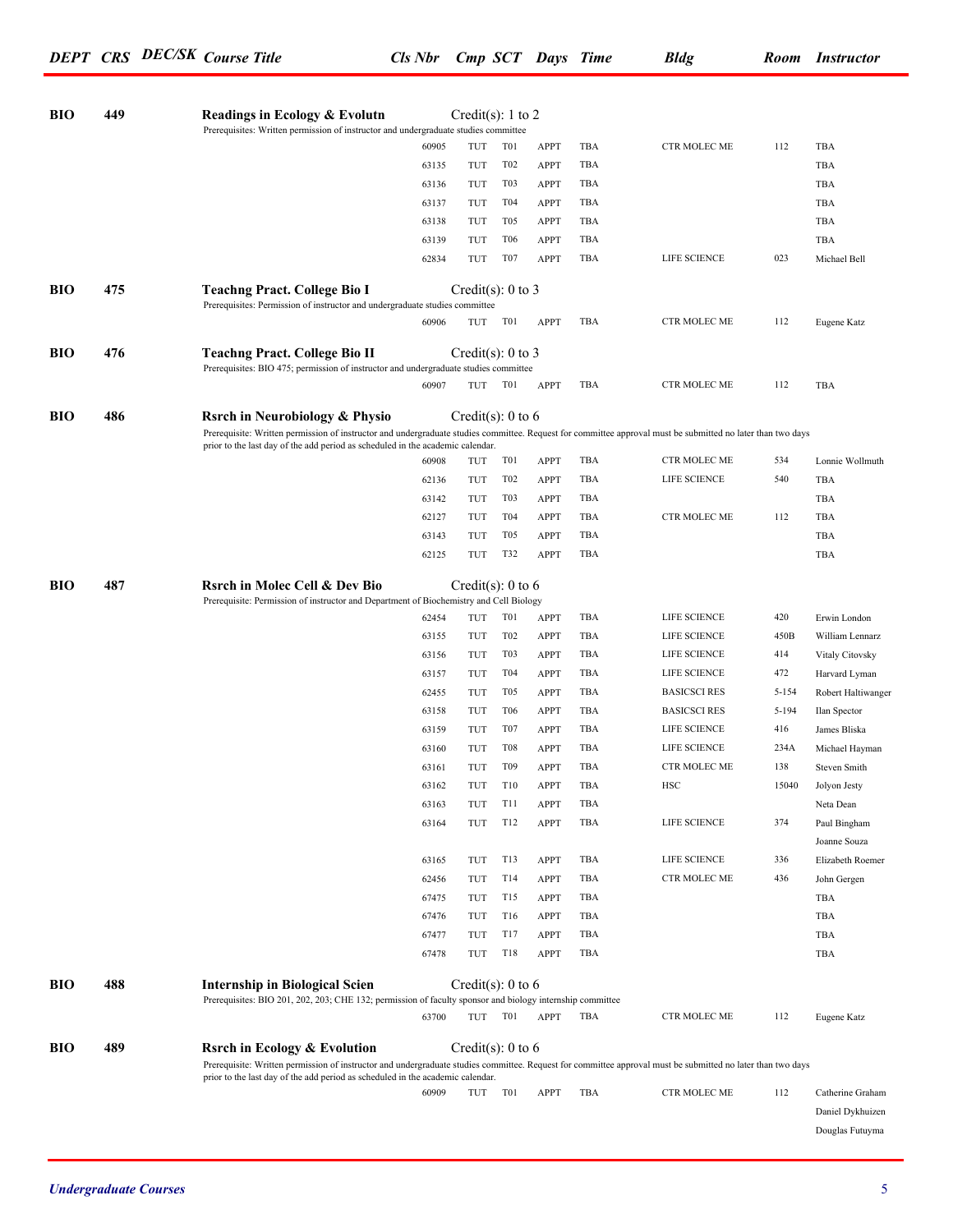| DEPT | CRS | DEC/SK | Course Title | Cls Nbr | Cmp | SCT | Days | Time | Bldg | Room | Instructor |
|---|---|---|---|---|---|---|---|---|---|---|---|
| **BIO** | **449** | | **Readings in Ecology & Evolutn** Credit(s): 1 to 2 | | | | | | | | |
| | | | Prerequisites: Written permission of instructor and undergraduate studies committee | | | | | | | | |
| | | | | 60905 | TUT | T01 | APPT | TBA | CTR MOLEC ME | 112 | TBA |
| | | | | 63135 | TUT | T02 | APPT | TBA | | | TBA |
| | | | | 63136 | TUT | T03 | APPT | TBA | | | TBA |
| | | | | 63137 | TUT | T04 | APPT | TBA | | | TBA |
| | | | | 63138 | TUT | T05 | APPT | TBA | | | TBA |
| | | | | 63139 | TUT | T06 | APPT | TBA | | | TBA |
| | | | | 62834 | TUT | T07 | APPT | TBA | LIFE SCIENCE | 023 | Michael Bell |
| **BIO** | **475** | | **Teachng Pract. College Bio I** Credit(s): 0 to 3 | | | | | | | | |
| | | | Prerequisites: Permission of instructor and undergraduate studies committee | | | | | | | | |
| | | | | 60906 | TUT | T01 | APPT | TBA | CTR MOLEC ME | 112 | Eugene Katz |
| **BIO** | **476** | | **Teachng Pract. College Bio II** Credit(s): 0 to 3 | | | | | | | | |
| | | | Prerequisites: BIO 475; permission of instructor and undergraduate studies committee | | | | | | | | |
| | | | | 60907 | TUT | T01 | APPT | TBA | CTR MOLEC ME | 112 | TBA |
| **BIO** | **486** | | **Rsrch in Neurobiology & Physio** Credit(s): 0 to 6 | | | | | | | | |
| | | | Prerequisite: Written permission of instructor and undergraduate studies committee. Request for committee approval must be submitted no later than two days prior to the last day of the add period as scheduled in the academic calendar. | | | | | | | | |
| | | | | 60908 | TUT | T01 | APPT | TBA | CTR MOLEC ME | 534 | Lonnie Wollmuth |
| | | | | 62136 | TUT | T02 | APPT | TBA | LIFE SCIENCE | 540 | TBA |
| | | | | 63142 | TUT | T03 | APPT | TBA | | | TBA |
| | | | | 62127 | TUT | T04 | APPT | TBA | CTR MOLEC ME | 112 | TBA |
| | | | | 63143 | TUT | T05 | APPT | TBA | | | TBA |
| | | | | 62125 | TUT | T32 | APPT | TBA | | | TBA |
| **BIO** | **487** | | **Rsrch in Molec Cell & Dev Bio** Credit(s): 0 to 6 | | | | | | | | |
| | | | Prerequisite: Permission of instructor and Department of Biochemistry and Cell Biology | | | | | | | | |
| | | | | 62454 | TUT | T01 | APPT | TBA | LIFE SCIENCE | 420 | Erwin London |
| | | | | 63155 | TUT | T02 | APPT | TBA | LIFE SCIENCE | 450B | William Lennarz |
| | | | | 63156 | TUT | T03 | APPT | TBA | LIFE SCIENCE | 414 | Vitaly Citovsky |
| | | | | 63157 | TUT | T04 | APPT | TBA | LIFE SCIENCE | 472 | Harvard Lyman |
| | | | | 62455 | TUT | T05 | APPT | TBA | BASICSCI RES | 5-154 | Robert Haltiwanger |
| | | | | 63158 | TUT | T06 | APPT | TBA | BASICSCI RES | 5-194 | Ilan Spector |
| | | | | 63159 | TUT | T07 | APPT | TBA | LIFE SCIENCE | 416 | James Bliska |
| | | | | 63160 | TUT | T08 | APPT | TBA | LIFE SCIENCE | 234A | Michael Hayman |
| | | | | 63161 | TUT | T09 | APPT | TBA | CTR MOLEC ME | 138 | Steven Smith |
| | | | | 63162 | TUT | T10 | APPT | TBA | HSC | 15040 | Jolyon Jesty |
| | | | | 63163 | TUT | T11 | APPT | TBA | | | Neta Dean |
| | | | | 63164 | TUT | T12 | APPT | TBA | LIFE SCIENCE | 374 | Paul Bingham |
| | | | | | | | | | | | Joanne Souza |
| | | | | 63165 | TUT | T13 | APPT | TBA | LIFE SCIENCE | 336 | Elizabeth Roemer |
| | | | | 62456 | TUT | T14 | APPT | TBA | CTR MOLEC ME | 436 | John Gergen |
| | | | | 67475 | TUT | T15 | APPT | TBA | | | TBA |
| | | | | 67476 | TUT | T16 | APPT | TBA | | | TBA |
| | | | | 67477 | TUT | T17 | APPT | TBA | | | TBA |
| | | | | 67478 | TUT | T18 | APPT | TBA | | | TBA |
| **BIO** | **488** | | **Internship in Biological Scien** Credit(s): 0 to 6 | | | | | | | | |
| | | | Prerequisites: BIO 201, 202, 203; CHE 132; permission of faculty sponsor and biology internship committee | | | | | | | | |
| | | | | 63700 | TUT | T01 | APPT | TBA | CTR MOLEC ME | 112 | Eugene Katz |
| **BIO** | **489** | | **Rsrch in Ecology & Evolution** Credit(s): 0 to 6 | | | | | | | | |
| | | | Prerequisite: Written permission of instructor and undergraduate studies committee. Request for committee approval must be submitted no later than two days prior to the last day of the add period as scheduled in the academic calendar. | | | | | | | | |
| | | | | 60909 | TUT | T01 | APPT | TBA | CTR MOLEC ME | 112 | Catherine Graham |
| | | | | | | | | | | | Daniel Dykhuizen |
| | | | | | | | | | | | Douglas Futuyma |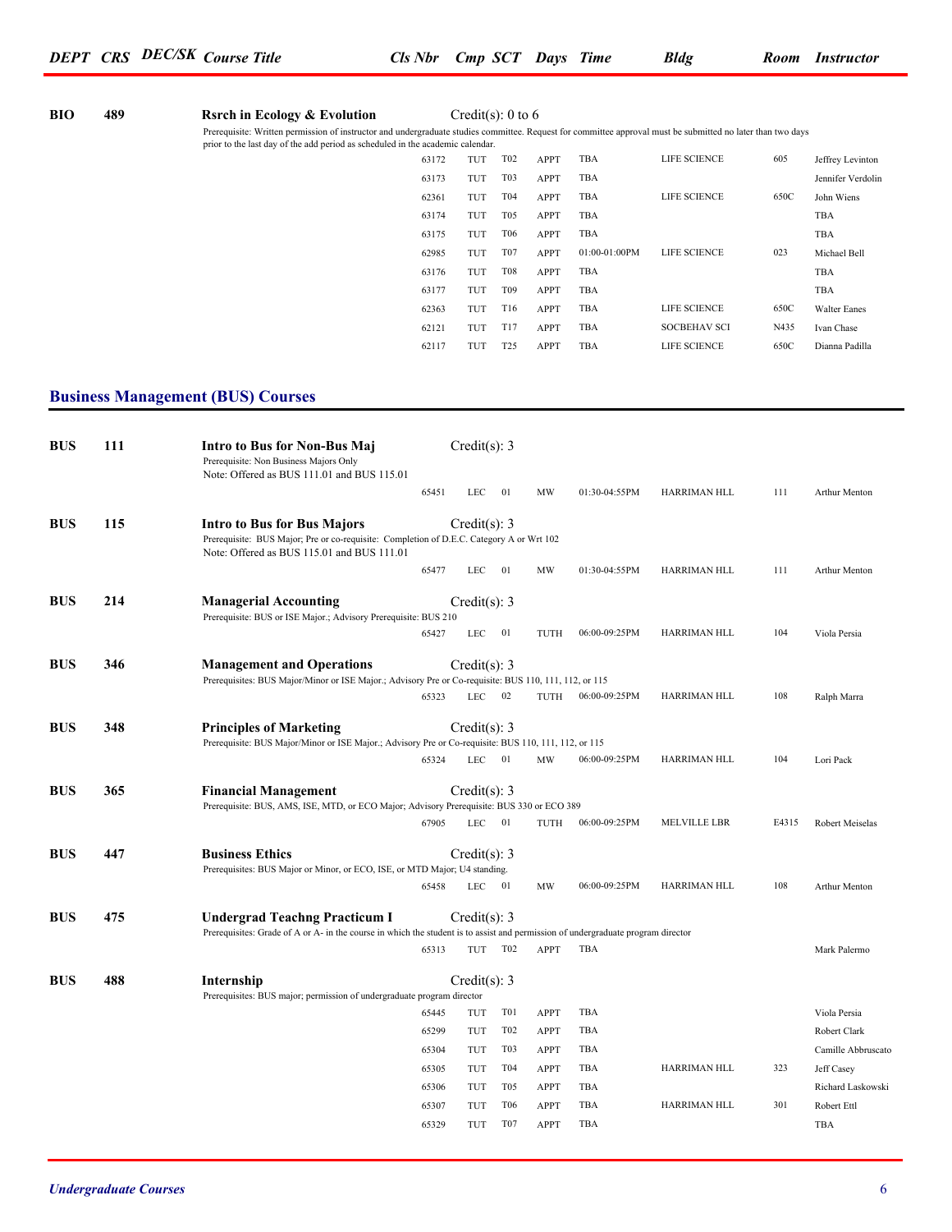| DEPT | CRS | DEC/SK | Course Title | Cls Nbr | Cmp | SCT | Days | Time | Bldg | Room | Instructor |
|---|---|---|---|---|---|---|---|---|---|---|---|
| **BIO** | **489** | | **Rsrch in Ecology & Evolution** Credit(s): 0 to 6 | | | | | | | | |
| | | | Prerequisite: Written permission of instructor and undergraduate studies committee. Request for committee approval must be submitted no later than two days prior to the last day of the add period as scheduled in the academic calendar. | | | | | | | | |
| | | | | 63172 | TUT | T02 | APPT | TBA | LIFE SCIENCE | 605 | Jeffrey Levinton |
| | | | | 63173 | TUT | T03 | APPT | TBA | | | Jennifer Verdolin |
| | | | | 62361 | TUT | T04 | APPT | TBA | LIFE SCIENCE | 650C | John Wiens |
| | | | | 63174 | TUT | T05 | APPT | TBA | | | TBA |
| | | | | 63175 | TUT | T06 | APPT | TBA | | | TBA |
| | | | | 62985 | TUT | T07 | APPT | 01:00-01:00PM | LIFE SCIENCE | 023 | Michael Bell |
| | | | | 63176 | TUT | T08 | APPT | TBA | | | TBA |
| | | | | 63177 | TUT | T09 | APPT | TBA | | | TBA |
| | | | | 62363 | TUT | T16 | APPT | TBA | LIFE SCIENCE | 650C | Walter Eanes |
| | | | | 62121 | TUT | T17 | APPT | TBA | SOCBEHAV SCI | N435 | Ivan Chase |
| | | | | 62117 | TUT | T25 | APPT | TBA | LIFE SCIENCE | 650C | Dianna Padilla |

## Business Management (BUS) Courses

| DEPT | CRS | DEC/SK | Course Title | Cls Nbr | Cmp | SCT | Days | Time | Bldg | Room | Instructor |
|---|---|---|---|---|---|---|---|---|---|---|---|
| **BUS** | **111** | | **Intro to Bus for Non-Bus Maj** Credit(s): 3 | | | | | | | | |
| | | | Prerequisite: Non Business Majors Only<br>Note: Offered as BUS 111.01 and BUS 115.01 | | | | | | | | |
| | | | | 65451 | LEC | 01 | MW | 01:30-04:55PM | HARRIMAN HLL | 111 | Arthur Menton |
| **BUS** | **115** | | **Intro to Bus for Bus Majors** Credit(s): 3 | | | | | | | | |
| | | | Prerequisite: BUS Major; Pre or co-requisite: Completion of D.E.C. Category A or Wrt 102<br>Note: Offered as BUS 115.01 and BUS 111.01 | | | | | | | | |
| | | | | 65477 | LEC | 01 | MW | 01:30-04:55PM | HARRIMAN HLL | 111 | Arthur Menton |
| **BUS** | **214** | | **Managerial Accounting** Credit(s): 3 | | | | | | | | |
| | | | Prerequisite: BUS or ISE Major.; Advisory Prerequisite: BUS 210 | | | | | | | | |
| | | | | 65427 | LEC | 01 | TUTH | 06:00-09:25PM | HARRIMAN HLL | 104 | Viola Persia |
| **BUS** | **346** | | **Management and Operations** Credit(s): 3 | | | | | | | | |
| | | | Prerequisites: BUS Major/Minor or ISE Major.; Advisory Pre or Co-requisite: BUS 110, 111, 112, or 115 | | | | | | | | |
| | | | | 65323 | LEC | 02 | TUTH | 06:00-09:25PM | HARRIMAN HLL | 108 | Ralph Marra |
| **BUS** | **348** | | **Principles of Marketing** Credit(s): 3 | | | | | | | | |
| | | | Prerequisite: BUS Major/Minor or ISE Major.; Advisory Pre or Co-requisite: BUS 110, 111, 112, or 115 | | | | | | | | |
| | | | | 65324 | LEC | 01 | MW | 06:00-09:25PM | HARRIMAN HLL | 104 | Lori Pack |
| **BUS** | **365** | | **Financial Management** Credit(s): 3 | | | | | | | | |
| | | | Prerequisite: BUS, AMS, ISE, MTD, or ECO Major; Advisory Prerequisite: BUS 330 or ECO 389 | | | | | | | | |
| | | | | 67905 | LEC | 01 | TUTH | 06:00-09:25PM | MELVILLE LBR | E4315 | Robert Meiselas |
| **BUS** | **447** | | **Business Ethics** Credit(s): 3 | | | | | | | | |
| | | | Prerequisites: BUS Major or Minor, or ECO, ISE, or MTD Major; U4 standing. | | | | | | | | |
| | | | | 65458 | LEC | 01 | MW | 06:00-09:25PM | HARRIMAN HLL | 108 | Arthur Menton |
| **BUS** | **475** | | **Undergrad Teachng Practicum I** Credit(s): 3 | | | | | | | | |
| | | | Prerequisites: Grade of A or A- in the course in which the student is to assist and permission of undergraduate program director | | | | | | | | |
| | | | | 65313 | TUT | T02 | APPT | TBA | | | Mark Palermo |
| **BUS** | **488** | | **Internship** Credit(s): 3 | | | | | | | | |
| | | | Prerequisites: BUS major; permission of undergraduate program director | | | | | | | | |
| | | | | 65445 | TUT | T01 | APPT | TBA | | | Viola Persia |
| | | | | 65299 | TUT | T02 | APPT | TBA | | | Robert Clark |
| | | | | 65304 | TUT | T03 | APPT | TBA | | | Camille Abbruscato |
| | | | | 65305 | TUT | T04 | APPT | TBA | HARRIMAN HLL | 323 | Jeff Casey |
| | | | | 65306 | TUT | T05 | APPT | TBA | | | Richard Laskowski |
| | | | | 65307 | TUT | T06 | APPT | TBA | HARRIMAN HLL | 301 | Robert Ettl |
| | | | | 65329 | TUT | T07 | APPT | TBA | | | TBA |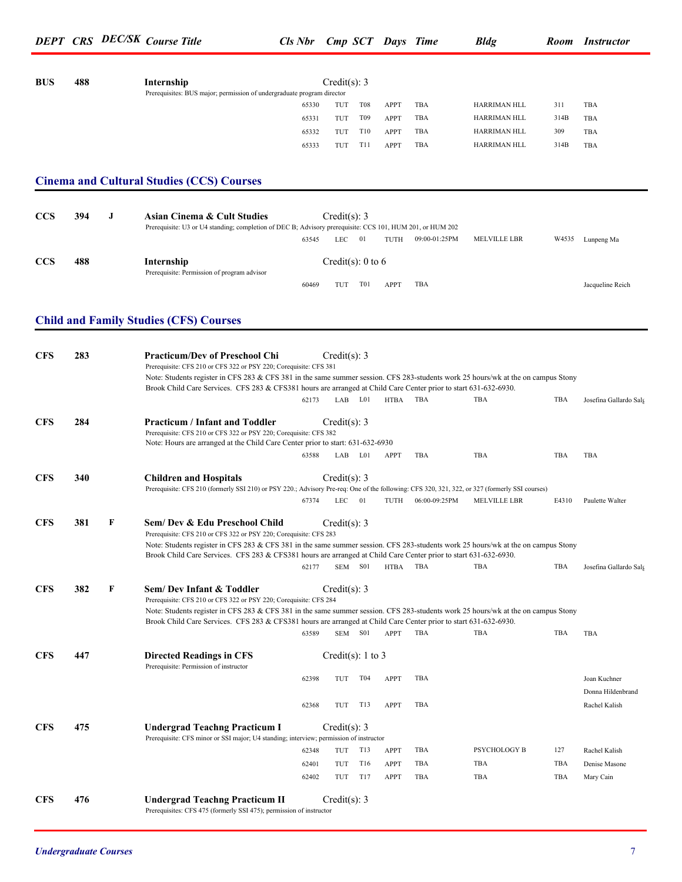| DEPT | CRS | DEC/SK | Course Title | Cls Nbr | Cmp | SCT | Days | Time | Bldg | Room | Instructor |
|---|---|---|---|---|---|---|---|---|---|---|---|
| **BUS** | **488** | | **Internship** | Credit(s): 3 | | | | | | | |
| | | | Prerequisites: BUS major; permission of undergraduate program director | | | | | | | | |
| | | | | 65330 | TUT | T08 | APPT | TBA | HARRIMAN HLL | 311 | TBA |
| | | | | 65331 | TUT | T09 | APPT | TBA | HARRIMAN HLL | 314B | TBA |
| | | | | 65332 | TUT | T10 | APPT | TBA | HARRIMAN HLL | 309 | TBA |
| | | | | 65333 | TUT | T11 | APPT | TBA | HARRIMAN HLL | 314B | TBA |

## Cinema and Cultural Studies (CCS) Courses

| DEPT | CRS | DEC/SK | Course Title | Cls Nbr | Cmp | SCT | Days | Time | Bldg | Room | Instructor |
|---|---|---|---|---|---|---|---|---|---|---|---|
| **CCS** | **394** | **J** | **Asian Cinema & Cult Studies** | Credit(s): 3 | | | | | | | |
| | | | Prerequisite: U3 or U4 standing; completion of DEC B; Advisory prerequisite: CCS 101, HUM 201, or HUM 202 | | | | | | | | |
| | | | | 63545 | LEC | 01 | TUTH | 09:00-01:25PM | MELVILLE LBR | W4535 | Lunpeng Ma |
| **CCS** | **488** | | **Internship** | Credit(s): 0 to 6 | | | | | | | |
| | | | Prerequisite: Permission of program advisor | | | | | | | | |
| | | | | 60469 | TUT | T01 | APPT | TBA | | | Jacqueline Reich |

## Child and Family Studies (CFS) Courses

| DEPT | CRS | DEC/SK | Course Title | Cls Nbr | Cmp | SCT | Days | Time | Bldg | Room | Instructor |
|---|---|---|---|---|---|---|---|---|---|---|---|
| **CFS** | **283** | | **Practicum/Dev of Preschool Chi** | Credit(s): 3 | | | | | | | |
| | | | Prerequisite: CFS 210 or CFS 322 or PSY 220; Corequisite: CFS 381 | | | | | | | | |
| | | | Note: Students register in CFS 283 & CFS 381 in the same summer session. CFS 283-students work 25 hours/wk at the on campus Stony Brook Child Care Services. CFS 283 & CFS381 hours are arranged at Child Care Center prior to start 631-632-6930. | | | | | | | | |
| | | | | 62173 | LAB | L01 | HTBA | TBA | TBA | TBA | Josefina Gallardo Salg |
| **CFS** | **284** | | **Practicum / Infant and Toddler** | Credit(s): 3 | | | | | | | |
| | | | Prerequisite: CFS 210 or CFS 322 or PSY 220; Corequisite: CFS 382 | | | | | | | | |
| | | | Note: Hours are arranged at the Child Care Center prior to start: 631-632-6930 | | | | | | | | |
| | | | | 63588 | LAB | L01 | APPT | TBA | TBA | TBA | TBA |
| **CFS** | **340** | | **Children and Hospitals** | Credit(s): 3 | | | | | | | |
| | | | Prerequisite: CFS 210 (formerly SSI 210) or PSY 220.; Advisory Pre-req: One of the following: CFS 320, 321, 322, or 327 (formerly SSI courses) | | | | | | | | |
| | | | | 67374 | LEC | 01 | TUTH | 06:00-09:25PM | MELVILLE LBR | E4310 | Paulette Walter |
| **CFS** | **381** | **F** | **Sem/ Dev & Edu Preschool Child** | Credit(s): 3 | | | | | | | |
| | | | Prerequisite: CFS 210 or CFS 322 or PSY 220; Corequisite: CFS 283 | | | | | | | | |
| | | | Note: Students register in CFS 283 & CFS 381 in the same summer session. CFS 283-students work 25 hours/wk at the on campus Stony Brook Child Care Services. CFS 283 & CFS381 hours are arranged at Child Care Center prior to start 631-632-6930. | | | | | | | | |
| | | | | 62177 | SEM | S01 | HTBA | TBA | TBA | TBA | Josefina Gallardo Salg |
| **CFS** | **382** | **F** | **Sem/ Dev Infant & Toddler** | Credit(s): 3 | | | | | | | |
| | | | Prerequisite: CFS 210 or CFS 322 or PSY 220; Corequisite: CFS 284 | | | | | | | | |
| | | | Note: Students register in CFS 283 & CFS 381 in the same summer session. CFS 283-students work 25 hours/wk at the on campus Stony Brook Child Care Services. CFS 283 & CFS381 hours are arranged at Child Care Center prior to start 631-632-6930. | | | | | | | | |
| | | | | 63589 | SEM | S01 | APPT | TBA | TBA | TBA | TBA |
| **CFS** | **447** | | **Directed Readings in CFS** | Credit(s): 1 to 3 | | | | | | | |
| | | | Prerequisite: Permission of instructor | | | | | | | | |
| | | | | 62398 | TUT | T04 | APPT | TBA | | | Joan Kuchner |
| | | | | | | | | | | | Donna Hildenbrand |
| | | | | 62368 | TUT | T13 | APPT | TBA | | | Rachel Kalish |
| **CFS** | **475** | | **Undergrad Teachng Practicum I** | Credit(s): 3 | | | | | | | |
| | | | Prerequisite: CFS minor or SSI major; U4 standing; interview; permission of instructor | | | | | | | | |
| | | | | 62348 | TUT | T13 | APPT | TBA | PSYCHOLOGY B | 127 | Rachel Kalish |
| | | | | 62401 | TUT | T16 | APPT | TBA | TBA | TBA | Denise Masone |
| | | | | 62402 | TUT | T17 | APPT | TBA | TBA | TBA | Mary Cain |
| **CFS** | **476** | | **Undergrad Teachng Practicum II** | Credit(s): 3 | | | | | | | |
| | | | Prerequisites: CFS 475 (formerly SSI 475); permission of instructor | | | | | | | | |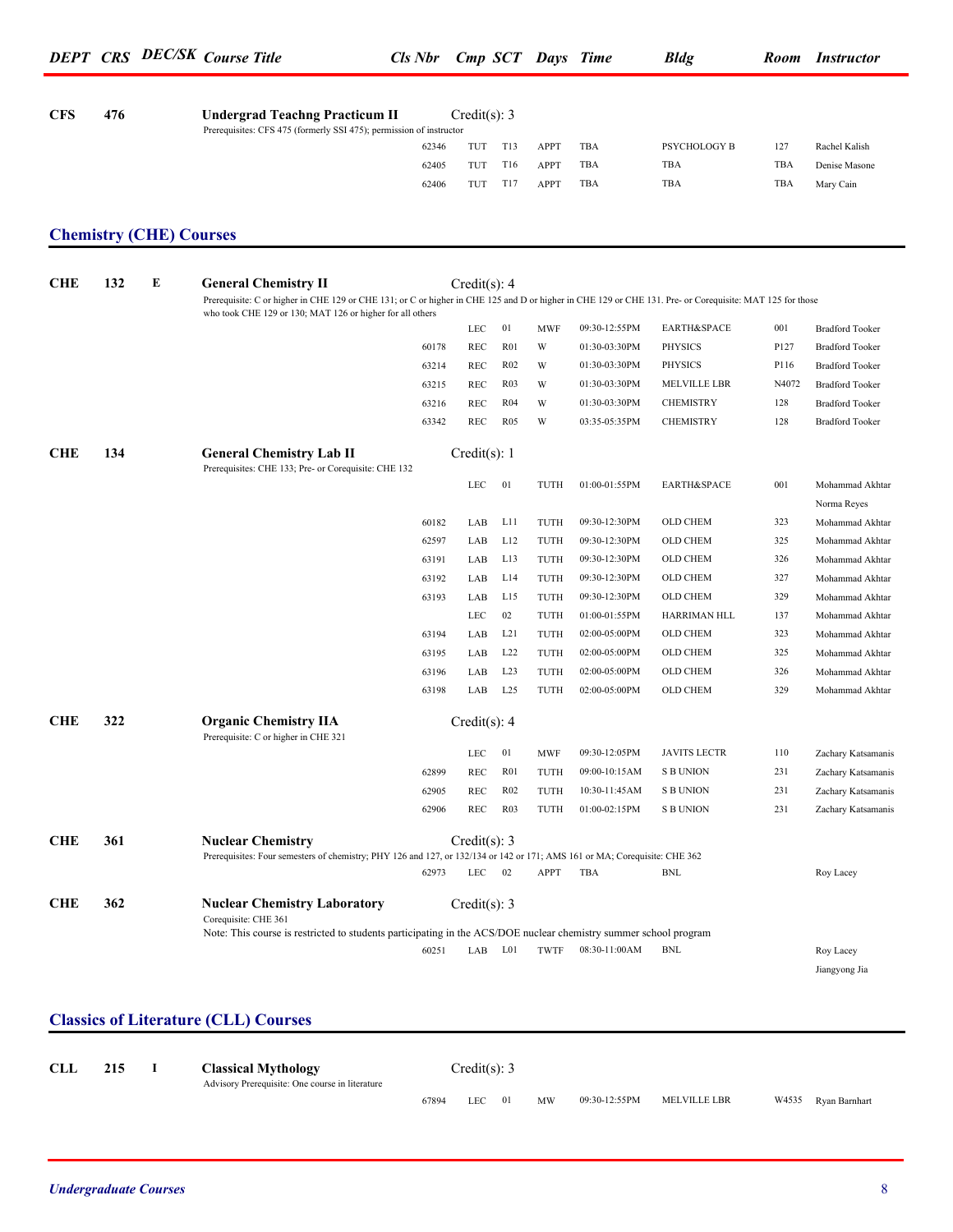| DEPT | CRS | DEC/SK | Course Title | Cls Nbr | Cmp | SCT | Days | Time | Bldg | Room | Instructor |
|---|---|---|---|---|---|---|---|---|---|---|---|
| **CFS** | **476** | | **Undergrad Teachng Practicum II** | Credit(s): 3 | | | | | | | |
| | | | Prerequisites: CFS 475 (formerly SSI 475); permission of instructor | | | | | | | | |
| | | | | 62346 | TUT | T13 | APPT | TBA | PSYCHOLOGY B | 127 | Rachel Kalish |
| | | | | 62405 | TUT | T16 | APPT | TBA | TBA | TBA | Denise Masone |
| | | | | 62406 | TUT | T17 | APPT | TBA | TBA | TBA | Mary Cain |

## Chemistry (CHE) Courses

| DEPT | CRS | DEC/SK | Course Title | Cls Nbr | Cmp | SCT | Days | Time | Bldg | Room | Instructor |
|---|---|---|---|---|---|---|---|---|---|---|---|
| **CHE** | **132** | **E** | **General Chemistry II** | Credit(s): 4 | | | | | | | |
| | | | Prerequisite: C or higher in CHE 129 or CHE 131; or C or higher in CHE 125 and D or higher in CHE 129 or CHE 131. Pre- or Corequisite: MAT 125 for those who took CHE 129 or 130; MAT 126 or higher for all others | | | | | | | | |
| | | | | | LEC | 01 | MWF | 09:30-12:55PM | EARTH&SPACE | 001 | Bradford Tooker |
| | | | | 60178 | REC | R01 | W | 01:30-03:30PM | PHYSICS | P127 | Bradford Tooker |
| | | | | 63214 | REC | R02 | W | 01:30-03:30PM | PHYSICS | P116 | Bradford Tooker |
| | | | | 63215 | REC | R03 | W | 01:30-03:30PM | MELVILLE LBR | N4072 | Bradford Tooker |
| | | | | 63216 | REC | R04 | W | 01:30-03:30PM | CHEMISTRY | 128 | Bradford Tooker |
| | | | | 63342 | REC | R05 | W | 03:35-05:35PM | CHEMISTRY | 128 | Bradford Tooker |
| **CHE** | **134** | | **General Chemistry Lab II** | Credit(s): 1 | | | | | | | |
| | | | Prerequisites: CHE 133; Pre- or Corequisite: CHE 132 | | | | | | | | |
| | | | | | LEC | 01 | TUTH | 01:00-01:55PM | EARTH&SPACE | 001 | Mohammad Akhtar |
| | | | | | | | | | | | Norma Reyes |
| | | | | 60182 | LAB | L11 | TUTH | 09:30-12:30PM | OLD CHEM | 323 | Mohammad Akhtar |
| | | | | 62597 | LAB | L12 | TUTH | 09:30-12:30PM | OLD CHEM | 325 | Mohammad Akhtar |
| | | | | 63191 | LAB | L13 | TUTH | 09:30-12:30PM | OLD CHEM | 326 | Mohammad Akhtar |
| | | | | 63192 | LAB | L14 | TUTH | 09:30-12:30PM | OLD CHEM | 327 | Mohammad Akhtar |
| | | | | 63193 | LAB | L15 | TUTH | 09:30-12:30PM | OLD CHEM | 329 | Mohammad Akhtar |
| | | | | | LEC | 02 | TUTH | 01:00-01:55PM | HARRIMAN HLL | 137 | Mohammad Akhtar |
| | | | | 63194 | LAB | L21 | TUTH | 02:00-05:00PM | OLD CHEM | 323 | Mohammad Akhtar |
| | | | | 63195 | LAB | L22 | TUTH | 02:00-05:00PM | OLD CHEM | 325 | Mohammad Akhtar |
| | | | | 63196 | LAB | L23 | TUTH | 02:00-05:00PM | OLD CHEM | 326 | Mohammad Akhtar |
| | | | | 63198 | LAB | L25 | TUTH | 02:00-05:00PM | OLD CHEM | 329 | Mohammad Akhtar |
| **CHE** | **322** | | **Organic Chemistry IIA** | Credit(s): 4 | | | | | | | |
| | | | Prerequisite: C or higher in CHE 321 | | | | | | | | |
| | | | | | LEC | 01 | MWF | 09:30-12:05PM | JAVITS LECTR | 110 | Zachary Katsamanis |
| | | | | 62899 | REC | R01 | TUTH | 09:00-10:15AM | S B UNION | 231 | Zachary Katsamanis |
| | | | | 62905 | REC | R02 | TUTH | 10:30-11:45AM | S B UNION | 231 | Zachary Katsamanis |
| | | | | 62906 | REC | R03 | TUTH | 01:00-02:15PM | S B UNION | 231 | Zachary Katsamanis |
| **CHE** | **361** | | **Nuclear Chemistry** | Credit(s): 3 | | | | | | | |
| | | | Prerequisites: Four semesters of chemistry; PHY 126 and 127, or 132/134 or 142 or 171; AMS 161 or MA; Corequisite: CHE 362 | | | | | | | | |
| | | | | 62973 | LEC | 02 | APPT | TBA | BNL | | Roy Lacey |
| **CHE** | **362** | | **Nuclear Chemistry Laboratory** | Credit(s): 3 | | | | | | | |
| | | | Corequisite: CHE 361 | | | | | | | | |
| | | | Note: This course is restricted to students participating in the ACS/DOE nuclear chemistry summer school program | | | | | | | | |
| | | | | 60251 | LAB | L01 | TWTF | 08:30-11:00AM | BNL | | Roy Lacey |
| | | | | | | | | | | | Jiangyong Jia |

## Classics of Literature (CLL) Courses

| DEPT | CRS | DEC/SK | Course Title | Cls Nbr | Cmp | SCT | Days | Time | Bldg | Room | Instructor |
|---|---|---|---|---|---|---|---|---|---|---|---|
| **CLL** | **215** | **I** | **Classical Mythology** | Credit(s): 3 | | | | | | | |
| | | | Advisory Prerequisite: One course in literature | | | | | | | | |
| | | | | 67894 | LEC | 01 | MW | 09:30-12:55PM | MELVILLE LBR | W4535 | Ryan Barnhart |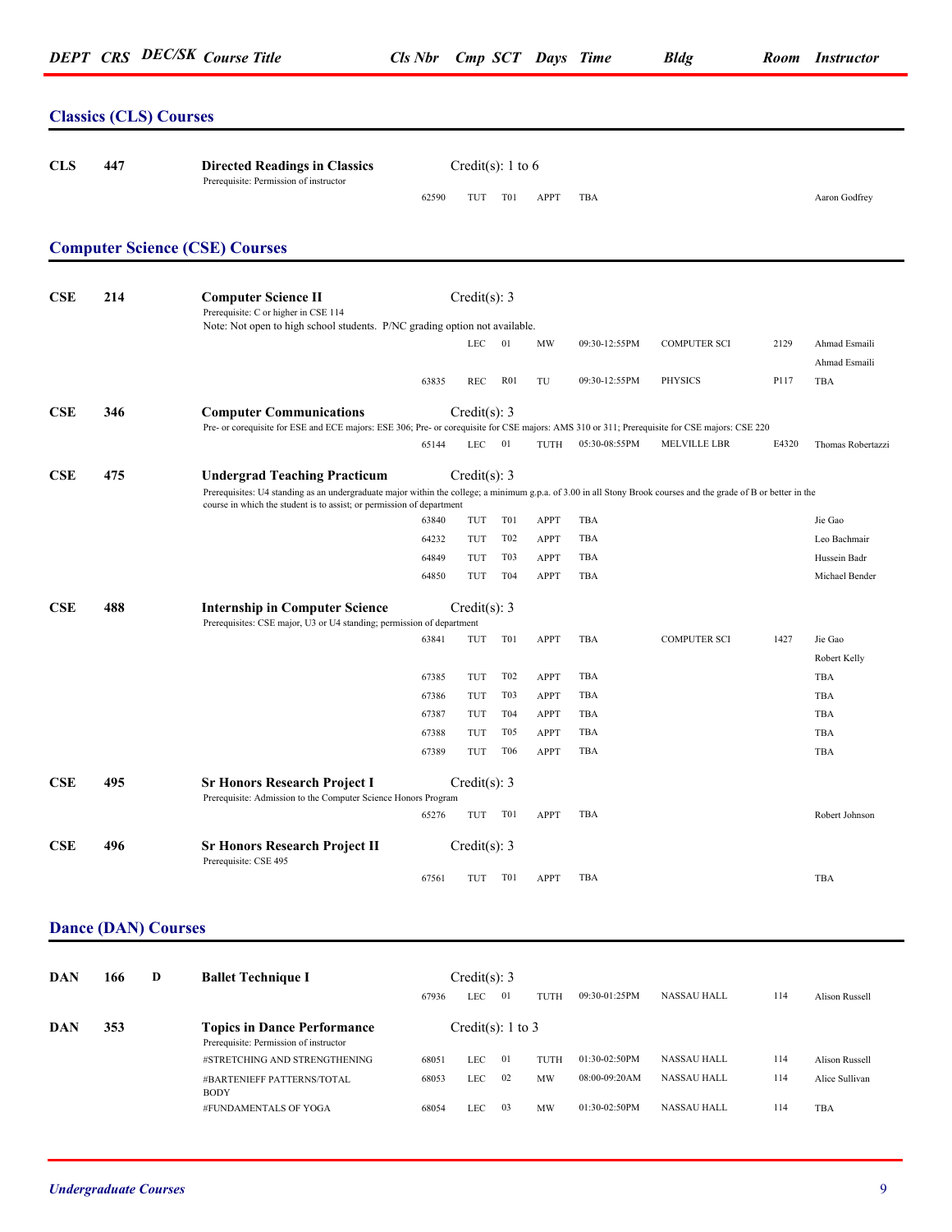| DEPT | CRS | DEC/SK | Course Title | Cls Nbr | Cmp | SCT | Days | Time | Bldg | Room | Instructor |
|---|---|---|---|---|---|---|---|---|---|---|---|

## Classics (CLS) Courses

| DEPT | CRS | DEC/SK | Course Title | Cls Nbr | Cmp | SCT | Days | Time | Bldg | Room | Instructor |
|---|---|---|---|---|---|---|---|---|---|---|---|
| **CLS** | **447** | | **Directed Readings in Classics** Credit(s): 1 to 6<br>Prerequisite: Permission of instructor | | | | | | | | |
| | | | | 62590 | TUT | T01 | APPT | TBA | | | Aaron Godfrey |

## Computer Science (CSE) Courses

| DEPT | CRS | DEC/SK | Course Title | Cls Nbr | Cmp | SCT | Days | Time | Bldg | Room | Instructor |
|---|---|---|---|---|---|---|---|---|---|---|---|
| **CSE** | **214** | | **Computer Science II** Credit(s): 3<br>Prerequisite: C or higher in CSE 114<br>Note: Not open to high school students. P/NC grading option not available. | | | | | | | | |
| | | | | | LEC | 01 | MW | 09:30-12:55PM | COMPUTER SCI | 2129 | Ahmad Esmaili |
| | | | | | | | | | | | Ahmad Esmaili |
| | | | | 63835 | REC | R01 | TU | 09:30-12:55PM | PHYSICS | P117 | TBA |
| **CSE** | **346** | | **Computer Communications** Credit(s): 3<br>Pre- or corequisite for ESE and ECE majors: ESE 306; Pre- or corequisite for CSE majors: AMS 310 or 311; Prerequisite for CSE majors: CSE 220 | | | | | | | | |
| | | | | 65144 | LEC | 01 | TUTH | 05:30-08:55PM | MELVILLE LBR | E4320 | Thomas Robertazzi |
| **CSE** | **475** | | **Undergrad Teaching Practicum** Credit(s): 3<br>Prerequisites: U4 standing as an undergraduate major within the college; a minimum g.p.a. of 3.00 in all Stony Brook courses and the grade of B or better in the course in which the student is to assist; or permission of department | | | | | | | | |
| | | | | 63840 | TUT | T01 | APPT | TBA | | | Jie Gao |
| | | | | 64232 | TUT | T02 | APPT | TBA | | | Leo Bachmair |
| | | | | 64849 | TUT | T03 | APPT | TBA | | | Hussein Badr |
| | | | | 64850 | TUT | T04 | APPT | TBA | | | Michael Bender |
| **CSE** | **488** | | **Internship in Computer Science** Credit(s): 3<br>Prerequisites: CSE major, U3 or U4 standing; permission of department | | | | | | | | |
| | | | | 63841 | TUT | T01 | APPT | TBA | COMPUTER SCI | 1427 | Jie Gao |
| | | | | | | | | | | | Robert Kelly |
| | | | | 67385 | TUT | T02 | APPT | TBA | | | TBA |
| | | | | 67386 | TUT | T03 | APPT | TBA | | | TBA |
| | | | | 67387 | TUT | T04 | APPT | TBA | | | TBA |
| | | | | 67388 | TUT | T05 | APPT | TBA | | | TBA |
| | | | | 67389 | TUT | T06 | APPT | TBA | | | TBA |
| **CSE** | **495** | | **Sr Honors Research Project I** Credit(s): 3<br>Prerequisite: Admission to the Computer Science Honors Program | | | | | | | | |
| | | | | 65276 | TUT | T01 | APPT | TBA | | | Robert Johnson |
| **CSE** | **496** | | **Sr Honors Research Project II** Credit(s): 3<br>Prerequisite: CSE 495 | | | | | | | | |
| | | | | 67561 | TUT | T01 | APPT | TBA | | | TBA |

## Dance (DAN) Courses

| DEPT | CRS | DEC/SK | Course Title | Cls Nbr | Cmp | SCT | Days | Time | Bldg | Room | Instructor |
|---|---|---|---|---|---|---|---|---|---|---|---|
| **DAN** | **166** | **D** | **Ballet Technique I** Credit(s): 3 | | | | | | | | |
| | | | | 67936 | LEC | 01 | TUTH | 09:30-01:25PM | NASSAU HALL | 114 | Alison Russell |
| **DAN** | **353** | | **Topics in Dance Performance** Credit(s): 1 to 3<br>Prerequisite: Permission of instructor | | | | | | | | |
| | | | #STRETCHING AND STRENGTHENING | 68051 | LEC | 01 | TUTH | 01:30-02:50PM | NASSAU HALL | 114 | Alison Russell |
| | | | #BARTENIEFF PATTERNS/TOTAL BODY | 68053 | LEC | 02 | MW | 08:00-09:20AM | NASSAU HALL | 114 | Alice Sullivan |
| | | | #FUNDAMENTALS OF YOGA | 68054 | LEC | 03 | MW | 01:30-02:50PM | NASSAU HALL | 114 | TBA |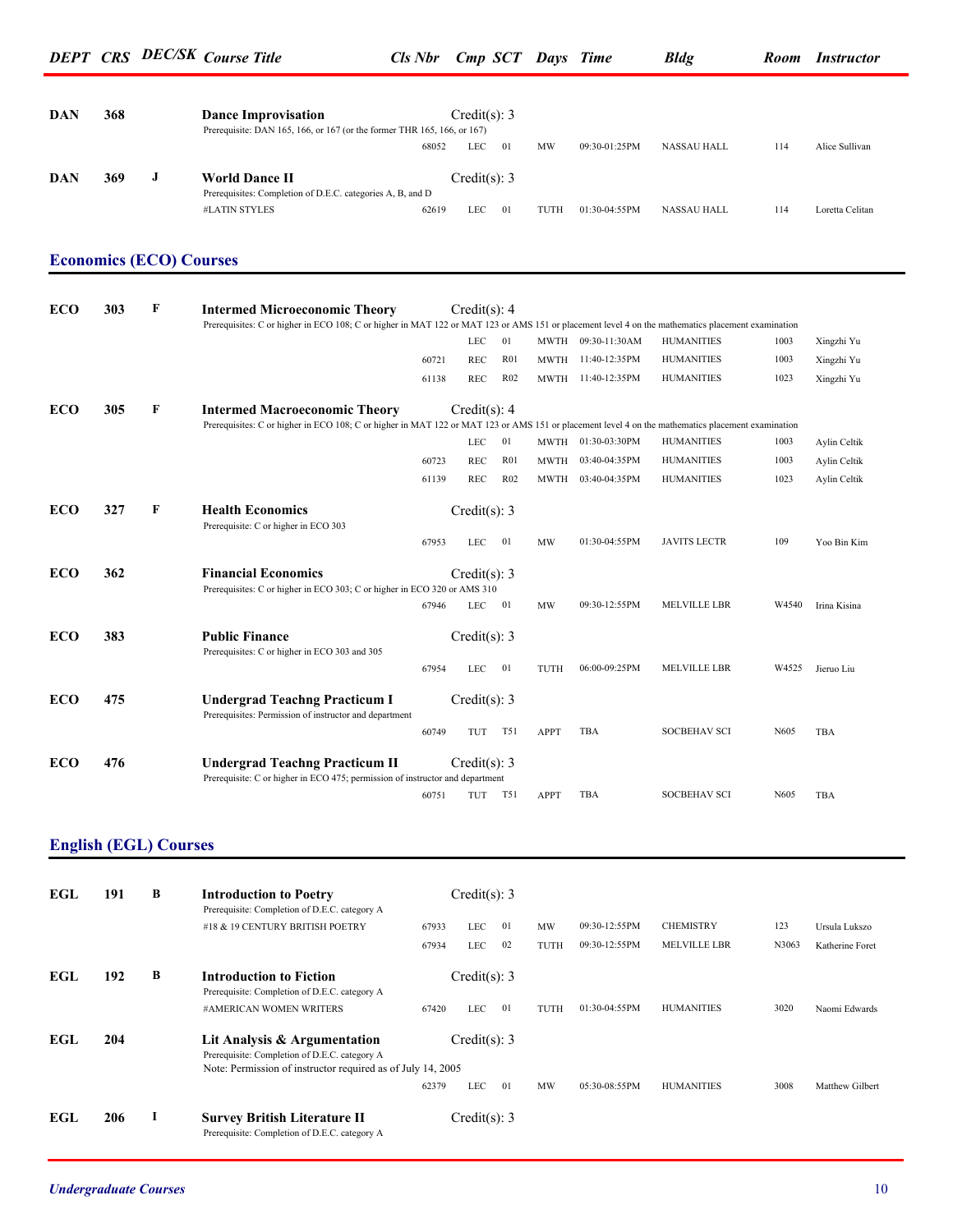| DEPT | CRS | DEC/SK | Course Title | Cls Nbr | Cmp | SCT | Days | Time | Bldg | Room | Instructor |
|---|---|---|---|---|---|---|---|---|---|---|---|
| DAN | 368 | | **Dance Improvisation** | | Credit(s): 3 | | | | | | |
| | | | Prerequisite: DAN 165, 166, or 167 (or the former THR 165, 166, or 167) | | | | | | | | |
| | | | | 68052 | LEC | 01 | MW | 09:30-01:25PM | NASSAU HALL | 114 | Alice Sullivan |
| DAN | 369 | J | **World Dance II** | | Credit(s): 3 | | | | | | |
| | | | Prerequisites: Completion of D.E.C. categories A, B, and D | | | | | | | | |
| | | | #LATIN STYLES | 62619 | LEC | 01 | TUTH | 01:30-04:55PM | NASSAU HALL | 114 | Loretta Celitan |

## Economics (ECO) Courses

| DEPT | CRS | DEC/SK | Course Title | Cls Nbr | Cmp | SCT | Days | Time | Bldg | Room | Instructor |
|---|---|---|---|---|---|---|---|---|---|---|---|
| ECO | 303 | F | **Intermed Microeconomic Theory** | | Credit(s): 4 | | | | | | |
| | | | Prerequisites: C or higher in ECO 108; C or higher in MAT 122 or MAT 123 or AMS 151 or placement level 4 on the mathematics placement examination | | | | | | | | |
| | | | | | LEC | 01 | MWTH | 09:30-11:30AM | HUMANITIES | 1003 | Xingzhi Yu |
| | | | | 60721 | REC | R01 | MWTH | 11:40-12:35PM | HUMANITIES | 1003 | Xingzhi Yu |
| | | | | 61138 | REC | R02 | MWTH | 11:40-12:35PM | HUMANITIES | 1023 | Xingzhi Yu |
| ECO | 305 | F | **Intermed Macroeconomic Theory** | | Credit(s): 4 | | | | | | |
| | | | Prerequisites: C or higher in ECO 108; C or higher in MAT 122 or MAT 123 or AMS 151 or placement level 4 on the mathematics placement examination | | | | | | | | |
| | | | | | LEC | 01 | MWTH | 01:30-03:30PM | HUMANITIES | 1003 | Aylin Celtik |
| | | | | 60723 | REC | R01 | MWTH | 03:40-04:35PM | HUMANITIES | 1003 | Aylin Celtik |
| | | | | 61139 | REC | R02 | MWTH | 03:40-04:35PM | HUMANITIES | 1023 | Aylin Celtik |
| ECO | 327 | F | **Health Economics** | | Credit(s): 3 | | | | | | |
| | | | Prerequisite: C or higher in ECO 303 | | | | | | | | |
| | | | | 67953 | LEC | 01 | MW | 01:30-04:55PM | JAVITS LECTR | 109 | Yoo Bin Kim |
| ECO | 362 | | **Financial Economics** | | Credit(s): 3 | | | | | | |
| | | | Prerequisites: C or higher in ECO 303; C or higher in ECO 320 or AMS 310 | | | | | | | | |
| | | | | 67946 | LEC | 01 | MW | 09:30-12:55PM | MELVILLE LBR | W4540 | Irina Kisina |
| ECO | 383 | | **Public Finance** | | Credit(s): 3 | | | | | | |
| | | | Prerequisites: C or higher in ECO 303 and 305 | | | | | | | | |
| | | | | 67954 | LEC | 01 | TUTH | 06:00-09:25PM | MELVILLE LBR | W4525 | Jieruo Liu |
| ECO | 475 | | **Undergrad Teachng Practicum I** | | Credit(s): 3 | | | | | | |
| | | | Prerequisites: Permission of instructor and department | | | | | | | | |
| | | | | 60749 | TUT | T51 | APPT | TBA | SOCBEHAV SCI | N605 | TBA |
| ECO | 476 | | **Undergrad Teachng Practicum II** | | Credit(s): 3 | | | | | | |
| | | | Prerequisite: C or higher in ECO 475; permission of instructor and department | | | | | | | | |
| | | | | 60751 | TUT | T51 | APPT | TBA | SOCBEHAV SCI | N605 | TBA |

## English (EGL) Courses

| DEPT | CRS | DEC/SK | Course Title | Cls Nbr | Cmp | SCT | Days | Time | Bldg | Room | Instructor |
|---|---|---|---|---|---|---|---|---|---|---|---|
| EGL | 191 | B | **Introduction to Poetry** | | Credit(s): 3 | | | | | | |
| | | | Prerequisite: Completion of D.E.C. category A | | | | | | | | |
| | | | #18 & 19 CENTURY BRITISH POETRY | 67933 | LEC | 01 | MW | 09:30-12:55PM | CHEMISTRY | 123 | Ursula Lukszo |
| | | | | 67934 | LEC | 02 | TUTH | 09:30-12:55PM | MELVILLE LBR | N3063 | Katherine Foret |
| EGL | 192 | B | **Introduction to Fiction** | | Credit(s): 3 | | | | | | |
| | | | Prerequisite: Completion of D.E.C. category A | | | | | | | | |
| | | | #AMERICAN WOMEN WRITERS | 67420 | LEC | 01 | TUTH | 01:30-04:55PM | HUMANITIES | 3020 | Naomi Edwards |
| EGL | 204 | | **Lit Analysis & Argumentation** | | Credit(s): 3 | | | | | | |
| | | | Prerequisite: Completion of D.E.C. category A | | | | | | | | |
| | | | Note: Permission of instructor required as of July 14, 2005 | | | | | | | | |
| | | | | 62379 | LEC | 01 | MW | 05:30-08:55PM | HUMANITIES | 3008 | Matthew Gilbert |
| EGL | 206 | I | **Survey British Literature II** | | Credit(s): 3 | | | | | | |
| | | | Prerequisite: Completion of D.E.C. category A | | | | | | | | |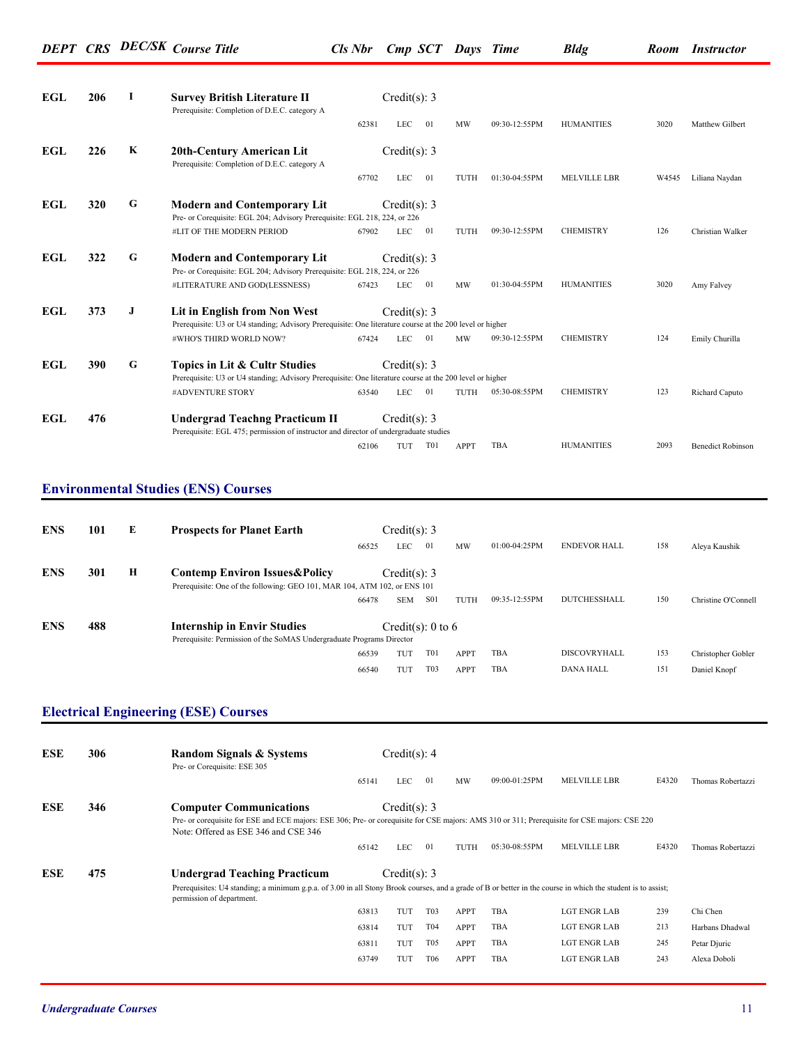| DEPT | CRS | DEC/SK | Course Title | Cls Nbr | Cmp | SCT | Days | Time | Bldg | Room | Instructor |
|---|---|---|---|---|---|---|---|---|---|---|---|
| **EGL** | **206** | **I** | **Survey British Literature II** | | Credit(s): 3 | | | | | | |
| | | | Prerequisite: Completion of D.E.C. category A | | | | | | | | |
| | | | | 62381 | LEC | 01 | MW | 09:30-12:55PM | HUMANITIES | 3020 | Matthew Gilbert |
| **EGL** | **226** | **K** | **20th-Century American Lit** | | Credit(s): 3 | | | | | | |
| | | | Prerequisite: Completion of D.E.C. category A | | | | | | | | |
| | | | | 67702 | LEC | 01 | TUTH | 01:30-04:55PM | MELVILLE LBR | W4545 | Liliana Naydan |
| **EGL** | **320** | **G** | **Modern and Contemporary Lit** | | Credit(s): 3 | | | | | | |
| | | | Pre- or Corequisite: EGL 204; Advisory Prerequisite: EGL 218, 224, or 226 | | | | | | | | |
| | | | #LIT OF THE MODERN PERIOD | 67902 | LEC | 01 | TUTH | 09:30-12:55PM | CHEMISTRY | 126 | Christian Walker |
| **EGL** | **322** | **G** | **Modern and Contemporary Lit** | | Credit(s): 3 | | | | | | |
| | | | Pre- or Corequisite: EGL 204; Advisory Prerequisite: EGL 218, 224, or 226 | | | | | | | | |
| | | | #LITERATURE AND GOD(LESSNESS) | 67423 | LEC | 01 | MW | 01:30-04:55PM | HUMANITIES | 3020 | Amy Falvey |
| **EGL** | **373** | **J** | **Lit in English from Non West** | | Credit(s): 3 | | | | | | |
| | | | Prerequisite: U3 or U4 standing; Advisory Prerequisite: One literature course at the 200 level or higher | | | | | | | | |
| | | | #WHO'S THIRD WORLD NOW? | 67424 | LEC | 01 | MW | 09:30-12:55PM | CHEMISTRY | 124 | Emily Churilla |
| **EGL** | **390** | **G** | **Topics in Lit & Cultr Studies** | | Credit(s): 3 | | | | | | |
| | | | Prerequisite: U3 or U4 standing; Advisory Prerequisite: One literature course at the 200 level or higher | | | | | | | | |
| | | | #ADVENTURE STORY | 63540 | LEC | 01 | TUTH | 05:30-08:55PM | CHEMISTRY | 123 | Richard Caputo |
| **EGL** | **476** | | **Undergrad Teachng Practicum II** | | Credit(s): 3 | | | | | | |
| | | | Prerequisite: EGL 475; permission of instructor and director of undergraduate studies | | | | | | | | |
| | | | | 62106 | TUT | T01 | APPT | TBA | HUMANITIES | 2093 | Benedict Robinson |

## Environmental Studies (ENS) Courses

| DEPT | CRS | DEC/SK | Course Title | Cls Nbr | Cmp | SCT | Days | Time | Bldg | Room | Instructor |
|---|---|---|---|---|---|---|---|---|---|---|---|
| **ENS** | **101** | **E** | **Prospects for Planet Earth** | | Credit(s): 3 | | | | | | |
| | | | | 66525 | LEC | 01 | MW | 01:00-04:25PM | ENDEVOR HALL | 158 | Aleya Kaushik |
| **ENS** | **301** | **H** | **Contemp Environ Issues&Policy** | | Credit(s): 3 | | | | | | |
| | | | Prerequisite: One of the following: GEO 101, MAR 104, ATM 102, or ENS 101 | | | | | | | | |
| | | | | 66478 | SEM | S01 | TUTH | 09:35-12:55PM | DUTCHESSHALL | 150 | Christine O'Connell |
| **ENS** | **488** | | **Internship in Envir Studies** | | Credit(s): 0 to 6 | | | | | | |
| | | | Prerequisite: Permission of the SoMAS Undergraduate Programs Director | | | | | | | | |
| | | | | 66539 | TUT | T01 | APPT | TBA | DISCOVRYHALL | 153 | Christopher Gobler |
| | | | | 66540 | TUT | T03 | APPT | TBA | DANA HALL | 151 | Daniel Knopf |

## Electrical Engineering (ESE) Courses

| DEPT | CRS | DEC/SK | Course Title | Cls Nbr | Cmp | SCT | Days | Time | Bldg | Room | Instructor |
|---|---|---|---|---|---|---|---|---|---|---|---|
| **ESE** | **306** | | **Random Signals & Systems** | | Credit(s): 4 | | | | | | |
| | | | Pre- or Corequisite: ESE 305 | | | | | | | | |
| | | | | 65141 | LEC | 01 | MW | 09:00-01:25PM | MELVILLE LBR | E4320 | Thomas Robertazzi |
| **ESE** | **346** | | **Computer Communications** | | Credit(s): 3 | | | | | | |
| | | | Pre- or corequisite for ESE and ECE majors: ESE 306; Pre- or corequisite for CSE majors: AMS 310 or 311; Prerequisite for CSE majors: CSE 220. Note: Offered as ESE 346 and CSE 346 | | | | | | | | |
| | | | | 65142 | LEC | 01 | TUTH | 05:30-08:55PM | MELVILLE LBR | E4320 | Thomas Robertazzi |
| **ESE** | **475** | | **Undergrad Teaching Practicum** | | Credit(s): 3 | | | | | | |
| | | | Prerequisites: U4 standing; a minimum g.p.a. of 3.00 in all Stony Brook courses, and a grade of B or better in the course in which the student is to assist; permission of department. | | | | | | | | |
| | | | | 63813 | TUT | T03 | APPT | TBA | LGT ENGR LAB | 239 | Chi Chen |
| | | | | 63814 | TUT | T04 | APPT | TBA | LGT ENGR LAB | 213 | Harbans Dhadwal |
| | | | | 63811 | TUT | T05 | APPT | TBA | LGT ENGR LAB | 245 | Petar Djuric |
| | | | | 63749 | TUT | T06 | APPT | TBA | LGT ENGR LAB | 243 | Alexa Doboli |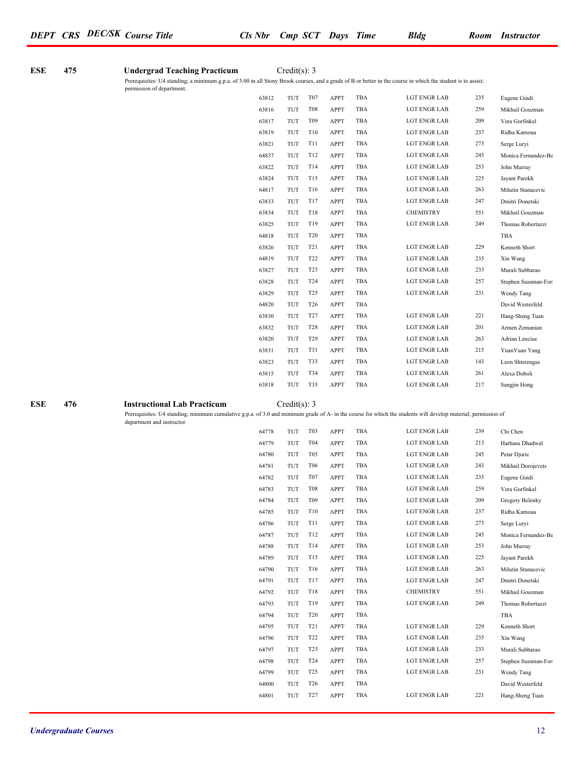| DEPT | CRS | DEC/SK | Course Title | Cls Nbr | Cmp | SCT | Days | Time | Bldg | Room | Instructor |
|---|---|---|---|---|---|---|---|---|---|---|---|

**ESE 475 — Undergrad Teaching Practicum** — Credit(s): 3

Prerequisites: U4 standing; a minimum g.p.a. of 3.00 in all Stony Brook courses, and a grade of B or better in the course in which the student is to assist; permission of department.

| Cls Nbr | Cmp | SCT | Days | Time | Bldg | Room | Instructor |
|---|---|---|---|---|---|---|---|
| 63812 | TUT | T07 | APPT | TBA | LGT ENGR LAB | 235 | Eugene Gindi |
| 63816 | TUT | T08 | APPT | TBA | LGT ENGR LAB | 259 | Mikhail Gouzman |
| 63817 | TUT | T09 | APPT | TBA | LGT ENGR LAB | 209 | Vera Gorfinkel |
| 63819 | TUT | T10 | APPT | TBA | LGT ENGR LAB | 237 | Ridha Kamoua |
| 63821 | TUT | T11 | APPT | TBA | LGT ENGR LAB | 273 | Serge Luryi |
| 64837 | TUT | T12 | APPT | TBA | LGT ENGR LAB | 245 | Monica Fernandez-Bu |
| 63822 | TUT | T14 | APPT | TBA | LGT ENGR LAB | 253 | John Murray |
| 63824 | TUT | T15 | APPT | TBA | LGT ENGR LAB | 225 | Jayant Parekh |
| 64817 | TUT | T16 | APPT | TBA | LGT ENGR LAB | 263 | Milutin Stanacevic |
| 63833 | TUT | T17 | APPT | TBA | LGT ENGR LAB | 247 | Dmitri Donetski |
| 63834 | TUT | T18 | APPT | TBA | CHEMISTRY | 551 | Mikhail Gouzman |
| 63825 | TUT | T19 | APPT | TBA | LGT ENGR LAB | 249 | Thomas Robertazzi |
| 64818 | TUT | T20 | APPT | TBA | | | TBA |
| 63826 | TUT | T21 | APPT | TBA | LGT ENGR LAB | 229 | Kenneth Short |
| 64819 | TUT | T22 | APPT | TBA | LGT ENGR LAB | 235 | Xin Wang |
| 63827 | TUT | T23 | APPT | TBA | LGT ENGR LAB | 233 | Murali Subbarao |
| 63828 | TUT | T24 | APPT | TBA | LGT ENGR LAB | 257 | Stephen Sussman-For |
| 63829 | TUT | T25 | APPT | TBA | LGT ENGR LAB | 231 | Wendy Tang |
| 64820 | TUT | T26 | APPT | TBA | | | David Westerfeld |
| 63830 | TUT | T27 | APPT | TBA | LGT ENGR LAB | 221 | Hang-Sheng Tuan |
| 63832 | TUT | T28 | APPT | TBA | LGT ENGR LAB | 201 | Armen Zemanian |
| 63820 | TUT | T29 | APPT | TBA | LGT ENGR LAB | 263 | Adrian Leuciuc |
| 63831 | TUT | T31 | APPT | TBA | LGT ENGR LAB | 215 | YuanYuan Yang |
| 63823 | TUT | T33 | APPT | TBA | LGT ENGR LAB | 143 | Leon Shterengas |
| 63815 | TUT | T34 | APPT | TBA | LGT ENGR LAB | 261 | Alexa Doboli |
| 63818 | TUT | T35 | APPT | TBA | LGT ENGR LAB | 217 | Sangjin Hong |

**ESE 476 — Instructional Lab Practicum** — Credit(s): 3

Prerequisites: U4 standing; minimum cumulative g.p.a. of 3.0 and minimum grade of A- in the course for which the students will develop material; permission of department and instructor

| Cls Nbr | Cmp | SCT | Days | Time | Bldg | Room | Instructor |
|---|---|---|---|---|---|---|---|
| 64778 | TUT | T03 | APPT | TBA | LGT ENGR LAB | 239 | Chi Chen |
| 64779 | TUT | T04 | APPT | TBA | LGT ENGR LAB | 213 | Harbans Dhadwal |
| 64780 | TUT | T05 | APPT | TBA | LGT ENGR LAB | 245 | Petar Djuric |
| 64781 | TUT | T06 | APPT | TBA | LGT ENGR LAB | 243 | Mikhail Dorojevets |
| 64782 | TUT | T07 | APPT | TBA | LGT ENGR LAB | 235 | Eugene Gindi |
| 64783 | TUT | T08 | APPT | TBA | LGT ENGR LAB | 259 | Vera Gorfinkel |
| 64784 | TUT | T09 | APPT | TBA | LGT ENGR LAB | 209 | Gregory Belenky |
| 64785 | TUT | T10 | APPT | TBA | LGT ENGR LAB | 237 | Ridha Kamoua |
| 64786 | TUT | T11 | APPT | TBA | LGT ENGR LAB | 273 | Serge Luryi |
| 64787 | TUT | T12 | APPT | TBA | LGT ENGR LAB | 245 | Monica Fernandez-Bu |
| 64788 | TUT | T14 | APPT | TBA | LGT ENGR LAB | 253 | John Murray |
| 64789 | TUT | T15 | APPT | TBA | LGT ENGR LAB | 225 | Jayant Parekh |
| 64790 | TUT | T16 | APPT | TBA | LGT ENGR LAB | 263 | Milutin Stanacevic |
| 64791 | TUT | T17 | APPT | TBA | LGT ENGR LAB | 247 | Dmitri Donetski |
| 64792 | TUT | T18 | APPT | TBA | CHEMISTRY | 551 | Mikhail Gouzman |
| 64793 | TUT | T19 | APPT | TBA | LGT ENGR LAB | 249 | Thomas Robertazzi |
| 64794 | TUT | T20 | APPT | TBA | | | TBA |
| 64795 | TUT | T21 | APPT | TBA | LGT ENGR LAB | 229 | Kenneth Short |
| 64796 | TUT | T22 | APPT | TBA | LGT ENGR LAB | 235 | Xin Wang |
| 64797 | TUT | T23 | APPT | TBA | LGT ENGR LAB | 233 | Murali Subbarao |
| 64798 | TUT | T24 | APPT | TBA | LGT ENGR LAB | 257 | Stephen Sussman-For |
| 64799 | TUT | T25 | APPT | TBA | LGT ENGR LAB | 231 | Wendy Tang |
| 64800 | TUT | T26 | APPT | TBA | | | David Westerfeld |
| 64801 | TUT | T27 | APPT | TBA | LGT ENGR LAB | 221 | Hang-Sheng Tuan |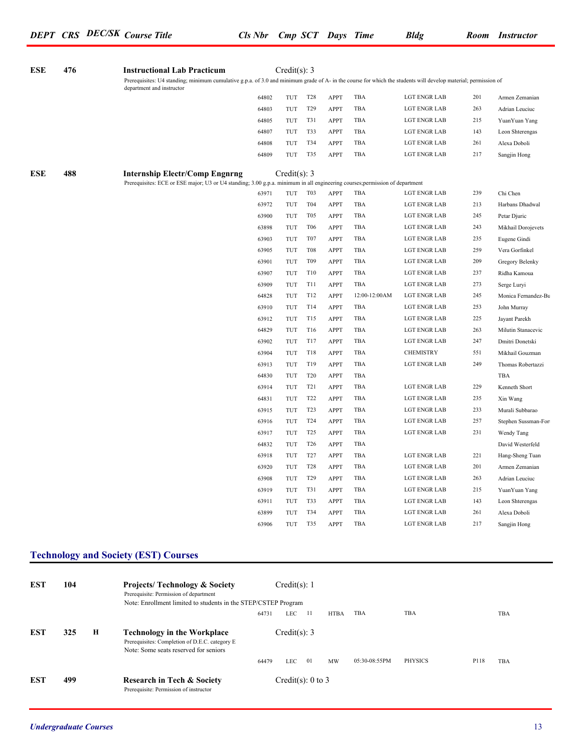| DEPT | CRS | DEC/SK | Course Title | Cls Nbr | Cmp | SCT | Days | Time | Bldg | Room | Instructor |
|---|---|---|---|---|---|---|---|---|---|---|---|
| ESE | 476 | | **Instructional Lab Practicum** | Credit(s): 3 | | | | | | | |
| | | | Prerequisites: U4 standing; minimum cumulative g.p.a. of 3.0 and minimum grade of A- in the course for which the students will develop material; permission of department and instructor | | | | | | | | |
| | | | | 64802 | TUT | T28 | APPT | TBA | LGT ENGR LAB | 201 | Armen Zemanian |
| | | | | 64803 | TUT | T29 | APPT | TBA | LGT ENGR LAB | 263 | Adrian Leuciuc |
| | | | | 64805 | TUT | T31 | APPT | TBA | LGT ENGR LAB | 215 | YuanYuan Yang |
| | | | | 64807 | TUT | T33 | APPT | TBA | LGT ENGR LAB | 143 | Leon Shterengas |
| | | | | 64808 | TUT | T34 | APPT | TBA | LGT ENGR LAB | 261 | Alexa Doboli |
| | | | | 64809 | TUT | T35 | APPT | TBA | LGT ENGR LAB | 217 | Sangjin Hong |
| ESE | 488 | | **Internship Electr/Comp Engnrng** | Credit(s): 3 | | | | | | | |
| | | | Prerequisites: ECE or ESE major; U3 or U4 standing; 3.00 g.p.a. minimum in all engineering courses;permission of department | | | | | | | | |
| | | | | 63971 | TUT | T03 | APPT | TBA | LGT ENGR LAB | 239 | Chi Chen |
| | | | | 63972 | TUT | T04 | APPT | TBA | LGT ENGR LAB | 213 | Harbans Dhadwal |
| | | | | 63900 | TUT | T05 | APPT | TBA | LGT ENGR LAB | 245 | Petar Djuric |
| | | | | 63898 | TUT | T06 | APPT | TBA | LGT ENGR LAB | 243 | Mikhail Dorojevets |
| | | | | 63903 | TUT | T07 | APPT | TBA | LGT ENGR LAB | 235 | Eugene Gindi |
| | | | | 63905 | TUT | T08 | APPT | TBA | LGT ENGR LAB | 259 | Vera Gorfinkel |
| | | | | 63901 | TUT | T09 | APPT | TBA | LGT ENGR LAB | 209 | Gregory Belenky |
| | | | | 63907 | TUT | T10 | APPT | TBA | LGT ENGR LAB | 237 | Ridha Kamoua |
| | | | | 63909 | TUT | T11 | APPT | TBA | LGT ENGR LAB | 273 | Serge Luryi |
| | | | | 64828 | TUT | T12 | APPT | 12:00-12:00AM | LGT ENGR LAB | 245 | Monica Fernandez-Bu |
| | | | | 63910 | TUT | T14 | APPT | TBA | LGT ENGR LAB | 253 | John Murray |
| | | | | 63912 | TUT | T15 | APPT | TBA | LGT ENGR LAB | 225 | Jayant Parekh |
| | | | | 64829 | TUT | T16 | APPT | TBA | LGT ENGR LAB | 263 | Milutin Stanacevic |
| | | | | 63902 | TUT | T17 | APPT | TBA | LGT ENGR LAB | 247 | Dmitri Donetski |
| | | | | 63904 | TUT | T18 | APPT | TBA | CHEMISTRY | 551 | Mikhail Gouzman |
| | | | | 63913 | TUT | T19 | APPT | TBA | LGT ENGR LAB | 249 | Thomas Robertazzi |
| | | | | 64830 | TUT | T20 | APPT | TBA | | | TBA |
| | | | | 63914 | TUT | T21 | APPT | TBA | LGT ENGR LAB | 229 | Kenneth Short |
| | | | | 64831 | TUT | T22 | APPT | TBA | LGT ENGR LAB | 235 | Xin Wang |
| | | | | 63915 | TUT | T23 | APPT | TBA | LGT ENGR LAB | 233 | Murali Subbarao |
| | | | | 63916 | TUT | T24 | APPT | TBA | LGT ENGR LAB | 257 | Stephen Sussman-Fort |
| | | | | 63917 | TUT | T25 | APPT | TBA | LGT ENGR LAB | 231 | Wendy Tang |
| | | | | 64832 | TUT | T26 | APPT | TBA | | | David Westerfeld |
| | | | | 63918 | TUT | T27 | APPT | TBA | LGT ENGR LAB | 221 | Hang-Sheng Tuan |
| | | | | 63920 | TUT | T28 | APPT | TBA | LGT ENGR LAB | 201 | Armen Zemanian |
| | | | | 63908 | TUT | T29 | APPT | TBA | LGT ENGR LAB | 263 | Adrian Leuciuc |
| | | | | 63919 | TUT | T31 | APPT | TBA | LGT ENGR LAB | 215 | YuanYuan Yang |
| | | | | 63911 | TUT | T33 | APPT | TBA | LGT ENGR LAB | 143 | Leon Shterengas |
| | | | | 63899 | TUT | T34 | APPT | TBA | LGT ENGR LAB | 261 | Alexa Doboli |
| | | | | 63906 | TUT | T35 | APPT | TBA | LGT ENGR LAB | 217 | Sangjin Hong |

## Technology and Society (EST) Courses

| DEPT | CRS | DEC/SK | Course Title | Cls Nbr | Cmp | SCT | Days | Time | Bldg | Room | Instructor |
|---|---|---|---|---|---|---|---|---|---|---|---|
| EST | 104 | | **Projects/ Technology & Society** | Credit(s): 1 | | | | | | | |
| | | | Prerequisite: Permission of department<br>Note: Enrollment limited to students in the STEP/CSTEP Program | | | | | | | | |
| | | | | 64731 | LEC | 11 | HTBA | TBA | TBA | | TBA |
| EST | 325 | H | **Technology in the Workplace** | Credit(s): 3 | | | | | | | |
| | | | Prerequisites: Completion of D.E.C. category E<br>Note: Some seats reserved for seniors | | | | | | | | |
| | | | | 64479 | LEC | 01 | MW | 05:30-08:55PM | PHYSICS | P118 | TBA |
| EST | 499 | | **Research in Tech & Society** | Credit(s): 0 to 3 | | | | | | | |
| | | | Prerequisite: Permission of instructor | | | | | | | | |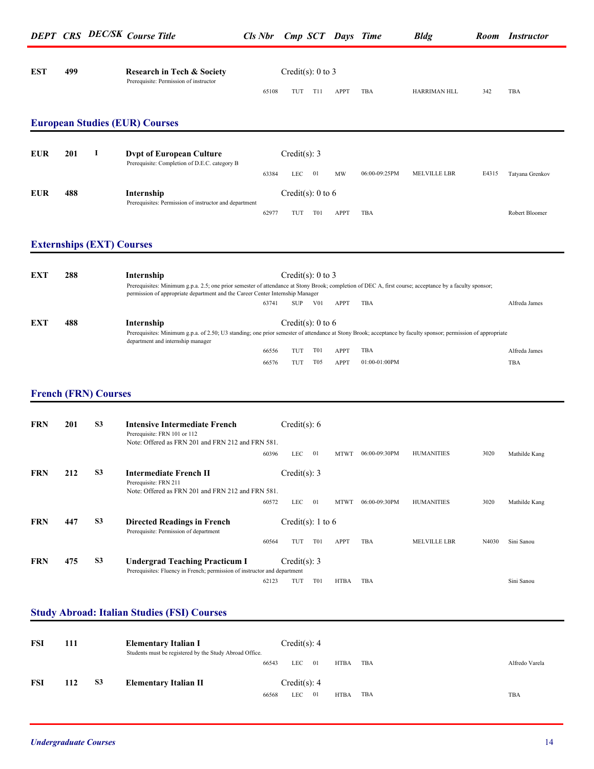| DEPT | CRS | DEC/SK | Course Title | Cls Nbr | Cmp | SCT | Days | Time | Bldg | Room | Instructor |
|---|---|---|---|---|---|---|---|---|---|---|---|
| **EST** | **499** | | **Research in Tech & Society** | Credit(s): 0 to 3 | | | | | | | |
| | | | Prerequisite: Permission of instructor | 65108 | TUT | T11 | APPT | TBA | HARRIMAN HLL | 342 | TBA |

## European Studies (EUR) Courses

| DEPT | CRS | DEC/SK | Course Title | Cls Nbr | Cmp | SCT | Days | Time | Bldg | Room | Instructor |
|---|---|---|---|---|---|---|---|---|---|---|---|
| **EUR** | **201** | **I** | **Dvpt of European Culture** | Credit(s): 3 | | | | | | | |
| | | | Prerequisite: Completion of D.E.C. category B | 63384 | LEC | 01 | MW | 06:00-09:25PM | MELVILLE LBR | E4315 | Tatyana Grenkov |
| **EUR** | **488** | | **Internship** | Credit(s): 0 to 6 | | | | | | | |
| | | | Prerequisites: Permission of instructor and department | 62977 | TUT | T01 | APPT | TBA | | | Robert Bloomer |

## Externships (EXT) Courses

| DEPT | CRS | DEC/SK | Course Title | Cls Nbr | Cmp | SCT | Days | Time | Bldg | Room | Instructor |
|---|---|---|---|---|---|---|---|---|---|---|---|
| **EXT** | **288** | | **Internship** | Credit(s): 0 to 3 | | | | | | | |
| | | | Prerequisites: Minimum g.p.a. 2.5; one prior semester of attendance at Stony Brook; completion of DEC A, first course; acceptance by a faculty sponsor; permission of appropriate department and the Career Center Internship Manager | 63741 | SUP | V01 | APPT | TBA | | | Alfreda James |
| **EXT** | **488** | | **Internship** | Credit(s): 0 to 6 | | | | | | | |
| | | | Prerequisites: Minimum g.p.a. of 2.50; U3 standing; one prior semester of attendance at Stony Brook; acceptance by faculty sponsor; permission of appropriate department and internship manager | 66556 | TUT | T01 | APPT | TBA | | | Alfreda James |
| | | | | 66576 | TUT | T05 | APPT | 01:00-01:00PM | | | TBA |

## French (FRN) Courses

| DEPT | CRS | DEC/SK | Course Title | Cls Nbr | Cmp | SCT | Days | Time | Bldg | Room | Instructor |
|---|---|---|---|---|---|---|---|---|---|---|---|
| **FRN** | **201** | **S3** | **Intensive Intermediate French** | Credit(s): 6 | | | | | | | |
| | | | Prerequisite: FRN 101 or 112<br>Note: Offered as FRN 201 and FRN 212 and FRN 581. | 60396 | LEC | 01 | MTWT | 06:00-09:30PM | HUMANITIES | 3020 | Mathilde Kang |
| **FRN** | **212** | **S3** | **Intermediate French II** | Credit(s): 3 | | | | | | | |
| | | | Prerequisite: FRN 211<br>Note: Offered as FRN 201 and FRN 212 and FRN 581. | 60572 | LEC | 01 | MTWT | 06:00-09:30PM | HUMANITIES | 3020 | Mathilde Kang |
| **FRN** | **447** | **S3** | **Directed Readings in French** | Credit(s): 1 to 6 | | | | | | | |
| | | | Prerequisite: Permission of department | 60564 | TUT | T01 | APPT | TBA | MELVILLE LBR | N4030 | Sini Sanou |
| **FRN** | **475** | **S3** | **Undergrad Teaching Practicum I** | Credit(s): 3 | | | | | | | |
| | | | Prerequisites: Fluency in French; permission of instructor and department | 62123 | TUT | T01 | HTBA | TBA | | | Sini Sanou |

## Study Abroad: Italian Studies (FSI) Courses

| DEPT | CRS | DEC/SK | Course Title | Cls Nbr | Cmp | SCT | Days | Time | Bldg | Room | Instructor |
|---|---|---|---|---|---|---|---|---|---|---|---|
| **FSI** | **111** | | **Elementary Italian I** | Credit(s): 4 | | | | | | | |
| | | | Students must be registered by the Study Abroad Office. | 66543 | LEC | 01 | HTBA | TBA | | | Alfredo Varela |
| **FSI** | **112** | **S3** | **Elementary Italian II** | Credit(s): 4 | | | | | | | |
| | | | | 66568 | LEC | 01 | HTBA | TBA | | | TBA |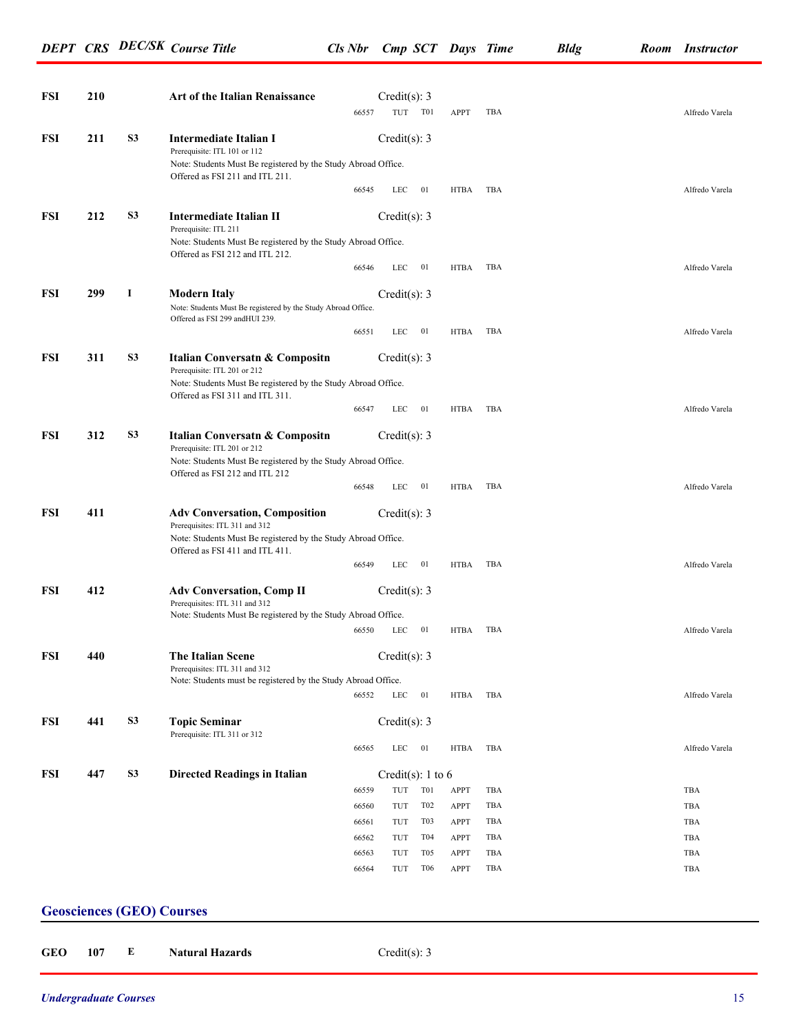| DEPT | CRS | DEC/SK | Course Title | Cls Nbr | Cmp | SCT | Days | Time | Bldg | Room | Instructor |
|---|---|---|---|---|---|---|---|---|---|---|---|
| FSI | 210 | | **Art of the Italian Renaissance** | | Credit(s): 3 | | | | | | |
| | | | | 66557 | TUT | T01 | APPT | TBA | | | Alfredo Varela |
| FSI | 211 | S3 | **Intermediate Italian I**<br>Prerequisite: ITL 101 or 112<br>Note: Students Must Be registered by the Study Abroad Office.<br>Offered as FSI 211 and ITL 211. | | Credit(s): 3 | | | | | | |
| | | | | 66545 | LEC | 01 | HTBA | TBA | | | Alfredo Varela |
| FSI | 212 | S3 | **Intermediate Italian II**<br>Prerequisite: ITL 211<br>Note: Students Must Be registered by the Study Abroad Office.<br>Offered as FSI 212 and ITL 212. | | Credit(s): 3 | | | | | | |
| | | | | 66546 | LEC | 01 | HTBA | TBA | | | Alfredo Varela |
| FSI | 299 | I | **Modern Italy**<br>Note: Students Must Be registered by the Study Abroad Office.<br>Offered as FSI 299 andHUI 239. | | Credit(s): 3 | | | | | | |
| | | | | 66551 | LEC | 01 | HTBA | TBA | | | Alfredo Varela |
| FSI | 311 | S3 | **Italian Conversatn & Compositn**<br>Prerequisite: ITL 201 or 212<br>Note: Students Must Be registered by the Study Abroad Office.<br>Offered as FSI 311 and ITL 311. | | Credit(s): 3 | | | | | | |
| | | | | 66547 | LEC | 01 | HTBA | TBA | | | Alfredo Varela |
| FSI | 312 | S3 | **Italian Conversatn & Compositn**<br>Prerequisite: ITL 201 or 212<br>Note: Students Must Be registered by the Study Abroad Office.<br>Offered as FSI 212 and ITL 212 | | Credit(s): 3 | | | | | | |
| | | | | 66548 | LEC | 01 | HTBA | TBA | | | Alfredo Varela |
| FSI | 411 | | **Adv Conversation, Composition**<br>Prerequisites: ITL 311 and 312<br>Note: Students Must Be registered by the Study Abroad Office.<br>Offered as FSI 411 and ITL 411. | | Credit(s): 3 | | | | | | |
| | | | | 66549 | LEC | 01 | HTBA | TBA | | | Alfredo Varela |
| FSI | 412 | | **Adv Conversation, Comp II**<br>Prerequisites: ITL 311 and 312<br>Note: Students Must Be registered by the Study Abroad Office. | | Credit(s): 3 | | | | | | |
| | | | | 66550 | LEC | 01 | HTBA | TBA | | | Alfredo Varela |
| FSI | 440 | | **The Italian Scene**<br>Prerequisites: ITL 311 and 312<br>Note: Students must be registered by the Study Abroad Office. | | Credit(s): 3 | | | | | | |
| | | | | 66552 | LEC | 01 | HTBA | TBA | | | Alfredo Varela |
| FSI | 441 | S3 | **Topic Seminar**<br>Prerequisite: ITL 311 or 312 | | Credit(s): 3 | | | | | | |
| | | | | 66565 | LEC | 01 | HTBA | TBA | | | Alfredo Varela |
| FSI | 447 | S3 | **Directed Readings in Italian** | | Credit(s): 1 to 6 | | | | | | |
| | | | | 66559 | TUT | T01 | APPT | TBA | | | TBA |
| | | | | 66560 | TUT | T02 | APPT | TBA | | | TBA |
| | | | | 66561 | TUT | T03 | APPT | TBA | | | TBA |
| | | | | 66562 | TUT | T04 | APPT | TBA | | | TBA |
| | | | | 66563 | TUT | T05 | APPT | TBA | | | TBA |
| | | | | 66564 | TUT | T06 | APPT | TBA | | | TBA |

## Geosciences (GEO) Courses

| DEPT | CRS | DEC/SK | Course Title | Cls Nbr | Cmp | SCT | Days | Time | Bldg | Room | Instructor |
|---|---|---|---|---|---|---|---|---|---|---|---|
| GEO | 107 | E | **Natural Hazards** | | Credit(s): 3 | | | | | | |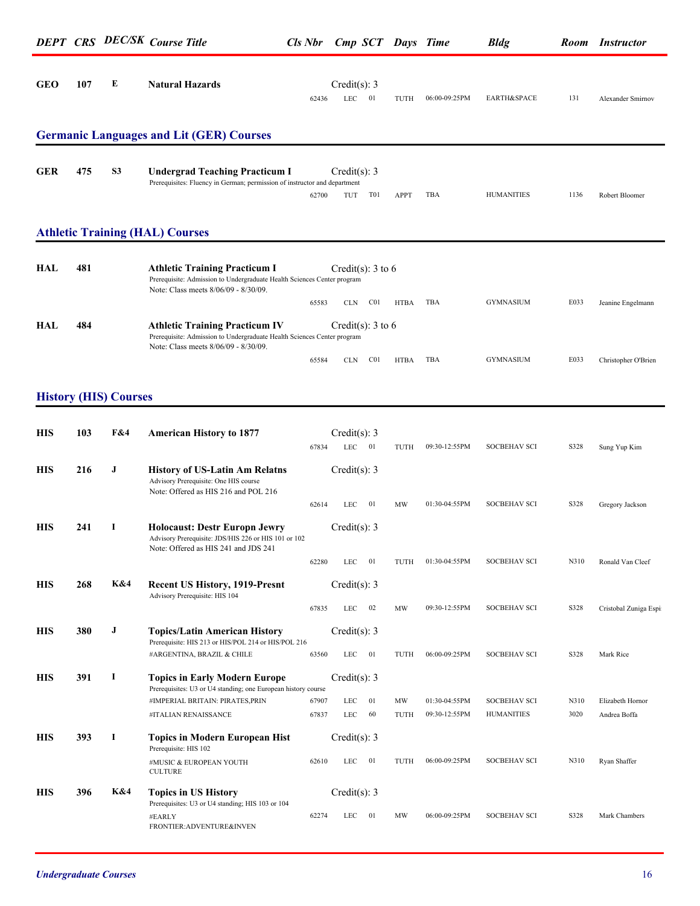| DEPT | CRS | DEC/SK | Course Title | Cls Nbr | Cmp | SCT | Days | Time | Bldg | Room | Instructor |
|---|---|---|---|---|---|---|---|---|---|---|---|
| GEO | 107 | E | **Natural Hazards** | | Credit(s): 3 | | | | | | |
| | | | | 62436 | LEC | 01 | TUTH | 06:00-09:25PM | EARTH&SPACE | 131 | Alexander Smirnov |

## Germanic Languages and Lit (GER) Courses

| DEPT | CRS | DEC/SK | Course Title | Cls Nbr | Cmp | SCT | Days | Time | Bldg | Room | Instructor |
|---|---|---|---|---|---|---|---|---|---|---|---|
| GER | 475 | S3 | **Undergrad Teaching Practicum I**<br>Prerequisites: Fluency in German; permission of instructor and department | | Credit(s): 3 | | | | | | |
| | | | | 62700 | TUT | T01 | APPT | TBA | HUMANITIES | 1136 | Robert Bloomer |

## Athletic Training (HAL) Courses

| DEPT | CRS | DEC/SK | Course Title | Cls Nbr | Cmp | SCT | Days | Time | Bldg | Room | Instructor |
|---|---|---|---|---|---|---|---|---|---|---|---|
| HAL | 481 | | **Athletic Training Practicum I**<br>Prerequisite: Admission to Undergraduate Health Sciences Center program<br>Note: Class meets 8/06/09 - 8/30/09. | | Credit(s): 3 to 6 | | | | | | |
| | | | | 65583 | CLN | C01 | HTBA | TBA | GYMNASIUM | E033 | Jeanine Engelmann |
| HAL | 484 | | **Athletic Training Practicum IV**<br>Prerequisite: Admission to Undergraduate Health Sciences Center program<br>Note: Class meets 8/06/09 - 8/30/09. | | Credit(s): 3 to 6 | | | | | | |
| | | | | 65584 | CLN | C01 | HTBA | TBA | GYMNASIUM | E033 | Christopher O'Brien |

## History (HIS) Courses

| DEPT | CRS | DEC/SK | Course Title | Cls Nbr | Cmp | SCT | Days | Time | Bldg | Room | Instructor |
|---|---|---|---|---|---|---|---|---|---|---|---|
| HIS | 103 | F&4 | **American History to 1877** | | Credit(s): 3 | | | | | | |
| | | | | 67834 | LEC | 01 | TUTH | 09:30-12:55PM | SOCBEHAV SCI | S328 | Sung Yup Kim |
| HIS | 216 | J | **History of US-Latin Am Relatns**<br>Advisory Prerequisite: One HIS course<br>Note: Offered as HIS 216 and POL 216 | | Credit(s): 3 | | | | | | |
| | | | | 62614 | LEC | 01 | MW | 01:30-04:55PM | SOCBEHAV SCI | S328 | Gregory Jackson |
| HIS | 241 | I | **Holocaust: Destr Europn Jewry**<br>Advisory Prerequisite: JDS/HIS 226 or HIS 101 or 102<br>Note: Offered as HIS 241 and JDS 241 | | Credit(s): 3 | | | | | | |
| | | | | 62280 | LEC | 01 | TUTH | 01:30-04:55PM | SOCBEHAV SCI | N310 | Ronald Van Cleef |
| HIS | 268 | K&4 | **Recent US History, 1919-Presnt**<br>Advisory Prerequisite: HIS 104 | | Credit(s): 3 | | | | | | |
| | | | | 67835 | LEC | 02 | MW | 09:30-12:55PM | SOCBEHAV SCI | S328 | Cristobal Zuniga Espi |
| HIS | 380 | J | **Topics/Latin American History**<br>Prerequisite: HIS 213 or HIS/POL 214 or HIS/POL 216 | | Credit(s): 3 | | | | | | |
| | | | #ARGENTINA, BRAZIL & CHILE | 63560 | LEC | 01 | TUTH | 06:00-09:25PM | SOCBEHAV SCI | S328 | Mark Rice |
| HIS | 391 | I | **Topics in Early Modern Europe**<br>Prerequisites: U3 or U4 standing; one European history course | | Credit(s): 3 | | | | | | |
| | | | #IMPERIAL BRITAIN: PIRATES,PRIN | 67907 | LEC | 01 | MW | 01:30-04:55PM | SOCBEHAV SCI | N310 | Elizabeth Hornor |
| | | | #ITALIAN RENAISSANCE | 67837 | LEC | 60 | TUTH | 09:30-12:55PM | HUMANITIES | 3020 | Andrea Boffa |
| HIS | 393 | I | **Topics in Modern European Hist**<br>Prerequisite: HIS 102 | | Credit(s): 3 | | | | | | |
| | | | #MUSIC & EUROPEAN YOUTH CULTURE | 62610 | LEC | 01 | TUTH | 06:00-09:25PM | SOCBEHAV SCI | N310 | Ryan Shaffer |
| HIS | 396 | K&4 | **Topics in US History**<br>Prerequisites: U3 or U4 standing; HIS 103 or 104 | | Credit(s): 3 | | | | | | |
| | | | #EARLY FRONTIER:ADVENTURE&INVEN | 62274 | LEC | 01 | MW | 06:00-09:25PM | SOCBEHAV SCI | S328 | Mark Chambers |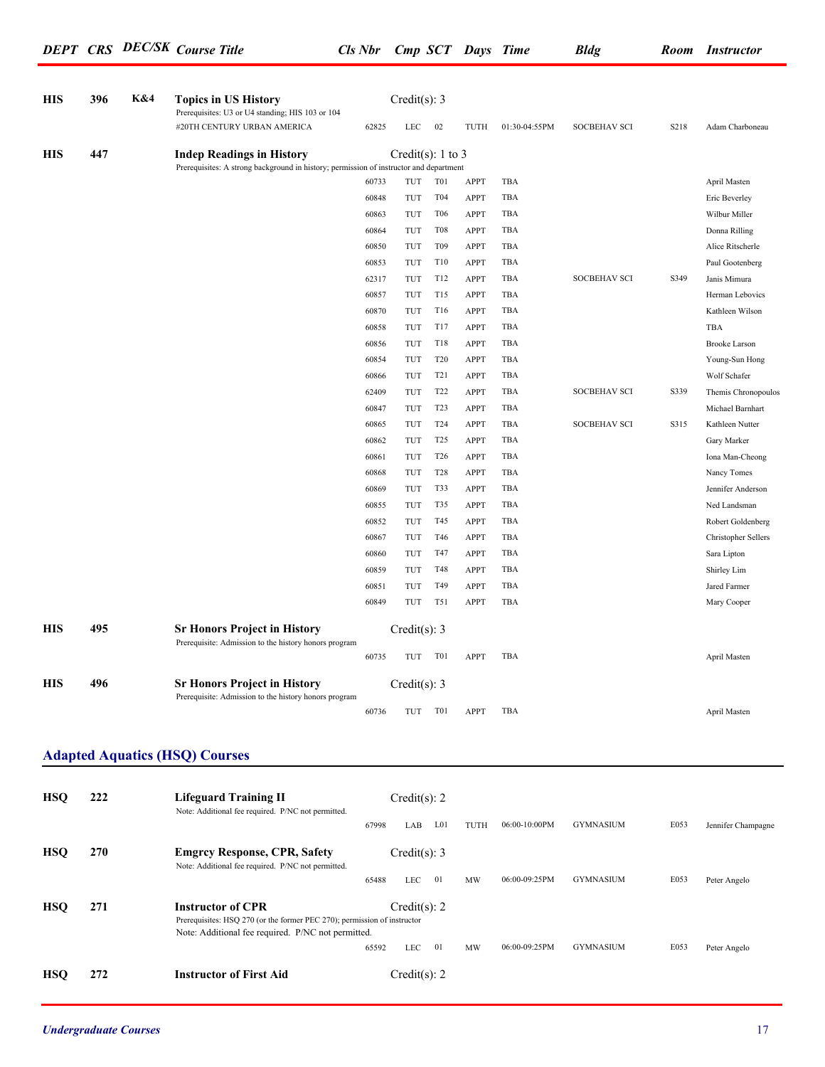| DEPT | CRS | DEC/SK | Course Title | Cls Nbr | Cmp | SCT | Days | Time | Bldg | Room | Instructor |
|---|---|---|---|---|---|---|---|---|---|---|---|
| **HIS** | **396** | **K&4** | **Topics in US History** | | Credit(s): 3 | | | | | | |
| | | | Prerequisites: U3 or U4 standing; HIS 103 or 104 | | | | | | | | |
| | | | #20TH CENTURY URBAN AMERICA | 62825 | LEC | 02 | TUTH | 01:30-04:55PM | SOCBEHAV SCI | S218 | Adam Charboneau |
| **HIS** | **447** | | **Indep Readings in History** | | Credit(s): 1 to 3 | | | | | | |
| | | | Prerequisites: A strong background in history; permission of instructor and department | | | | | | | | |
| | | | | 60733 | TUT | T01 | APPT | TBA | | | April Masten |
| | | | | 60848 | TUT | T04 | APPT | TBA | | | Eric Beverley |
| | | | | 60863 | TUT | T06 | APPT | TBA | | | Wilbur Miller |
| | | | | 60864 | TUT | T08 | APPT | TBA | | | Donna Rilling |
| | | | | 60850 | TUT | T09 | APPT | TBA | | | Alice Ritscherle |
| | | | | 60853 | TUT | T10 | APPT | TBA | | | Paul Gootenberg |
| | | | | 62317 | TUT | T12 | APPT | TBA | SOCBEHAV SCI | S349 | Janis Mimura |
| | | | | 60857 | TUT | T15 | APPT | TBA | | | Herman Lebovics |
| | | | | 60870 | TUT | T16 | APPT | TBA | | | Kathleen Wilson |
| | | | | 60858 | TUT | T17 | APPT | TBA | | | TBA |
| | | | | 60856 | TUT | T18 | APPT | TBA | | | Brooke Larson |
| | | | | 60854 | TUT | T20 | APPT | TBA | | | Young-Sun Hong |
| | | | | 60866 | TUT | T21 | APPT | TBA | | | Wolf Schafer |
| | | | | 62409 | TUT | T22 | APPT | TBA | SOCBEHAV SCI | S339 | Themis Chronopoulos |
| | | | | 60847 | TUT | T23 | APPT | TBA | | | Michael Barnhart |
| | | | | 60865 | TUT | T24 | APPT | TBA | SOCBEHAV SCI | S315 | Kathleen Nutter |
| | | | | 60862 | TUT | T25 | APPT | TBA | | | Gary Marker |
| | | | | 60861 | TUT | T26 | APPT | TBA | | | Iona Man-Cheong |
| | | | | 60868 | TUT | T28 | APPT | TBA | | | Nancy Tomes |
| | | | | 60869 | TUT | T33 | APPT | TBA | | | Jennifer Anderson |
| | | | | 60855 | TUT | T35 | APPT | TBA | | | Ned Landsman |
| | | | | 60852 | TUT | T45 | APPT | TBA | | | Robert Goldenberg |
| | | | | 60867 | TUT | T46 | APPT | TBA | | | Christopher Sellers |
| | | | | 60860 | TUT | T47 | APPT | TBA | | | Sara Lipton |
| | | | | 60859 | TUT | T48 | APPT | TBA | | | Shirley Lim |
| | | | | 60851 | TUT | T49 | APPT | TBA | | | Jared Farmer |
| | | | | 60849 | TUT | T51 | APPT | TBA | | | Mary Cooper |
| **HIS** | **495** | | **Sr Honors Project in History** | | Credit(s): 3 | | | | | | |
| | | | Prerequisite: Admission to the history honors program | | | | | | | | |
| | | | | 60735 | TUT | T01 | APPT | TBA | | | April Masten |
| **HIS** | **496** | | **Sr Honors Project in History** | | Credit(s): 3 | | | | | | |
| | | | Prerequisite: Admission to the history honors program | | | | | | | | |
| | | | | 60736 | TUT | T01 | APPT | TBA | | | April Masten |

## Adapted Aquatics (HSQ) Courses

| DEPT | CRS | DEC/SK | Course Title | Cls Nbr | Cmp | SCT | Days | Time | Bldg | Room | Instructor |
|---|---|---|---|---|---|---|---|---|---|---|---|
| **HSQ** | **222** | | **Lifeguard Training II** | | Credit(s): 2 | | | | | | |
| | | | Note: Additional fee required. P/NC not permitted. | | | | | | | | |
| | | | | 67998 | LAB | L01 | TUTH | 06:00-10:00PM | GYMNASIUM | E053 | Jennifer Champagne |
| **HSQ** | **270** | | **Emgrcy Response, CPR, Safety** | | Credit(s): 3 | | | | | | |
| | | | Note: Additional fee required. P/NC not permitted. | | | | | | | | |
| | | | | 65488 | LEC | 01 | MW | 06:00-09:25PM | GYMNASIUM | E053 | Peter Angelo |
| **HSQ** | **271** | | **Instructor of CPR** | | Credit(s): 2 | | | | | | |
| | | | Prerequisites: HSQ 270 (or the former PEC 270); permission of instructor | | | | | | | | |
| | | | Note: Additional fee required. P/NC not permitted. | | | | | | | | |
| | | | | 65592 | LEC | 01 | MW | 06:00-09:25PM | GYMNASIUM | E053 | Peter Angelo |
| **HSQ** | **272** | | **Instructor of First Aid** | | Credit(s): 2 | | | | | | |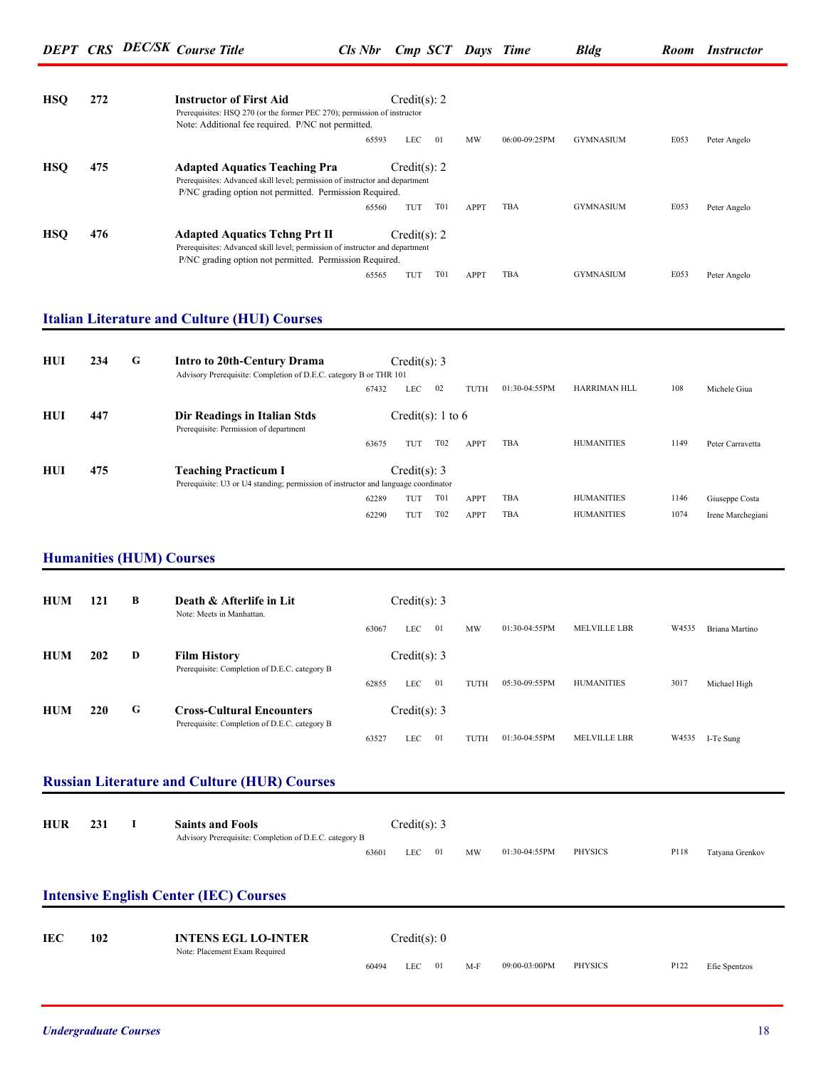| DEPT | CRS | DEC/SK | Course Title | Cls Nbr | Cmp | SCT | Days | Time | Bldg | Room | Instructor |
|---|---|---|---|---|---|---|---|---|---|---|---|
| **HSQ** | **272** | | **Instructor of First Aid** Credit(s): 2<br>Prerequisites: HSQ 270 (or the former PEC 270); permission of instructor<br>Note: Additional fee required. P/NC not permitted. | | | | | | | | |
| | | | | 65593 | LEC | 01 | MW | 06:00-09:25PM | GYMNASIUM | E053 | Peter Angelo |
| **HSQ** | **475** | | **Adapted Aquatics Teaching Pra** Credit(s): 2<br>Prerequisites: Advanced skill level; permission of instructor and department<br>P/NC grading option not permitted. Permission Required. | | | | | | | | |
| | | | | 65560 | TUT | T01 | APPT | TBA | GYMNASIUM | E053 | Peter Angelo |
| **HSQ** | **476** | | **Adapted Aquatics Tchng Prt II** Credit(s): 2<br>Prerequisites: Advanced skill level; permission of instructor and department<br>P/NC grading option not permitted. Permission Required. | | | | | | | | |
| | | | | 65565 | TUT | T01 | APPT | TBA | GYMNASIUM | E053 | Peter Angelo |

## Italian Literature and Culture (HUI) Courses

| DEPT | CRS | DEC/SK | Course Title | Cls Nbr | Cmp | SCT | Days | Time | Bldg | Room | Instructor |
|---|---|---|---|---|---|---|---|---|---|---|---|
| **HUI** | **234** | **G** | **Intro to 20th-Century Drama** Credit(s): 3<br>Advisory Prerequisite: Completion of D.E.C. category B or THR 101 | | | | | | | | |
| | | | | 67432 | LEC | 02 | TUTH | 01:30-04:55PM | HARRIMAN HLL | 108 | Michele Giua |
| **HUI** | **447** | | **Dir Readings in Italian Stds** Credit(s): 1 to 6<br>Prerequisite: Permission of department | | | | | | | | |
| | | | | 63675 | TUT | T02 | APPT | TBA | HUMANITIES | 1149 | Peter Carravetta |
| **HUI** | **475** | | **Teaching Practicum I** Credit(s): 3<br>Prerequisite: U3 or U4 standing; permission of instructor and language coordinator | | | | | | | | |
| | | | | 62289 | TUT | T01 | APPT | TBA | HUMANITIES | 1146 | Giuseppe Costa |
| | | | | 62290 | TUT | T02 | APPT | TBA | HUMANITIES | 1074 | Irene Marchegiani |

## Humanities (HUM) Courses

| DEPT | CRS | DEC/SK | Course Title | Cls Nbr | Cmp | SCT | Days | Time | Bldg | Room | Instructor |
|---|---|---|---|---|---|---|---|---|---|---|---|
| **HUM** | **121** | **B** | **Death & Afterlife in Lit** Credit(s): 3<br>Note: Meets in Manhattan. | | | | | | | | |
| | | | | 63067 | LEC | 01 | MW | 01:30-04:55PM | MELVILLE LBR | W4535 | Briana Martino |
| **HUM** | **202** | **D** | **Film History** Credit(s): 3<br>Prerequisite: Completion of D.E.C. category B | | | | | | | | |
| | | | | 62855 | LEC | 01 | TUTH | 05:30-09:55PM | HUMANITIES | 3017 | Michael High |
| **HUM** | **220** | **G** | **Cross-Cultural Encounters** Credit(s): 3<br>Prerequisite: Completion of D.E.C. category B | | | | | | | | |
| | | | | 63527 | LEC | 01 | TUTH | 01:30-04:55PM | MELVILLE LBR | W4535 | I-Te Sung |

## Russian Literature and Culture (HUR) Courses

| DEPT | CRS | DEC/SK | Course Title | Cls Nbr | Cmp | SCT | Days | Time | Bldg | Room | Instructor |
|---|---|---|---|---|---|---|---|---|---|---|---|
| **HUR** | **231** | **I** | **Saints and Fools** Credit(s): 3<br>Advisory Prerequisite: Completion of D.E.C. category B | | | | | | | | |
| | | | | 63601 | LEC | 01 | MW | 01:30-04:55PM | PHYSICS | P118 | Tatyana Grenkov |

## Intensive English Center (IEC) Courses

| DEPT | CRS | DEC/SK | Course Title | Cls Nbr | Cmp | SCT | Days | Time | Bldg | Room | Instructor |
|---|---|---|---|---|---|---|---|---|---|---|---|
| **IEC** | **102** | | **INTENS EGL LO-INTER** Credit(s): 0<br>Note: Placement Exam Required | | | | | | | | |
| | | | | 60494 | LEC | 01 | M-F | 09:00-03:00PM | PHYSICS | P122 | Efie Spentzos |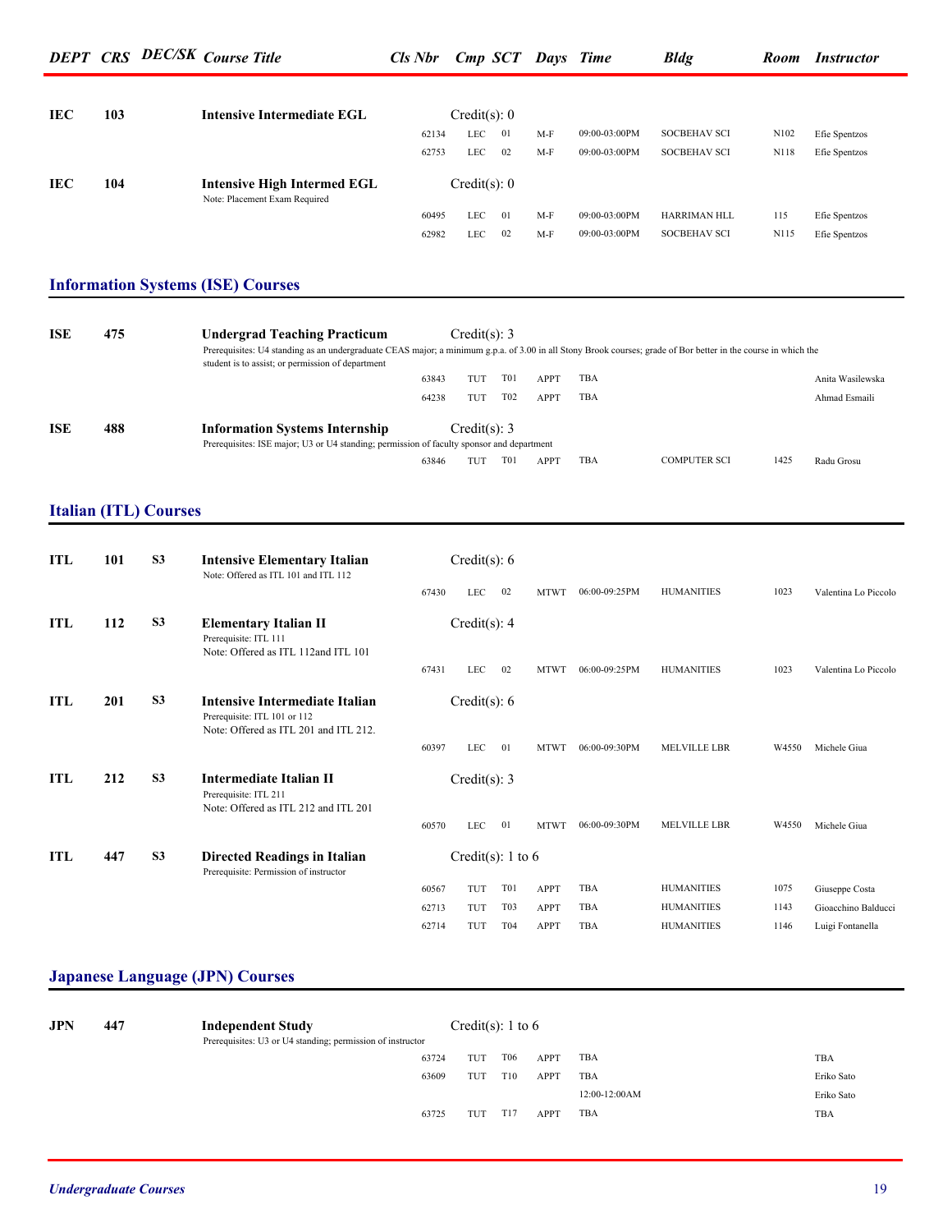| DEPT | CRS | DEC/SK | Course Title | Cls Nbr | Cmp | SCT | Days | Time | Bldg | Room | Instructor |
|---|---|---|---|---|---|---|---|---|---|---|---|
| IEC | 103 | | **Intensive Intermediate EGL** | Credit(s): 0 | | | | | | | |
| | | | | 62134 | LEC | 01 | M-F | 09:00-03:00PM | SOCBEHAV SCI | N102 | Efie Spentzos |
| | | | | 62753 | LEC | 02 | M-F | 09:00-03:00PM | SOCBEHAV SCI | N118 | Efie Spentzos |
| IEC | 104 | | **Intensive High Intermed EGL** Note: Placement Exam Required | Credit(s): 0 | | | | | | | |
| | | | | 60495 | LEC | 01 | M-F | 09:00-03:00PM | HARRIMAN HLL | 115 | Efie Spentzos |
| | | | | 62982 | LEC | 02 | M-F | 09:00-03:00PM | SOCBEHAV SCI | N115 | Efie Spentzos |

## Information Systems (ISE) Courses

| DEPT | CRS | DEC/SK | Course Title | Cls Nbr | Cmp | SCT | Days | Time | Bldg | Room | Instructor |
|---|---|---|---|---|---|---|---|---|---|---|---|
| ISE | 475 | | **Undergrad Teaching Practicum** Prerequisites: U4 standing as an undergraduate CEAS major; a minimum g.p.a. of 3.00 in all Stony Brook courses; grade of Bor better in the course in which the student is to assist; or permission of department | Credit(s): 3 | | | | | | | |
| | | | | 63843 | TUT | T01 | APPT | TBA | | | Anita Wasilewska |
| | | | | 64238 | TUT | T02 | APPT | TBA | | | Ahmad Esmaili |
| ISE | 488 | | **Information Systems Internship** Prerequisites: ISE major; U3 or U4 standing; permission of faculty sponsor and department | Credit(s): 3 | | | | | | | |
| | | | | 63846 | TUT | T01 | APPT | TBA | COMPUTER SCI | 1425 | Radu Grosu |

## Italian (ITL) Courses

| DEPT | CRS | DEC/SK | Course Title | Cls Nbr | Cmp | SCT | Days | Time | Bldg | Room | Instructor |
|---|---|---|---|---|---|---|---|---|---|---|---|
| ITL | 101 | S3 | **Intensive Elementary Italian** Note: Offered as ITL 101 and ITL 112 | Credit(s): 6 | | | | | | | |
| | | | | 67430 | LEC | 02 | MTWT | 06:00-09:25PM | HUMANITIES | 1023 | Valentina Lo Piccolo |
| ITL | 112 | S3 | **Elementary Italian II** Prerequisite: ITL 111 Note: Offered as ITL 112and ITL 101 | Credit(s): 4 | | | | | | | |
| | | | | 67431 | LEC | 02 | MTWT | 06:00-09:25PM | HUMANITIES | 1023 | Valentina Lo Piccolo |
| ITL | 201 | S3 | **Intensive Intermediate Italian** Prerequisite: ITL 101 or 112 Note: Offered as ITL 201 and ITL 212. | Credit(s): 6 | | | | | | | |
| | | | | 60397 | LEC | 01 | MTWT | 06:00-09:30PM | MELVILLE LBR | W4550 | Michele Giua |
| ITL | 212 | S3 | **Intermediate Italian II** Prerequisite: ITL 211 Note: Offered as ITL 212 and ITL 201 | Credit(s): 3 | | | | | | | |
| | | | | 60570 | LEC | 01 | MTWT | 06:00-09:30PM | MELVILLE LBR | W4550 | Michele Giua |
| ITL | 447 | S3 | **Directed Readings in Italian** Prerequisite: Permission of instructor | Credit(s): 1 to 6 | | | | | | | |
| | | | | 60567 | TUT | T01 | APPT | TBA | HUMANITIES | 1075 | Giuseppe Costa |
| | | | | 62713 | TUT | T03 | APPT | TBA | HUMANITIES | 1143 | Gioacchino Balducci |
| | | | | 62714 | TUT | T04 | APPT | TBA | HUMANITIES | 1146 | Luigi Fontanella |

## Japanese Language (JPN) Courses

| DEPT | CRS | DEC/SK | Course Title | Cls Nbr | Cmp | SCT | Days | Time | Bldg | Room | Instructor |
|---|---|---|---|---|---|---|---|---|---|---|---|
| JPN | 447 | | **Independent Study** Prerequisites: U3 or U4 standing; permission of instructor | Credit(s): 1 to 6 | | | | | | | |
| | | | | 63724 | TUT | T06 | APPT | TBA | | | TBA |
| | | | | 63609 | TUT | T10 | APPT | TBA | | | Eriko Sato |
| | | | | | | | | 12:00-12:00AM | | | Eriko Sato |
| | | | | 63725 | TUT | T17 | APPT | TBA | | | TBA |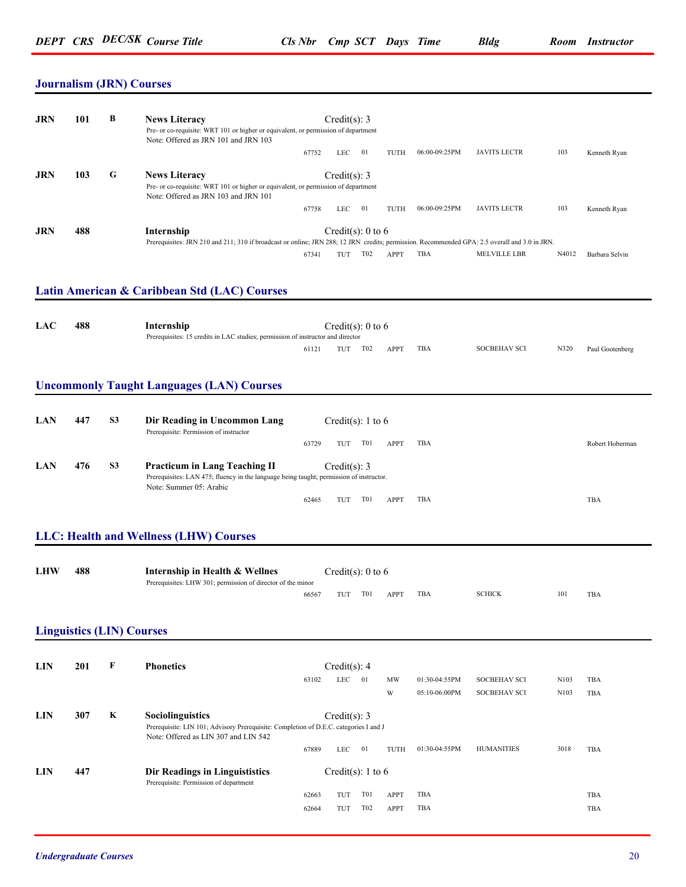| DEPT | CRS | DEC/SK | Course Title | Cls Nbr | Cmp | SCT | Days | Time | Bldg | Room | Instructor |
|---|---|---|---|---|---|---|---|---|---|---|---|

## Journalism (JRN) Courses

| DEPT | CRS | DEC/SK | Course Title | Cls Nbr | Cmp | SCT | Days | Time | Bldg | Room | Instructor |
|---|---|---|---|---|---|---|---|---|---|---|---|
| **JRN** | **101** | **B** | **News Literacy** Credit(s): 3<br>Pre- or co-requisite: WRT 101 or higher or equivalent, or permission of department<br>Note: Offered as JRN 101 and JRN 103 | | | | | | | | |
| | | | | 67752 | LEC | 01 | TUTH | 06:00-09:25PM | JAVITS LECTR | 103 | Kenneth Ryan |
| **JRN** | **103** | **G** | **News Literacy** Credit(s): 3<br>Pre- or co-requisite: WRT 101 or higher or equivalent, or permission of department<br>Note: Offered as JRN 103 and JRN 101 | | | | | | | | |
| | | | | 67758 | LEC | 01 | TUTH | 06:00-09:25PM | JAVITS LECTR | 103 | Kenneth Ryan |
| **JRN** | **488** | | **Internship** Credit(s): 0 to 6<br>Prerequisites: JRN 210 and 211; 310 if broadcast or online; JRN 288; 12 JRN credits; permission. Recommended GPA: 2.5 overall and 3.0 in JRN. | | | | | | | | |
| | | | | 67341 | TUT | T02 | APPT | TBA | MELVILLE LBR | N4012 | Barbara Selvin |

## Latin American & Caribbean Std (LAC) Courses

| DEPT | CRS | DEC/SK | Course Title | Cls Nbr | Cmp | SCT | Days | Time | Bldg | Room | Instructor |
|---|---|---|---|---|---|---|---|---|---|---|---|
| **LAC** | **488** | | **Internship** Credit(s): 0 to 6<br>Prerequisites: 15 credits in LAC studies; permission of instructor and director | | | | | | | | |
| | | | | 61121 | TUT | T02 | APPT | TBA | SOCBEHAV SCI | N320 | Paul Gootenberg |

## Uncommonly Taught Languages (LAN) Courses

| DEPT | CRS | DEC/SK | Course Title | Cls Nbr | Cmp | SCT | Days | Time | Bldg | Room | Instructor |
|---|---|---|---|---|---|---|---|---|---|---|---|
| **LAN** | **447** | **S3** | **Dir Reading in Uncommon Lang** Credit(s): 1 to 6<br>Prerequisite: Permission of instructor | | | | | | | | |
| | | | | 63729 | TUT | T01 | APPT | TBA | | | Robert Hoberman |
| **LAN** | **476** | **S3** | **Practicum in Lang Teaching II** Credit(s): 3<br>Prerequisites: LAN 475; fluency in the language being taught; permission of instructor.<br>Note: Summer 05: Arabic | | | | | | | | |
| | | | | 62465 | TUT | T01 | APPT | TBA | | | TBA |

## LLC: Health and Wellness (LHW) Courses

| DEPT | CRS | DEC/SK | Course Title | Cls Nbr | Cmp | SCT | Days | Time | Bldg | Room | Instructor |
|---|---|---|---|---|---|---|---|---|---|---|---|
| **LHW** | **488** | | **Internship in Health & Wellnes** Credit(s): 0 to 6<br>Prerequisites: LHW 301; permission of director of the minor | | | | | | | | |
| | | | | 66567 | TUT | T01 | APPT | TBA | SCHICK | 101 | TBA |

## Linguistics (LIN) Courses

| DEPT | CRS | DEC/SK | Course Title | Cls Nbr | Cmp | SCT | Days | Time | Bldg | Room | Instructor |
|---|---|---|---|---|---|---|---|---|---|---|---|
| **LIN** | **201** | **F** | **Phonetics** Credit(s): 4 | | | | | | | | |
| | | | | 63102 | LEC | 01 | MW | 01:30-04:55PM | SOCBEHAV SCI | N103 | TBA |
| | | | | | | | W | 05:10-06:00PM | SOCBEHAV SCI | N103 | TBA |
| **LIN** | **307** | **K** | **Sociolinguistics** Credit(s): 3<br>Prerequisite: LIN 101; Advisory Prerequisite: Completion of D.E.C. categories I and J<br>Note: Offered as LIN 307 and LIN 542 | | | | | | | | |
| | | | | 67889 | LEC | 01 | TUTH | 01:30-04:55PM | HUMANITIES | 3018 | TBA |
| **LIN** | **447** | | **Dir Readings in Linguististics** Credit(s): 1 to 6<br>Prerequisite: Permission of department | | | | | | | | |
| | | | | 62663 | TUT | T01 | APPT | TBA | | | TBA |
| | | | | 62664 | TUT | T02 | APPT | TBA | | | TBA |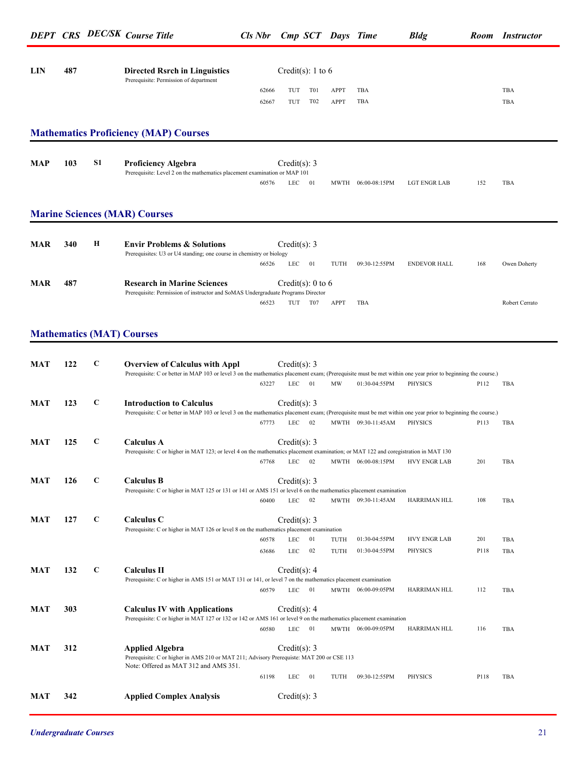| DEPT | CRS | DEC/SK | Course Title | Cls Nbr | Cmp | SCT | Days | Time | Bldg | Room | Instructor |
|---|---|---|---|---|---|---|---|---|---|---|---|
| LIN | 487 | | **Directed Rsrch in Linguistics** | Credit(s): 1 to 6 | | | | | | | |
| | | | Prerequisite: Permission of department | | | | | | | | |
| | | | | 62666 | TUT | T01 | APPT | TBA | | | TBA |
| | | | | 62667 | TUT | T02 | APPT | TBA | | | TBA |

## Mathematics Proficiency (MAP) Courses

| DEPT | CRS | DEC/SK | Course Title | Cls Nbr | Cmp | SCT | Days | Time | Bldg | Room | Instructor |
|---|---|---|---|---|---|---|---|---|---|---|---|
| MAP | 103 | S1 | **Proficiency Algebra** | Credit(s): 3 | | | | | | | |
| | | | Prerequisite: Level 2 on the mathematics placement examination or MAP 101 | | | | | | | | |
| | | | | 60576 | LEC | 01 | MWTH | 06:00-08:15PM | LGT ENGR LAB | 152 | TBA |

## Marine Sciences (MAR) Courses

| DEPT | CRS | DEC/SK | Course Title | Cls Nbr | Cmp | SCT | Days | Time | Bldg | Room | Instructor |
|---|---|---|---|---|---|---|---|---|---|---|---|
| MAR | 340 | H | **Envir Problems & Solutions** | Credit(s): 3 | | | | | | | |
| | | | Prerequisites: U3 or U4 standing; one course in chemistry or biology | | | | | | | | |
| | | | | 66526 | LEC | 01 | TUTH | 09:30-12:55PM | ENDEVOR HALL | 168 | Owen Doherty |
| MAR | 487 | | **Research in Marine Sciences** | Credit(s): 0 to 6 | | | | | | | |
| | | | Prerequisite: Permission of instructor and SoMAS Undergraduate Programs Director | | | | | | | | |
| | | | | 66523 | TUT | T07 | APPT | TBA | | | Robert Cerrato |

## Mathematics (MAT) Courses

| DEPT | CRS | DEC/SK | Course Title | Cls Nbr | Cmp | SCT | Days | Time | Bldg | Room | Instructor |
|---|---|---|---|---|---|---|---|---|---|---|---|
| MAT | 122 | C | **Overview of Calculus with Appl** | Credit(s): 3 | | | | | | | |
| | | | Prerequisite: C or better in MAP 103 or level 3 on the mathematics placement exam; (Prerequisite must be met within one year prior to beginning the course.) | | | | | | | | |
| | | | | 63227 | LEC | 01 | MW | 01:30-04:55PM | PHYSICS | P112 | TBA |
| MAT | 123 | C | **Introduction to Calculus** | Credit(s): 3 | | | | | | | |
| | | | Prerequisite: C or better in MAP 103 or level 3 on the mathematics placement exam; (Prerequisite must be met within one year prior to beginning the course.) | | | | | | | | |
| | | | | 67773 | LEC | 02 | MWTH | 09:30-11:45AM | PHYSICS | P113 | TBA |
| MAT | 125 | C | **Calculus A** | Credit(s): 3 | | | | | | | |
| | | | Prerequisite: C or higher in MAT 123; or level 4 on the mathematics placement examination; or MAT 122 and coregistration in MAT 130 | | | | | | | | |
| | | | | 67768 | LEC | 02 | MWTH | 06:00-08:15PM | HVY ENGR LAB | 201 | TBA |
| MAT | 126 | C | **Calculus B** | Credit(s): 3 | | | | | | | |
| | | | Prerequisite: C or higher in MAT 125 or 131 or 141 or AMS 151 or level 6 on the mathematics placement examination | | | | | | | | |
| | | | | 60400 | LEC | 02 | MWTH | 09:30-11:45AM | HARRIMAN HLL | 108 | TBA |
| MAT | 127 | C | **Calculus C** | Credit(s): 3 | | | | | | | |
| | | | Prerequisite: C or higher in MAT 126 or level 8 on the mathematics placement examination | | | | | | | | |
| | | | | 60578 | LEC | 01 | TUTH | 01:30-04:55PM | HVY ENGR LAB | 201 | TBA |
| | | | | 63686 | LEC | 02 | TUTH | 01:30-04:55PM | PHYSICS | P118 | TBA |
| MAT | 132 | C | **Calculus II** | Credit(s): 4 | | | | | | | |
| | | | Prerequisite: C or higher in AMS 151 or MAT 131 or 141, or level 7 on the mathematics placement examination | | | | | | | | |
| | | | | 60579 | LEC | 01 | MWTH | 06:00-09:05PM | HARRIMAN HLL | 112 | TBA |
| MAT | 303 | | **Calculus IV with Applications** | Credit(s): 4 | | | | | | | |
| | | | Prerequisite: C or higher in MAT 127 or 132 or 142 or AMS 161 or level 9 on the mathematics placement examination | | | | | | | | |
| | | | | 60580 | LEC | 01 | MWTH | 06:00-09:05PM | HARRIMAN HLL | 116 | TBA |
| MAT | 312 | | **Applied Algebra** | Credit(s): 3 | | | | | | | |
| | | | Prerequisite: C or higher in AMS 210 or MAT 211; Advisory Prerequisite: MAT 200 or CSE 113<br>Note: Offered as MAT 312 and AMS 351. | | | | | | | | |
| | | | | 61198 | LEC | 01 | TUTH | 09:30-12:55PM | PHYSICS | P118 | TBA |
| MAT | 342 | | **Applied Complex Analysis** | Credit(s): 3 | | | | | | | |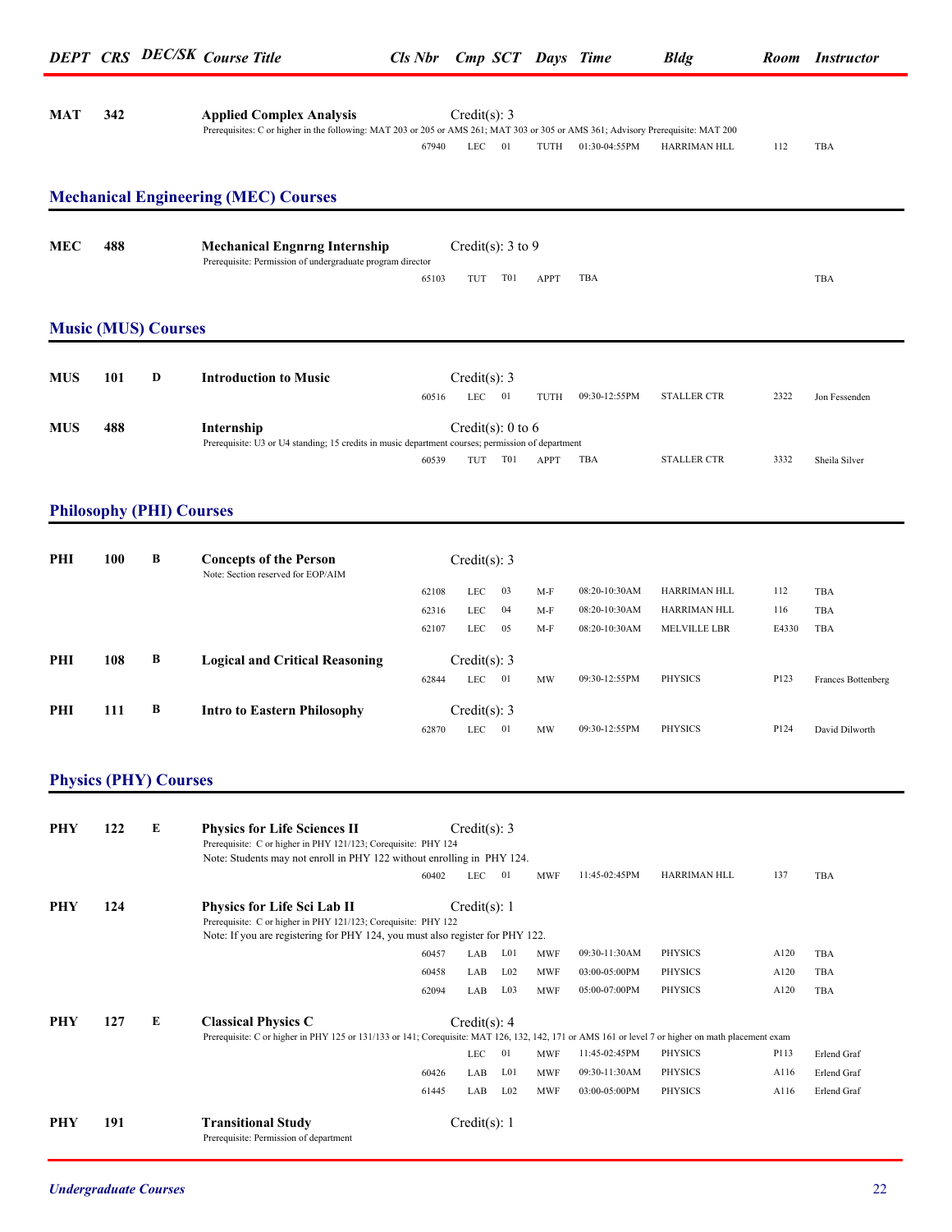| DEPT | CRS | DEC/SK | Course Title | Cls Nbr | Cmp | SCT | Days | Time | Bldg | Room | Instructor |
|---|---|---|---|---|---|---|---|---|---|---|---|
| **MAT** | **342** | | **Applied Complex Analysis** | Credit(s): 3 | | | | | | | |
| | | | Prerequisites: C or higher in the following: MAT 203 or 205 or AMS 261; MAT 303 or 305 or AMS 361; Advisory Prerequisite: MAT 200 | | | | | | | | |
| | | | | 67940 | LEC | 01 | TUTH | 01:30-04:55PM | HARRIMAN HLL | 112 | TBA |

## Mechanical Engineering (MEC) Courses

| DEPT | CRS | DEC/SK | Course Title | Cls Nbr | Cmp | SCT | Days | Time | Bldg | Room | Instructor |
|---|---|---|---|---|---|---|---|---|---|---|---|
| **MEC** | **488** | | **Mechanical Engnrng Internship** | Credit(s): 3 to 9 | | | | | | | |
| | | | Prerequisite: Permission of undergraduate program director | | | | | | | | |
| | | | | 65103 | TUT | T01 | APPT | TBA | | | TBA |

## Music (MUS) Courses

| DEPT | CRS | DEC/SK | Course Title | Cls Nbr | Cmp | SCT | Days | Time | Bldg | Room | Instructor |
|---|---|---|---|---|---|---|---|---|---|---|---|
| **MUS** | **101** | **D** | **Introduction to Music** | Credit(s): 3 | | | | | | | |
| | | | | 60516 | LEC | 01 | TUTH | 09:30-12:55PM | STALLER CTR | 2322 | Jon Fessenden |
| **MUS** | **488** | | **Internship** | Credit(s): 0 to 6 | | | | | | | |
| | | | Prerequisite: U3 or U4 standing; 15 credits in music department courses; permission of department | | | | | | | | |
| | | | | 60539 | TUT | T01 | APPT | TBA | STALLER CTR | 3332 | Sheila Silver |

## Philosophy (PHI) Courses

| DEPT | CRS | DEC/SK | Course Title | Cls Nbr | Cmp | SCT | Days | Time | Bldg | Room | Instructor |
|---|---|---|---|---|---|---|---|---|---|---|---|
| **PHI** | **100** | **B** | **Concepts of the Person** | Credit(s): 3 | | | | | | | |
| | | | Note: Section reserved for EOP/AIM | | | | | | | | |
| | | | | 62108 | LEC | 03 | M-F | 08:20-10:30AM | HARRIMAN HLL | 112 | TBA |
| | | | | 62316 | LEC | 04 | M-F | 08:20-10:30AM | HARRIMAN HLL | 116 | TBA |
| | | | | 62107 | LEC | 05 | M-F | 08:20-10:30AM | MELVILLE LBR | E4330 | TBA |
| **PHI** | **108** | **B** | **Logical and Critical Reasoning** | Credit(s): 3 | | | | | | | |
| | | | | 62844 | LEC | 01 | MW | 09:30-12:55PM | PHYSICS | P123 | Frances Bottenberg |
| **PHI** | **111** | **B** | **Intro to Eastern Philosophy** | Credit(s): 3 | | | | | | | |
| | | | | 62870 | LEC | 01 | MW | 09:30-12:55PM | PHYSICS | P124 | David Dilworth |

## Physics (PHY) Courses

| DEPT | CRS | DEC/SK | Course Title | Cls Nbr | Cmp | SCT | Days | Time | Bldg | Room | Instructor |
|---|---|---|---|---|---|---|---|---|---|---|---|
| **PHY** | **122** | **E** | **Physics for Life Sciences II** | Credit(s): 3 | | | | | | | |
| | | | Prerequisite: C or higher in PHY 121/123; Corequisite: PHY 124 | | | | | | | | |
| | | | Note: Students may not enroll in PHY 122 without enrolling in PHY 124. | | | | | | | | |
| | | | | 60402 | LEC | 01 | MWF | 11:45-02:45PM | HARRIMAN HLL | 137 | TBA |
| **PHY** | **124** | | **Physics for Life Sci Lab II** | Credit(s): 1 | | | | | | | |
| | | | Prerequisite: C or higher in PHY 121/123; Corequisite: PHY 122 | | | | | | | | |
| | | | Note: If you are registering for PHY 124, you must also register for PHY 122. | | | | | | | | |
| | | | | 60457 | LAB | L01 | MWF | 09:30-11:30AM | PHYSICS | A120 | TBA |
| | | | | 60458 | LAB | L02 | MWF | 03:00-05:00PM | PHYSICS | A120 | TBA |
| | | | | 62094 | LAB | L03 | MWF | 05:00-07:00PM | PHYSICS | A120 | TBA |
| **PHY** | **127** | **E** | **Classical Physics C** | Credit(s): 4 | | | | | | | |
| | | | Prerequisite: C or higher in PHY 125 or 131/133 or 141; Corequisite: MAT 126, 132, 142, 171 or AMS 161 or level 7 or higher on math placement exam | | | | | | | | |
| | | | | | LEC | 01 | MWF | 11:45-02:45PM | PHYSICS | P113 | Erlend Graf |
| | | | | 60426 | LAB | L01 | MWF | 09:30-11:30AM | PHYSICS | A116 | Erlend Graf |
| | | | | 61445 | LAB | L02 | MWF | 03:00-05:00PM | PHYSICS | A116 | Erlend Graf |
| **PHY** | **191** | | **Transitional Study** | Credit(s): 1 | | | | | | | |
| | | | Prerequisite: Permission of department | | | | | | | | |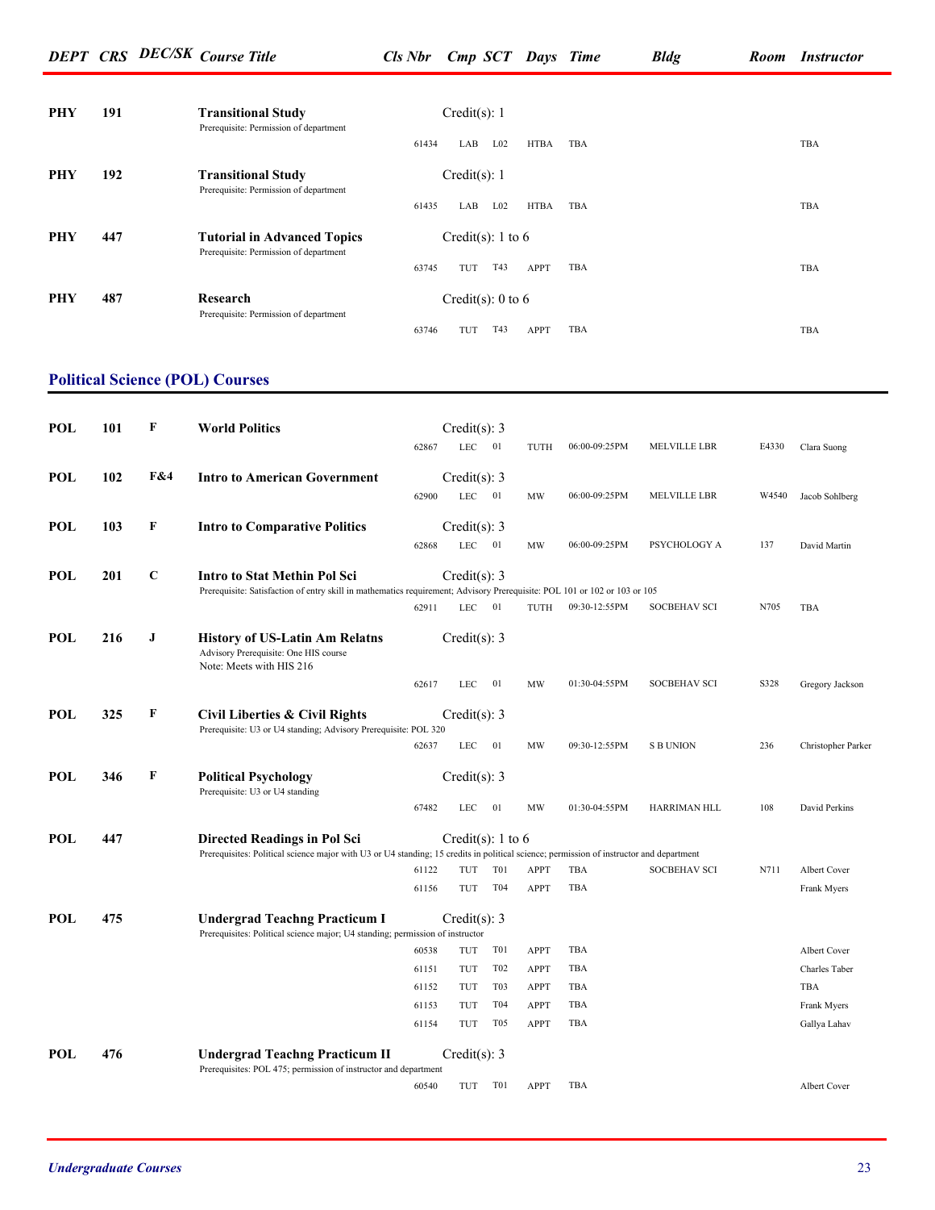| DEPT | CRS | DEC/SK | Course Title | Cls Nbr | Cmp | SCT | Days | Time | Bldg | Room | Instructor |
|---|---|---|---|---|---|---|---|---|---|---|---|
| PHY | 191 | | **Transitional Study** | Credit(s): 1 | | | | | | | |
| | | | Prerequisite: Permission of department | | | | | | | | |
| | | | | 61434 | LAB | L02 | HTBA | TBA | | | TBA |
| PHY | 192 | | **Transitional Study** | Credit(s): 1 | | | | | | | |
| | | | Prerequisite: Permission of department | | | | | | | | |
| | | | | 61435 | LAB | L02 | HTBA | TBA | | | TBA |
| PHY | 447 | | **Tutorial in Advanced Topics** | Credit(s): 1 to 6 | | | | | | | |
| | | | Prerequisite: Permission of department | | | | | | | | |
| | | | | 63745 | TUT | T43 | APPT | TBA | | | TBA |
| PHY | 487 | | **Research** | Credit(s): 0 to 6 | | | | | | | |
| | | | Prerequisite: Permission of department | | | | | | | | |
| | | | | 63746 | TUT | T43 | APPT | TBA | | | TBA |

## Political Science (POL) Courses

| DEPT | CRS | DEC/SK | Course Title | Cls Nbr | Cmp | SCT | Days | Time | Bldg | Room | Instructor |
|---|---|---|---|---|---|---|---|---|---|---|---|
| POL | 101 | F | **World Politics** | Credit(s): 3 | | | | | | | |
| | | | | 62867 | LEC | 01 | TUTH | 06:00-09:25PM | MELVILLE LBR | E4330 | Clara Suong |
| POL | 102 | F&4 | **Intro to American Government** | Credit(s): 3 | | | | | | | |
| | | | | 62900 | LEC | 01 | MW | 06:00-09:25PM | MELVILLE LBR | W4540 | Jacob Sohlberg |
| POL | 103 | F | **Intro to Comparative Politics** | Credit(s): 3 | | | | | | | |
| | | | | 62868 | LEC | 01 | MW | 06:00-09:25PM | PSYCHOLOGY A | 137 | David Martin |
| POL | 201 | C | **Intro to Stat Methin Pol Sci** | Credit(s): 3 | | | | | | | |
| | | | Prerequisite: Satisfaction of entry skill in mathematics requirement; Advisory Prerequisite: POL 101 or 102 or 103 or 105 | | | | | | | | |
| | | | | 62911 | LEC | 01 | TUTH | 09:30-12:55PM | SOCBEHAV SCI | N705 | TBA |
| POL | 216 | J | **History of US-Latin Am Relatns** | Credit(s): 3 | | | | | | | |
| | | | Advisory Prerequisite: One HIS course; Note: Meets with HIS 216 | | | | | | | | |
| | | | | 62617 | LEC | 01 | MW | 01:30-04:55PM | SOCBEHAV SCI | S328 | Gregory Jackson |
| POL | 325 | F | **Civil Liberties & Civil Rights** | Credit(s): 3 | | | | | | | |
| | | | Prerequisite: U3 or U4 standing; Advisory Prerequisite: POL 320 | | | | | | | | |
| | | | | 62637 | LEC | 01 | MW | 09:30-12:55PM | S B UNION | 236 | Christopher Parker |
| POL | 346 | F | **Political Psychology** | Credit(s): 3 | | | | | | | |
| | | | Prerequisite: U3 or U4 standing | | | | | | | | |
| | | | | 67482 | LEC | 01 | MW | 01:30-04:55PM | HARRIMAN HLL | 108 | David Perkins |
| POL | 447 | | **Directed Readings in Pol Sci** | Credit(s): 1 to 6 | | | | | | | |
| | | | Prerequisites: Political science major with U3 or U4 standing; 15 credits in political science; permission of instructor and department | | | | | | | | |
| | | | | 61122 | TUT | T01 | APPT | TBA | SOCBEHAV SCI | N711 | Albert Cover |
| | | | | 61156 | TUT | T04 | APPT | TBA | | | Frank Myers |
| POL | 475 | | **Undergrad Teachng Practicum I** | Credit(s): 3 | | | | | | | |
| | | | Prerequisites: Political science major; U4 standing; permission of instructor | | | | | | | | |
| | | | | 60538 | TUT | T01 | APPT | TBA | | | Albert Cover |
| | | | | 61151 | TUT | T02 | APPT | TBA | | | Charles Taber |
| | | | | 61152 | TUT | T03 | APPT | TBA | | | TBA |
| | | | | 61153 | TUT | T04 | APPT | TBA | | | Frank Myers |
| | | | | 61154 | TUT | T05 | APPT | TBA | | | Gallya Lahav |
| POL | 476 | | **Undergrad Teachng Practicum II** | Credit(s): 3 | | | | | | | |
| | | | Prerequisites: POL 475; permission of instructor and department | | | | | | | | |
| | | | | 60540 | TUT | T01 | APPT | TBA | | | Albert Cover |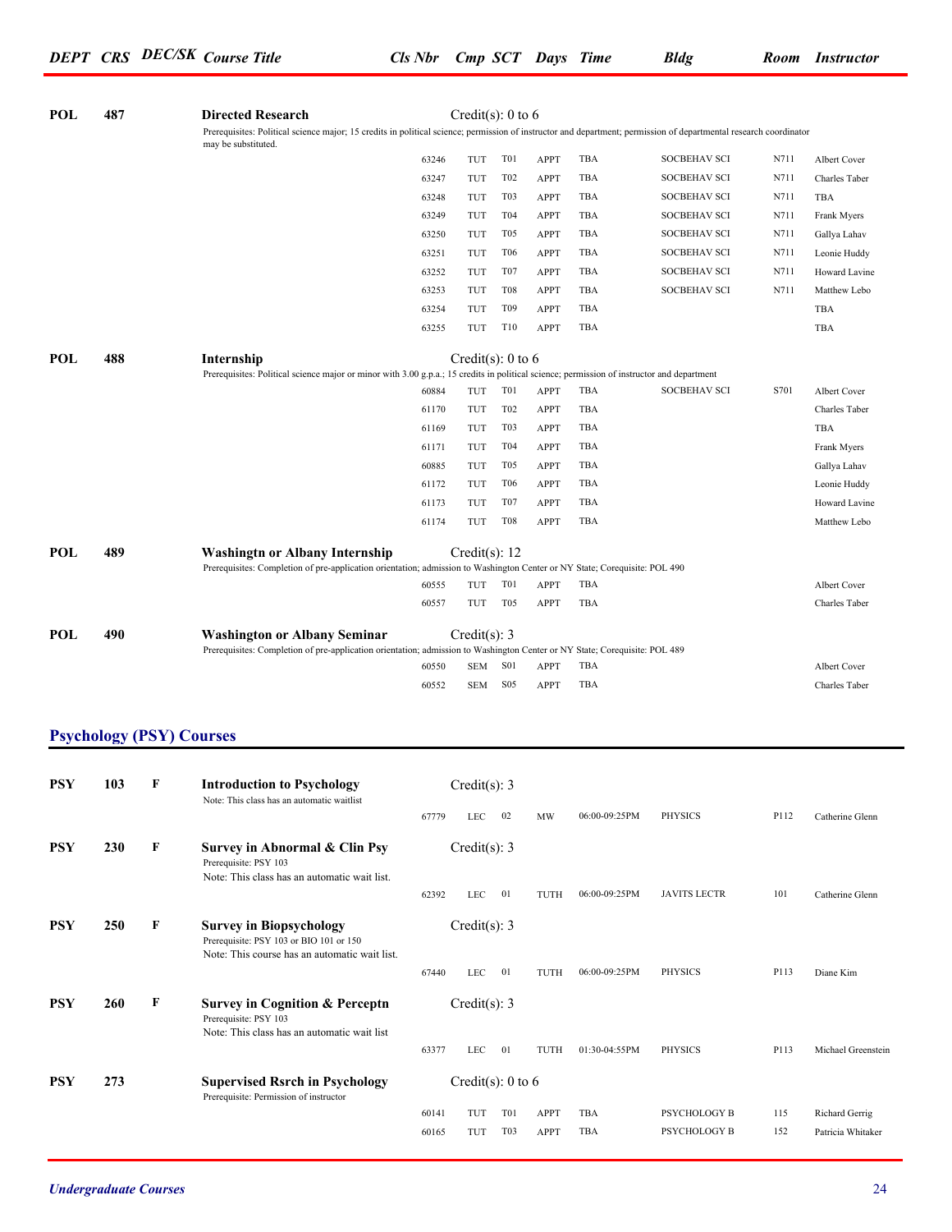| DEPT | CRS | DEC/SK | Course Title | Cls Nbr | Cmp | SCT | Days | Time | Bldg | Room | Instructor |
|---|---|---|---|---|---|---|---|---|---|---|---|
| POL | 487 | | **Directed Research** | Credit(s): 0 to 6 | | | | | | | |
| | | | Prerequisites: Political science major; 15 credits in political science; permission of instructor and department; permission of departmental research coordinator may be substituted. | | | | | | | | |
| | | | | 63246 | TUT | T01 | APPT | TBA | SOCBEHAV SCI | N711 | Albert Cover |
| | | | | 63247 | TUT | T02 | APPT | TBA | SOCBEHAV SCI | N711 | Charles Taber |
| | | | | 63248 | TUT | T03 | APPT | TBA | SOCBEHAV SCI | N711 | TBA |
| | | | | 63249 | TUT | T04 | APPT | TBA | SOCBEHAV SCI | N711 | Frank Myers |
| | | | | 63250 | TUT | T05 | APPT | TBA | SOCBEHAV SCI | N711 | Gallya Lahav |
| | | | | 63251 | TUT | T06 | APPT | TBA | SOCBEHAV SCI | N711 | Leonie Huddy |
| | | | | 63252 | TUT | T07 | APPT | TBA | SOCBEHAV SCI | N711 | Howard Lavine |
| | | | | 63253 | TUT | T08 | APPT | TBA | SOCBEHAV SCI | N711 | Matthew Lebo |
| | | | | 63254 | TUT | T09 | APPT | TBA | | | TBA |
| | | | | 63255 | TUT | T10 | APPT | TBA | | | TBA |
| POL | 488 | | **Internship** | Credit(s): 0 to 6 | | | | | | | |
| | | | Prerequisites: Political science major or minor with 3.00 g.p.a.; 15 credits in political science; permission of instructor and department | | | | | | | | |
| | | | | 60884 | TUT | T01 | APPT | TBA | SOCBEHAV SCI | S701 | Albert Cover |
| | | | | 61170 | TUT | T02 | APPT | TBA | | | Charles Taber |
| | | | | 61169 | TUT | T03 | APPT | TBA | | | TBA |
| | | | | 61171 | TUT | T04 | APPT | TBA | | | Frank Myers |
| | | | | 60885 | TUT | T05 | APPT | TBA | | | Gallya Lahav |
| | | | | 61172 | TUT | T06 | APPT | TBA | | | Leonie Huddy |
| | | | | 61173 | TUT | T07 | APPT | TBA | | | Howard Lavine |
| | | | | 61174 | TUT | T08 | APPT | TBA | | | Matthew Lebo |
| POL | 489 | | **Washingtn or Albany Internship** | Credit(s): 12 | | | | | | | |
| | | | Prerequisites: Completion of pre-application orientation; admission to Washington Center or NY State; Corequisite: POL 490 | | | | | | | | |
| | | | | 60555 | TUT | T01 | APPT | TBA | | | Albert Cover |
| | | | | 60557 | TUT | T05 | APPT | TBA | | | Charles Taber |
| POL | 490 | | **Washington or Albany Seminar** | Credit(s): 3 | | | | | | | |
| | | | Prerequisites: Completion of pre-application orientation; admission to Washington Center or NY State; Corequisite: POL 489 | | | | | | | | |
| | | | | 60550 | SEM | S01 | APPT | TBA | | | Albert Cover |
| | | | | 60552 | SEM | S05 | APPT | TBA | | | Charles Taber |

## Psychology (PSY) Courses

| DEPT | CRS | DEC/SK | Course Title | Cls Nbr | Cmp | SCT | Days | Time | Bldg | Room | Instructor |
|---|---|---|---|---|---|---|---|---|---|---|---|
| PSY | 103 | F | **Introduction to Psychology** | Credit(s): 3 | | | | | | | |
| | | | Note: This class has an automatic waitlist | | | | | | | | |
| | | | | 67779 | LEC | 02 | MW | 06:00-09:25PM | PHYSICS | P112 | Catherine Glenn |
| PSY | 230 | F | **Survey in Abnormal & Clin Psy** | Credit(s): 3 | | | | | | | |
| | | | Prerequisite: PSY 103<br>Note: This class has an automatic wait list. | | | | | | | | |
| | | | | 62392 | LEC | 01 | TUTH | 06:00-09:25PM | JAVITS LECTR | 101 | Catherine Glenn |
| PSY | 250 | F | **Survey in Biopsychology** | Credit(s): 3 | | | | | | | |
| | | | Prerequisite: PSY 103 or BIO 101 or 150<br>Note: This course has an automatic wait list. | | | | | | | | |
| | | | | 67440 | LEC | 01 | TUTH | 06:00-09:25PM | PHYSICS | P113 | Diane Kim |
| PSY | 260 | F | **Survey in Cognition & Perceptn** | Credit(s): 3 | | | | | | | |
| | | | Prerequisite: PSY 103<br>Note: This class has an automatic wait list | | | | | | | | |
| | | | | 63377 | LEC | 01 | TUTH | 01:30-04:55PM | PHYSICS | P113 | Michael Greenstein |
| PSY | 273 | | **Supervised Rsrch in Psychology** | Credit(s): 0 to 6 | | | | | | | |
| | | | Prerequisite: Permission of instructor | | | | | | | | |
| | | | | 60141 | TUT | T01 | APPT | TBA | PSYCHOLOGY B | 115 | Richard Gerrig |
| | | | | 60165 | TUT | T03 | APPT | TBA | PSYCHOLOGY B | 152 | Patricia Whitaker |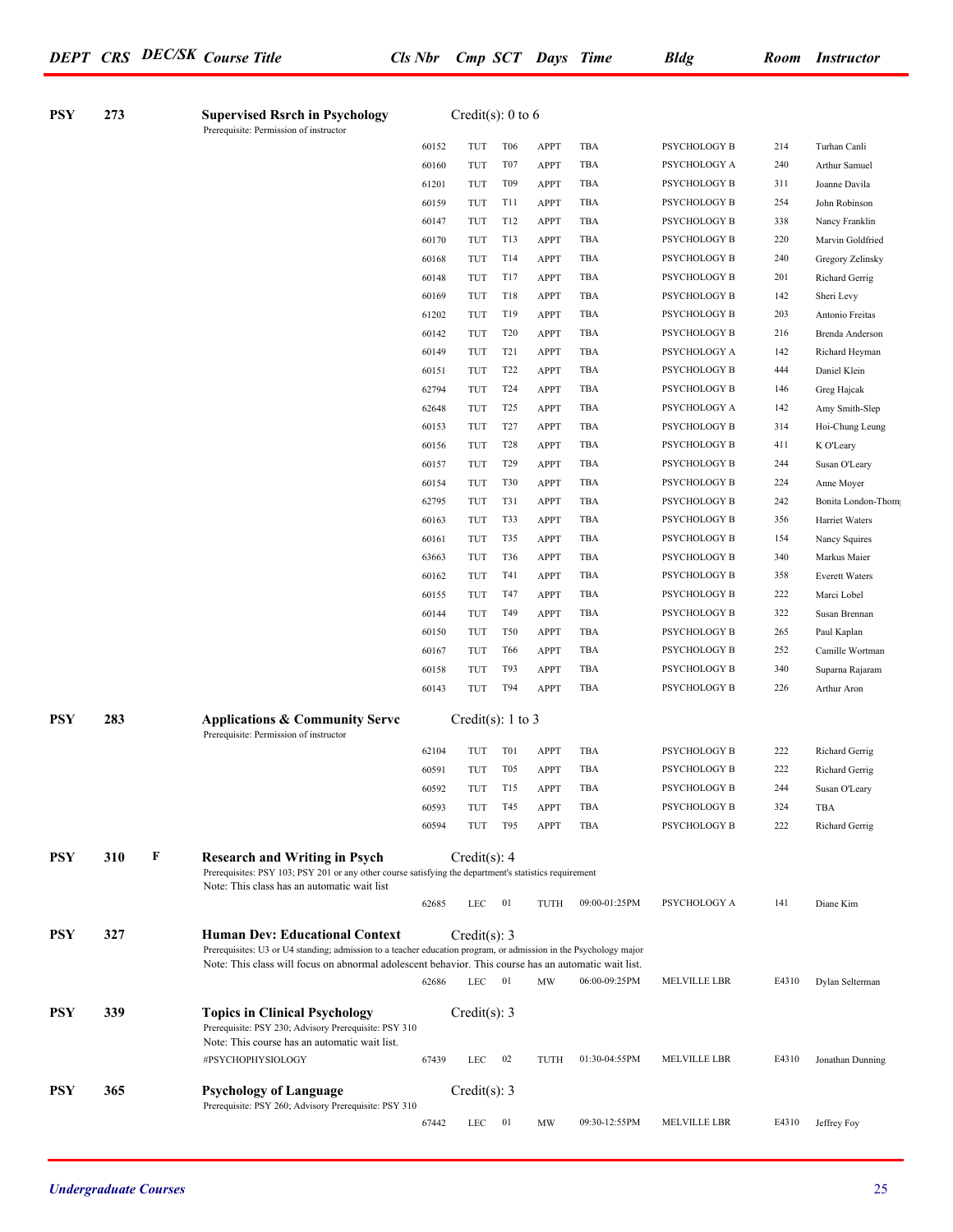| DEPT | CRS | DEC/SK | Course Title | Cls Nbr | Cmp | SCT | Days | Time | Bldg | Room | Instructor |
|---|---|---|---|---|---|---|---|---|---|---|---|
| **PSY** | **273** | | **Supervised Rsrch in Psychology** Prerequisite: Permission of instructor | Credit(s): 0 to 6 | | | | | | | |
| | | | | 60152 | TUT | T06 | APPT | TBA | PSYCHOLOGY B | 214 | Turhan Canli |
| | | | | 60160 | TUT | T07 | APPT | TBA | PSYCHOLOGY A | 240 | Arthur Samuel |
| | | | | 61201 | TUT | T09 | APPT | TBA | PSYCHOLOGY B | 311 | Joanne Davila |
| | | | | 60159 | TUT | T11 | APPT | TBA | PSYCHOLOGY B | 254 | John Robinson |
| | | | | 60147 | TUT | T12 | APPT | TBA | PSYCHOLOGY B | 338 | Nancy Franklin |
| | | | | 60170 | TUT | T13 | APPT | TBA | PSYCHOLOGY B | 220 | Marvin Goldfried |
| | | | | 60168 | TUT | T14 | APPT | TBA | PSYCHOLOGY B | 240 | Gregory Zelinsky |
| | | | | 60148 | TUT | T17 | APPT | TBA | PSYCHOLOGY B | 201 | Richard Gerrig |
| | | | | 60169 | TUT | T18 | APPT | TBA | PSYCHOLOGY B | 142 | Sheri Levy |
| | | | | 61202 | TUT | T19 | APPT | TBA | PSYCHOLOGY B | 203 | Antonio Freitas |
| | | | | 60142 | TUT | T20 | APPT | TBA | PSYCHOLOGY B | 216 | Brenda Anderson |
| | | | | 60149 | TUT | T21 | APPT | TBA | PSYCHOLOGY A | 142 | Richard Heyman |
| | | | | 60151 | TUT | T22 | APPT | TBA | PSYCHOLOGY B | 444 | Daniel Klein |
| | | | | 62794 | TUT | T24 | APPT | TBA | PSYCHOLOGY B | 146 | Greg Hajcak |
| | | | | 62648 | TUT | T25 | APPT | TBA | PSYCHOLOGY A | 142 | Amy Smith-Slep |
| | | | | 60153 | TUT | T27 | APPT | TBA | PSYCHOLOGY B | 314 | Hoi-Chung Leung |
| | | | | 60156 | TUT | T28 | APPT | TBA | PSYCHOLOGY B | 411 | K O'Leary |
| | | | | 60157 | TUT | T29 | APPT | TBA | PSYCHOLOGY B | 244 | Susan O'Leary |
| | | | | 60154 | TUT | T30 | APPT | TBA | PSYCHOLOGY B | 224 | Anne Moyer |
| | | | | 62795 | TUT | T31 | APPT | TBA | PSYCHOLOGY B | 242 | Bonita London-Thom |
| | | | | 60163 | TUT | T33 | APPT | TBA | PSYCHOLOGY B | 356 | Harriet Waters |
| | | | | 60161 | TUT | T35 | APPT | TBA | PSYCHOLOGY B | 154 | Nancy Squires |
| | | | | 63663 | TUT | T36 | APPT | TBA | PSYCHOLOGY B | 340 | Markus Maier |
| | | | | 60162 | TUT | T41 | APPT | TBA | PSYCHOLOGY B | 358 | Everett Waters |
| | | | | 60155 | TUT | T47 | APPT | TBA | PSYCHOLOGY B | 222 | Marci Lobel |
| | | | | 60144 | TUT | T49 | APPT | TBA | PSYCHOLOGY B | 322 | Susan Brennan |
| | | | | 60150 | TUT | T50 | APPT | TBA | PSYCHOLOGY B | 265 | Paul Kaplan |
| | | | | 60167 | TUT | T66 | APPT | TBA | PSYCHOLOGY B | 252 | Camille Wortman |
| | | | | 60158 | TUT | T93 | APPT | TBA | PSYCHOLOGY B | 340 | Suparna Rajaram |
| | | | | 60143 | TUT | T94 | APPT | TBA | PSYCHOLOGY B | 226 | Arthur Aron |
| **PSY** | **283** | | **Applications & Community Servc** Prerequisite: Permission of instructor | Credit(s): 1 to 3 | | | | | | | |
| | | | | 62104 | TUT | T01 | APPT | TBA | PSYCHOLOGY B | 222 | Richard Gerrig |
| | | | | 60591 | TUT | T05 | APPT | TBA | PSYCHOLOGY B | 222 | Richard Gerrig |
| | | | | 60592 | TUT | T15 | APPT | TBA | PSYCHOLOGY B | 244 | Susan O'Leary |
| | | | | 60593 | TUT | T45 | APPT | TBA | PSYCHOLOGY B | 324 | TBA |
| | | | | 60594 | TUT | T95 | APPT | TBA | PSYCHOLOGY B | 222 | Richard Gerrig |
| **PSY** | **310** | **F** | **Research and Writing in Psych** Prerequisites: PSY 103; PSY 201 or any other course satisfying the department's statistics requirement. Note: This class has an automatic wait list | Credit(s): 4 | | | | | | | |
| | | | | 62685 | LEC | 01 | TUTH | 09:00-01:25PM | PSYCHOLOGY A | 141 | Diane Kim |
| **PSY** | **327** | | **Human Dev: Educational Context** Prerequisites: U3 or U4 standing; admission to a teacher education program, or admission in the Psychology major. Note: This class will focus on abnormal adolescent behavior. This course has an automatic wait list. | Credit(s): 3 | | | | | | | |
| | | | | 62686 | LEC | 01 | MW | 06:00-09:25PM | MELVILLE LBR | E4310 | Dylan Selterman |
| **PSY** | **339** | | **Topics in Clinical Psychology** Prerequisite: PSY 230; Advisory Prerequisite: PSY 310. Note: This course has an automatic wait list. | Credit(s): 3 | | | | | | | |
| | | | #PSYCHOPHYSIOLOGY | 67439 | LEC | 02 | TUTH | 01:30-04:55PM | MELVILLE LBR | E4310 | Jonathan Dunning |
| **PSY** | **365** | | **Psychology of Language** Prerequisite: PSY 260; Advisory Prerequisite: PSY 310 | Credit(s): 3 | | | | | | | |
| | | | | 67442 | LEC | 01 | MW | 09:30-12:55PM | MELVILLE LBR | E4310 | Jeffrey Foy |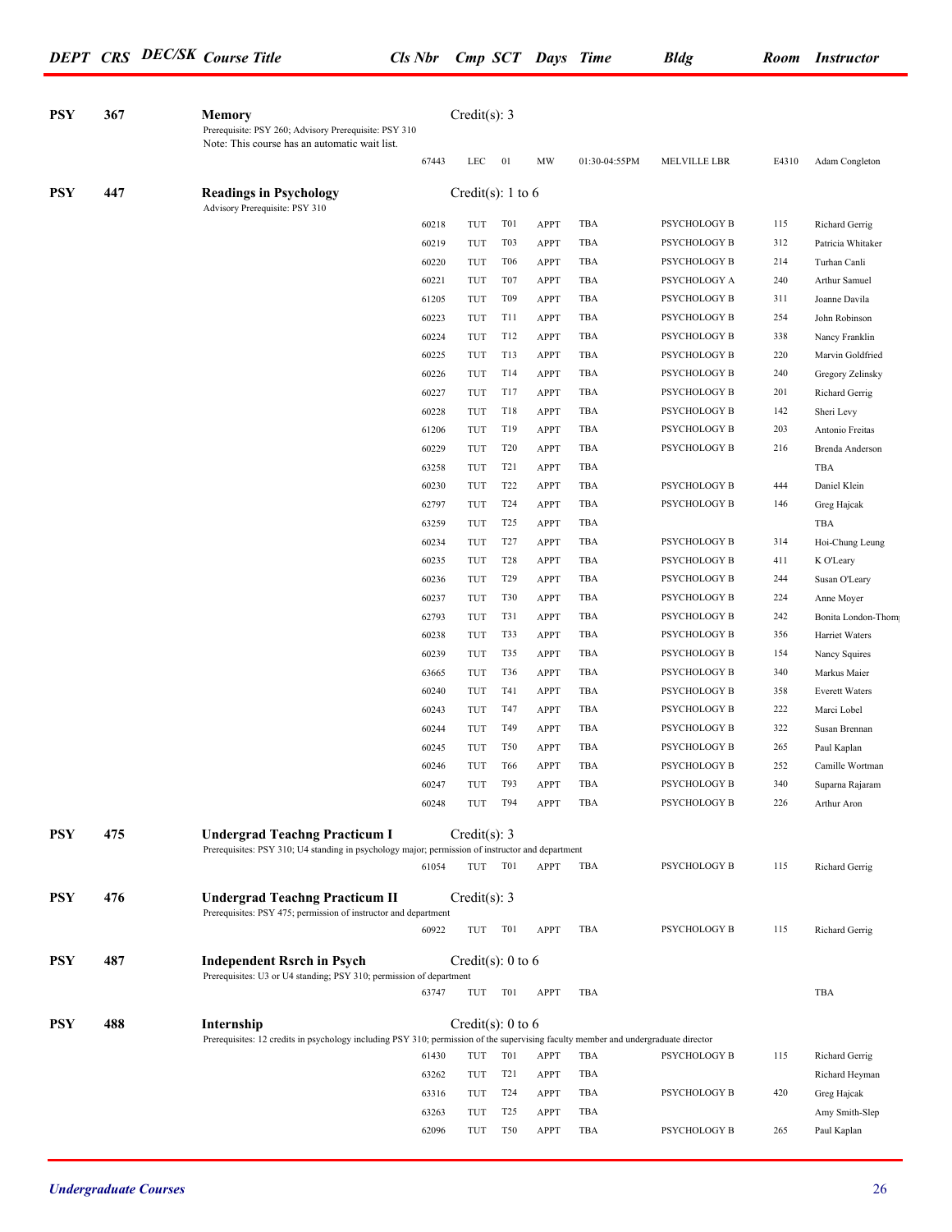| DEPT | CRS | DEC/SK | Course Title | Cls Nbr | Cmp | SCT | Days | Time | Bldg | Room | Instructor |
|---|---|---|---|---|---|---|---|---|---|---|---|
| **PSY** | **367** | | **Memory** Prerequisite: PSY 260; Advisory Prerequisite: PSY 310 Note: This course has an automatic wait list. | Credit(s): 3 | | | | | | | |
| | | | | 67443 | LEC | 01 | MW | 01:30-04:55PM | MELVILLE LBR | E4310 | Adam Congleton |
| **PSY** | **447** | | **Readings in Psychology** Advisory Prerequisite: PSY 310 | Credit(s): 1 to 6 | | | | | | | |
| | | | | 60218 | TUT | T01 | APPT | TBA | PSYCHOLOGY B | 115 | Richard Gerrig |
| | | | | 60219 | TUT | T03 | APPT | TBA | PSYCHOLOGY B | 312 | Patricia Whitaker |
| | | | | 60220 | TUT | T06 | APPT | TBA | PSYCHOLOGY B | 214 | Turhan Canli |
| | | | | 60221 | TUT | T07 | APPT | TBA | PSYCHOLOGY A | 240 | Arthur Samuel |
| | | | | 61205 | TUT | T09 | APPT | TBA | PSYCHOLOGY B | 311 | Joanne Davila |
| | | | | 60223 | TUT | T11 | APPT | TBA | PSYCHOLOGY B | 254 | John Robinson |
| | | | | 60224 | TUT | T12 | APPT | TBA | PSYCHOLOGY B | 338 | Nancy Franklin |
| | | | | 60225 | TUT | T13 | APPT | TBA | PSYCHOLOGY B | 220 | Marvin Goldfried |
| | | | | 60226 | TUT | T14 | APPT | TBA | PSYCHOLOGY B | 240 | Gregory Zelinsky |
| | | | | 60227 | TUT | T17 | APPT | TBA | PSYCHOLOGY B | 201 | Richard Gerrig |
| | | | | 60228 | TUT | T18 | APPT | TBA | PSYCHOLOGY B | 142 | Sheri Levy |
| | | | | 61206 | TUT | T19 | APPT | TBA | PSYCHOLOGY B | 203 | Antonio Freitas |
| | | | | 60229 | TUT | T20 | APPT | TBA | PSYCHOLOGY B | 216 | Brenda Anderson |
| | | | | 63258 | TUT | T21 | APPT | TBA | | | TBA |
| | | | | 60230 | TUT | T22 | APPT | TBA | PSYCHOLOGY B | 444 | Daniel Klein |
| | | | | 62797 | TUT | T24 | APPT | TBA | PSYCHOLOGY B | 146 | Greg Hajcak |
| | | | | 63259 | TUT | T25 | APPT | TBA | | | TBA |
| | | | | 60234 | TUT | T27 | APPT | TBA | PSYCHOLOGY B | 314 | Hoi-Chung Leung |
| | | | | 60235 | TUT | T28 | APPT | TBA | PSYCHOLOGY B | 411 | K O'Leary |
| | | | | 60236 | TUT | T29 | APPT | TBA | PSYCHOLOGY B | 244 | Susan O'Leary |
| | | | | 60237 | TUT | T30 | APPT | TBA | PSYCHOLOGY B | 224 | Anne Moyer |
| | | | | 62793 | TUT | T31 | APPT | TBA | PSYCHOLOGY B | 242 | Bonita London-Thom |
| | | | | 60238 | TUT | T33 | APPT | TBA | PSYCHOLOGY B | 356 | Harriet Waters |
| | | | | 60239 | TUT | T35 | APPT | TBA | PSYCHOLOGY B | 154 | Nancy Squires |
| | | | | 63665 | TUT | T36 | APPT | TBA | PSYCHOLOGY B | 340 | Markus Maier |
| | | | | 60240 | TUT | T41 | APPT | TBA | PSYCHOLOGY B | 358 | Everett Waters |
| | | | | 60243 | TUT | T47 | APPT | TBA | PSYCHOLOGY B | 222 | Marci Lobel |
| | | | | 60244 | TUT | T49 | APPT | TBA | PSYCHOLOGY B | 322 | Susan Brennan |
| | | | | 60245 | TUT | T50 | APPT | TBA | PSYCHOLOGY B | 265 | Paul Kaplan |
| | | | | 60246 | TUT | T66 | APPT | TBA | PSYCHOLOGY B | 252 | Camille Wortman |
| | | | | 60247 | TUT | T93 | APPT | TBA | PSYCHOLOGY B | 340 | Suparna Rajaram |
| | | | | 60248 | TUT | T94 | APPT | TBA | PSYCHOLOGY B | 226 | Arthur Aron |
| **PSY** | **475** | | **Undergrad Teachng Practicum I** Prerequisites: PSY 310; U4 standing in psychology major; permission of instructor and department | Credit(s): 3 | | | | | | | |
| | | | | 61054 | TUT | T01 | APPT | TBA | PSYCHOLOGY B | 115 | Richard Gerrig |
| **PSY** | **476** | | **Undergrad Teachng Practicum II** Prerequisites: PSY 475; permission of instructor and department | Credit(s): 3 | | | | | | | |
| | | | | 60922 | TUT | T01 | APPT | TBA | PSYCHOLOGY B | 115 | Richard Gerrig |
| **PSY** | **487** | | **Independent Rsrch in Psych** Prerequisites: U3 or U4 standing; PSY 310; permission of department | Credit(s): 0 to 6 | | | | | | | |
| | | | | 63747 | TUT | T01 | APPT | TBA | | | TBA |
| **PSY** | **488** | | **Internship** Prerequisites: 12 credits in psychology including PSY 310; permission of the supervising faculty member and undergraduate director | Credit(s): 0 to 6 | | | | | | | |
| | | | | 61430 | TUT | T01 | APPT | TBA | PSYCHOLOGY B | 115 | Richard Gerrig |
| | | | | 63262 | TUT | T21 | APPT | TBA | | | Richard Heyman |
| | | | | 63316 | TUT | T24 | APPT | TBA | PSYCHOLOGY B | 420 | Greg Hajcak |
| | | | | 63263 | TUT | T25 | APPT | TBA | | | Amy Smith-Slep |
| | | | | 62096 | TUT | T50 | APPT | TBA | PSYCHOLOGY B | 265 | Paul Kaplan |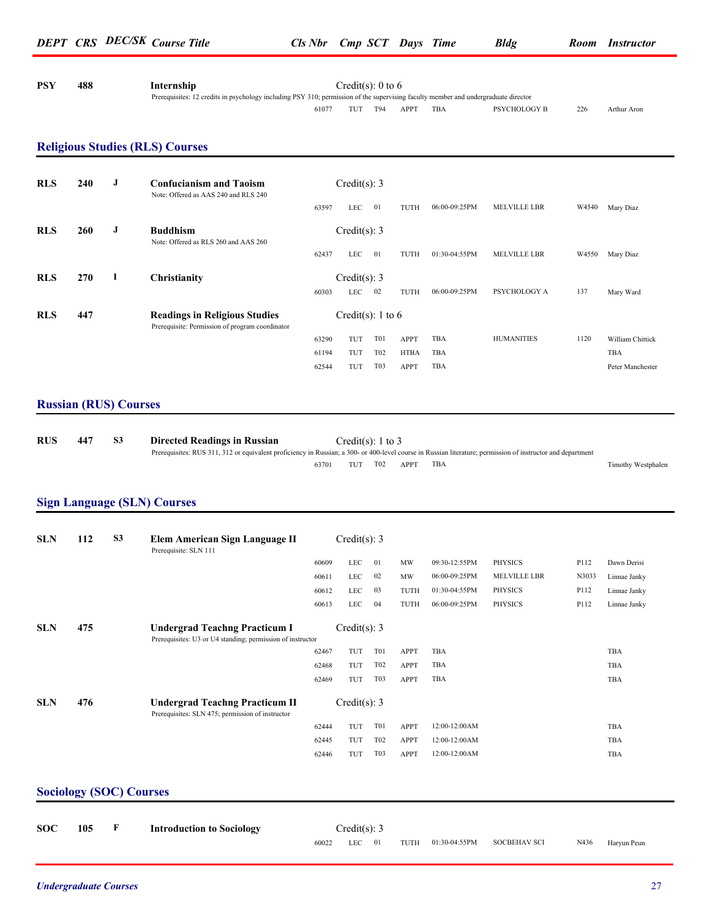| DEPT | CRS | DEC/SK | Course Title | Cls Nbr | Cmp | SCT | Days | Time | Bldg | Room | Instructor |
|---|---|---|---|---|---|---|---|---|---|---|---|
| **PSY** | **488** | | **Internship** | Credit(s): 0 to 6 | | | | | | | |
| | | | Prerequisites: 12 credits in psychology including PSY 310; permission of the supervising faculty member and undergraduate director | | | | | | | | |
| | | | | 61077 | TUT | T94 | APPT | TBA | PSYCHOLOGY B | 226 | Arthur Aron |

## Religious Studies (RLS) Courses

| DEPT | CRS | DEC/SK | Course Title | Cls Nbr | Cmp | SCT | Days | Time | Bldg | Room | Instructor |
|---|---|---|---|---|---|---|---|---|---|---|---|
| **RLS** | **240** | **J** | **Confucianism and Taoism** | Credit(s): 3 | | | | | | | |
| | | | Note: Offered as AAS 240 and RLS 240 | | | | | | | | |
| | | | | 63597 | LEC | 01 | TUTH | 06:00-09:25PM | MELVILLE LBR | W4540 | Mary Diaz |
| **RLS** | **260** | **J** | **Buddhism** | Credit(s): 3 | | | | | | | |
| | | | Note: Offered as RLS 260 and AAS 260 | | | | | | | | |
| | | | | 62437 | LEC | 01 | TUTH | 01:30-04:55PM | MELVILLE LBR | W4550 | Mary Diaz |
| **RLS** | **270** | **I** | **Christianity** | Credit(s): 3 | | | | | | | |
| | | | | 60303 | LEC | 02 | TUTH | 06:00-09:25PM | PSYCHOLOGY A | 137 | Mary Ward |
| **RLS** | **447** | | **Readings in Religious Studies** | Credit(s): 1 to 6 | | | | | | | |
| | | | Prerequisite: Permission of program coordinator | | | | | | | | |
| | | | | 63290 | TUT | T01 | APPT | TBA | HUMANITIES | 1120 | William Chittick |
| | | | | 61194 | TUT | T02 | HTBA | TBA | | | TBA |
| | | | | 62544 | TUT | T03 | APPT | TBA | | | Peter Manchester |

## Russian (RUS) Courses

| DEPT | CRS | DEC/SK | Course Title | Cls Nbr | Cmp | SCT | Days | Time | Bldg | Room | Instructor |
|---|---|---|---|---|---|---|---|---|---|---|---|
| **RUS** | **447** | **S3** | **Directed Readings in Russian** | Credit(s): 1 to 3 | | | | | | | |
| | | | Prerequisites: RUS 311, 312 or equivalent proficiency in Russian; a 300- or 400-level course in Russian literature; permission of instructor and department | | | | | | | | |
| | | | | 63701 | TUT | T02 | APPT | TBA | | | Timothy Westphalen |

## Sign Language (SLN) Courses

| DEPT | CRS | DEC/SK | Course Title | Cls Nbr | Cmp | SCT | Days | Time | Bldg | Room | Instructor |
|---|---|---|---|---|---|---|---|---|---|---|---|
| **SLN** | **112** | **S3** | **Elem American Sign Language II** | Credit(s): 3 | | | | | | | |
| | | | Prerequisite: SLN 111 | | | | | | | | |
| | | | | 60609 | LEC | 01 | MW | 09:30-12:55PM | PHYSICS | P112 | Dawn Derisi |
| | | | | 60611 | LEC | 02 | MW | 06:00-09:25PM | MELVILLE LBR | N3033 | Linnae Janky |
| | | | | 60612 | LEC | 03 | TUTH | 01:30-04:55PM | PHYSICS | P112 | Linnae Janky |
| | | | | 60613 | LEC | 04 | TUTH | 06:00-09:25PM | PHYSICS | P112 | Linnae Janky |
| **SLN** | **475** | | **Undergrad Teachng Practicum I** | Credit(s): 3 | | | | | | | |
| | | | Prerequisites: U3 or U4 standing; permission of instructor | | | | | | | | |
| | | | | 62467 | TUT | T01 | APPT | TBA | | | TBA |
| | | | | 62468 | TUT | T02 | APPT | TBA | | | TBA |
| | | | | 62469 | TUT | T03 | APPT | TBA | | | TBA |
| **SLN** | **476** | | **Undergrad Teachng Practicum II** | Credit(s): 3 | | | | | | | |
| | | | Prerequisites: SLN 475; permission of instructor | | | | | | | | |
| | | | | 62444 | TUT | T01 | APPT | 12:00-12:00AM | | | TBA |
| | | | | 62445 | TUT | T02 | APPT | 12:00-12:00AM | | | TBA |
| | | | | 62446 | TUT | T03 | APPT | 12:00-12:00AM | | | TBA |

## Sociology (SOC) Courses

| DEPT | CRS | DEC/SK | Course Title | Cls Nbr | Cmp | SCT | Days | Time | Bldg | Room | Instructor |
|---|---|---|---|---|---|---|---|---|---|---|---|
| **SOC** | **105** | **F** | **Introduction to Sociology** | Credit(s): 3 | | | | | | | |
| | | | | 60022 | LEC | 01 | TUTH | 01:30-04:55PM | SOCBEHAV SCI | N436 | Haryun Peun |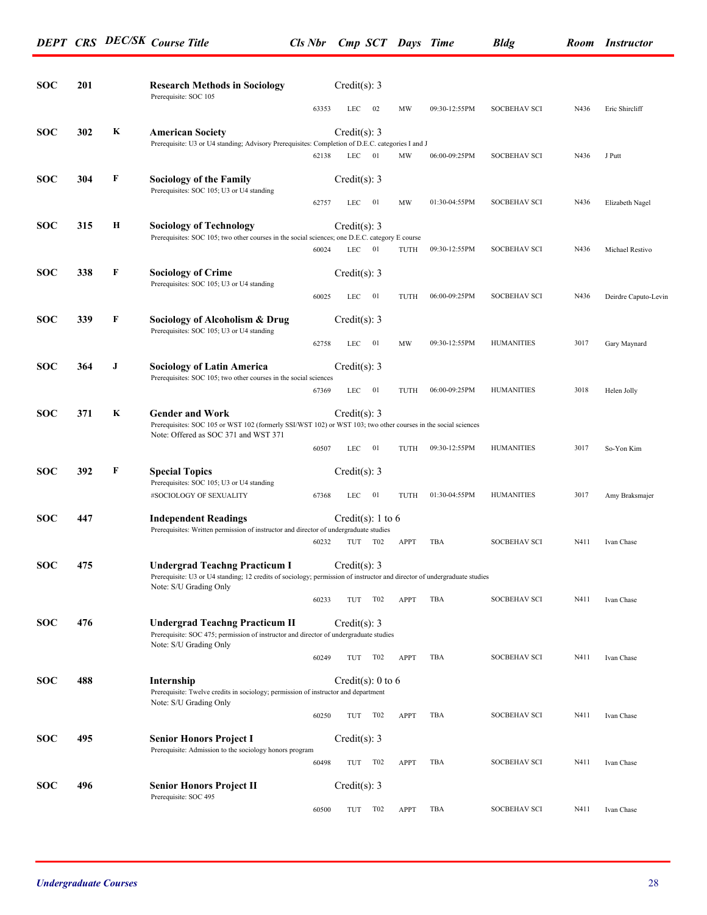| DEPT | CRS | DEC/SK | Course Title | Cls Nbr | Cmp | SCT | Days | Time | Bldg | Room | Instructor |
|---|---|---|---|---|---|---|---|---|---|---|---|
| **SOC** | **201** | | **Research Methods in Sociology** Credit(s): 3<br>Prerequisite: SOC 105 | | | | | | | | |
| | | | | 63353 | LEC | 02 | MW | 09:30-12:55PM | SOCBEHAV SCI | N436 | Eric Shircliff |
| **SOC** | **302** | **K** | **American Society** Credit(s): 3<br>Prerequisite: U3 or U4 standing; Advisory Prerequisites: Completion of D.E.C. categories I and J | | | | | | | | |
| | | | | 62138 | LEC | 01 | MW | 06:00-09:25PM | SOCBEHAV SCI | N436 | J Putt |
| **SOC** | **304** | **F** | **Sociology of the Family** Credit(s): 3<br>Prerequisites: SOC 105; U3 or U4 standing | | | | | | | | |
| | | | | 62757 | LEC | 01 | MW | 01:30-04:55PM | SOCBEHAV SCI | N436 | Elizabeth Nagel |
| **SOC** | **315** | **H** | **Sociology of Technology** Credit(s): 3<br>Prerequisites: SOC 105; two other courses in the social sciences; one D.E.C. category E course | | | | | | | | |
| | | | | 60024 | LEC | 01 | TUTH | 09:30-12:55PM | SOCBEHAV SCI | N436 | Michael Restivo |
| **SOC** | **338** | **F** | **Sociology of Crime** Credit(s): 3<br>Prerequisites: SOC 105; U3 or U4 standing | | | | | | | | |
| | | | | 60025 | LEC | 01 | TUTH | 06:00-09:25PM | SOCBEHAV SCI | N436 | Deirdre Caputo-Levin |
| **SOC** | **339** | **F** | **Sociology of Alcoholism & Drug** Credit(s): 3<br>Prerequisites: SOC 105; U3 or U4 standing | | | | | | | | |
| | | | | 62758 | LEC | 01 | MW | 09:30-12:55PM | HUMANITIES | 3017 | Gary Maynard |
| **SOC** | **364** | **J** | **Sociology of Latin America** Credit(s): 3<br>Prerequisites: SOC 105; two other courses in the social sciences | | | | | | | | |
| | | | | 67369 | LEC | 01 | TUTH | 06:00-09:25PM | HUMANITIES | 3018 | Helen Jolly |
| **SOC** | **371** | **K** | **Gender and Work** Credit(s): 3<br>Prerequisites: SOC 105 or WST 102 (formerly SSI/WST 102) or WST 103; two other courses in the social sciences<br>Note: Offered as SOC 371 and WST 371 | | | | | | | | |
| | | | | 60507 | LEC | 01 | TUTH | 09:30-12:55PM | HUMANITIES | 3017 | So-Yon Kim |
| **SOC** | **392** | **F** | **Special Topics** Credit(s): 3<br>Prerequisites: SOC 105; U3 or U4 standing | | | | | | | | |
| | | | #SOCIOLOGY OF SEXUALITY | 67368 | LEC | 01 | TUTH | 01:30-04:55PM | HUMANITIES | 3017 | Amy Braksmajer |
| **SOC** | **447** | | **Independent Readings** Credit(s): 1 to 6<br>Prerequisites: Written permission of instructor and director of undergraduate studies | | | | | | | | |
| | | | | 60232 | TUT | T02 | APPT | TBA | SOCBEHAV SCI | N411 | Ivan Chase |
| **SOC** | **475** | | **Undergrad Teachng Practicum I** Credit(s): 3<br>Prerequisite: U3 or U4 standing; 12 credits of sociology; permission of instructor and director of undergraduate studies<br>Note: S/U Grading Only | | | | | | | | |
| | | | | 60233 | TUT | T02 | APPT | TBA | SOCBEHAV SCI | N411 | Ivan Chase |
| **SOC** | **476** | | **Undergrad Teachng Practicum II** Credit(s): 3<br>Prerequisite: SOC 475; permission of instructor and director of undergraduate studies<br>Note: S/U Grading Only | | | | | | | | |
| | | | | 60249 | TUT | T02 | APPT | TBA | SOCBEHAV SCI | N411 | Ivan Chase |
| **SOC** | **488** | | **Internship** Credit(s): 0 to 6<br>Prerequisite: Twelve credits in sociology; permission of instructor and department<br>Note: S/U Grading Only | | | | | | | | |
| | | | | 60250 | TUT | T02 | APPT | TBA | SOCBEHAV SCI | N411 | Ivan Chase |
| **SOC** | **495** | | **Senior Honors Project I** Credit(s): 3<br>Prerequisite: Admission to the sociology honors program | | | | | | | | |
| | | | | 60498 | TUT | T02 | APPT | TBA | SOCBEHAV SCI | N411 | Ivan Chase |
| **SOC** | **496** | | **Senior Honors Project II** Credit(s): 3<br>Prerequisite: SOC 495 | | | | | | | | |
| | | | | 60500 | TUT | T02 | APPT | TBA | SOCBEHAV SCI | N411 | Ivan Chase |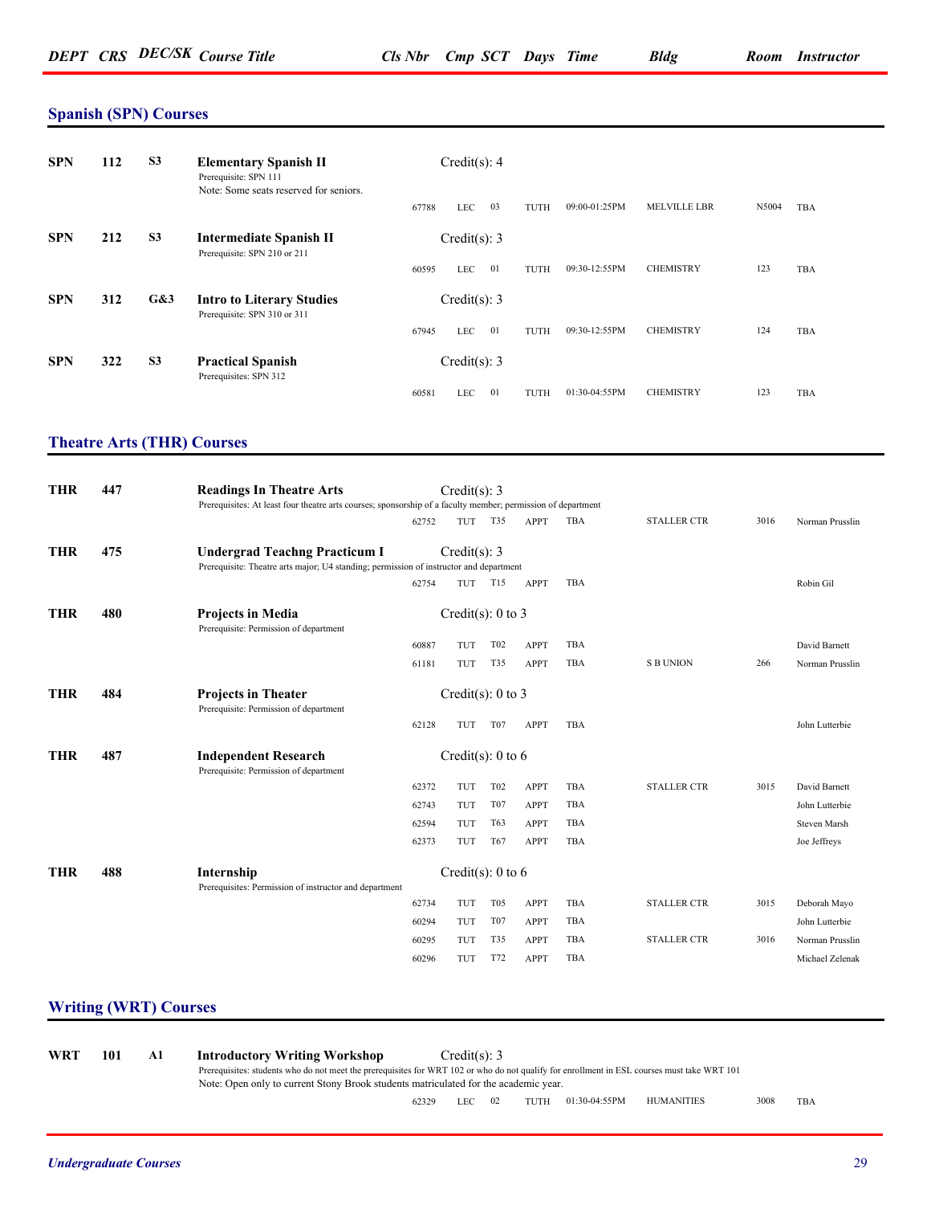| DEPT | CRS | DEC/SK | Course Title | Cls Nbr | Cmp | SCT | Days | Time | Bldg | Room | Instructor |
|---|---|---|---|---|---|---|---|---|---|---|---|

## Spanish (SPN) Courses

| DEPT | CRS | DEC/SK | Course Title | Cls Nbr | Cmp | SCT | Days | Time | Bldg | Room | Instructor |
|---|---|---|---|---|---|---|---|---|---|---|---|
| SPN | 112 | S3 | **Elementary Spanish II** Credit(s): 4<br>Prerequisite: SPN 111<br>Note: Some seats reserved for seniors. | | | | | | | | |
| | | | | 67788 | LEC | 03 | TUTH | 09:00-01:25PM | MELVILLE LBR | N5004 | TBA |
| SPN | 212 | S3 | **Intermediate Spanish II** Credit(s): 3<br>Prerequisite: SPN 210 or 211 | | | | | | | | |
| | | | | 60595 | LEC | 01 | TUTH | 09:30-12:55PM | CHEMISTRY | 123 | TBA |
| SPN | 312 | G&3 | **Intro to Literary Studies** Credit(s): 3<br>Prerequisite: SPN 310 or 311 | | | | | | | | |
| | | | | 67945 | LEC | 01 | TUTH | 09:30-12:55PM | CHEMISTRY | 124 | TBA |
| SPN | 322 | S3 | **Practical Spanish** Credit(s): 3<br>Prerequisites: SPN 312 | | | | | | | | |
| | | | | 60581 | LEC | 01 | TUTH | 01:30-04:55PM | CHEMISTRY | 123 | TBA |

## Theatre Arts (THR) Courses

| DEPT | CRS | DEC/SK | Course Title | Cls Nbr | Cmp | SCT | Days | Time | Bldg | Room | Instructor |
|---|---|---|---|---|---|---|---|---|---|---|---|
| THR | 447 | | **Readings In Theatre Arts** Credit(s): 3<br>Prerequisites: At least four theatre arts courses; sponsorship of a faculty member; permission of department | | | | | | | | |
| | | | | 62752 | TUT | T35 | APPT | TBA | STALLER CTR | 3016 | Norman Prusslin |
| THR | 475 | | **Undergrad Teachng Practicum I** Credit(s): 3<br>Prerequisite: Theatre arts major; U4 standing; permission of instructor and department | | | | | | | | |
| | | | | 62754 | TUT | T15 | APPT | TBA | | | Robin Gil |
| THR | 480 | | **Projects in Media** Credit(s): 0 to 3<br>Prerequisite: Permission of department | | | | | | | | |
| | | | | 60887 | TUT | T02 | APPT | TBA | | | David Barnett |
| | | | | 61181 | TUT | T35 | APPT | TBA | S B UNION | 266 | Norman Prusslin |
| THR | 484 | | **Projects in Theater** Credit(s): 0 to 3<br>Prerequisite: Permission of department | | | | | | | | |
| | | | | 62128 | TUT | T07 | APPT | TBA | | | John Lutterbie |
| THR | 487 | | **Independent Research** Credit(s): 0 to 6<br>Prerequisite: Permission of department | | | | | | | | |
| | | | | 62372 | TUT | T02 | APPT | TBA | STALLER CTR | 3015 | David Barnett |
| | | | | 62743 | TUT | T07 | APPT | TBA | | | John Lutterbie |
| | | | | 62594 | TUT | T63 | APPT | TBA | | | Steven Marsh |
| | | | | 62373 | TUT | T67 | APPT | TBA | | | Joe Jeffreys |
| THR | 488 | | **Internship** Credit(s): 0 to 6<br>Prerequisites: Permission of instructor and department | | | | | | | | |
| | | | | 62734 | TUT | T05 | APPT | TBA | STALLER CTR | 3015 | Deborah Mayo |
| | | | | 60294 | TUT | T07 | APPT | TBA | | | John Lutterbie |
| | | | | 60295 | TUT | T35 | APPT | TBA | STALLER CTR | 3016 | Norman Prusslin |
| | | | | 60296 | TUT | T72 | APPT | TBA | | | Michael Zelenak |

## Writing (WRT) Courses

| DEPT | CRS | DEC/SK | Course Title | Cls Nbr | Cmp | SCT | Days | Time | Bldg | Room | Instructor |
|---|---|---|---|---|---|---|---|---|---|---|---|
| WRT | 101 | A1 | **Introductory Writing Workshop** Credit(s): 3<br>Prerequisites: students who do not meet the prerequisites for WRT 102 or who do not qualify for enrollment in ESL courses must take WRT 101<br>Note: Open only to current Stony Brook students matriculated for the academic year. | | | | | | | | |
| | | | | 62329 | LEC | 02 | TUTH | 01:30-04:55PM | HUMANITIES | 3008 | TBA |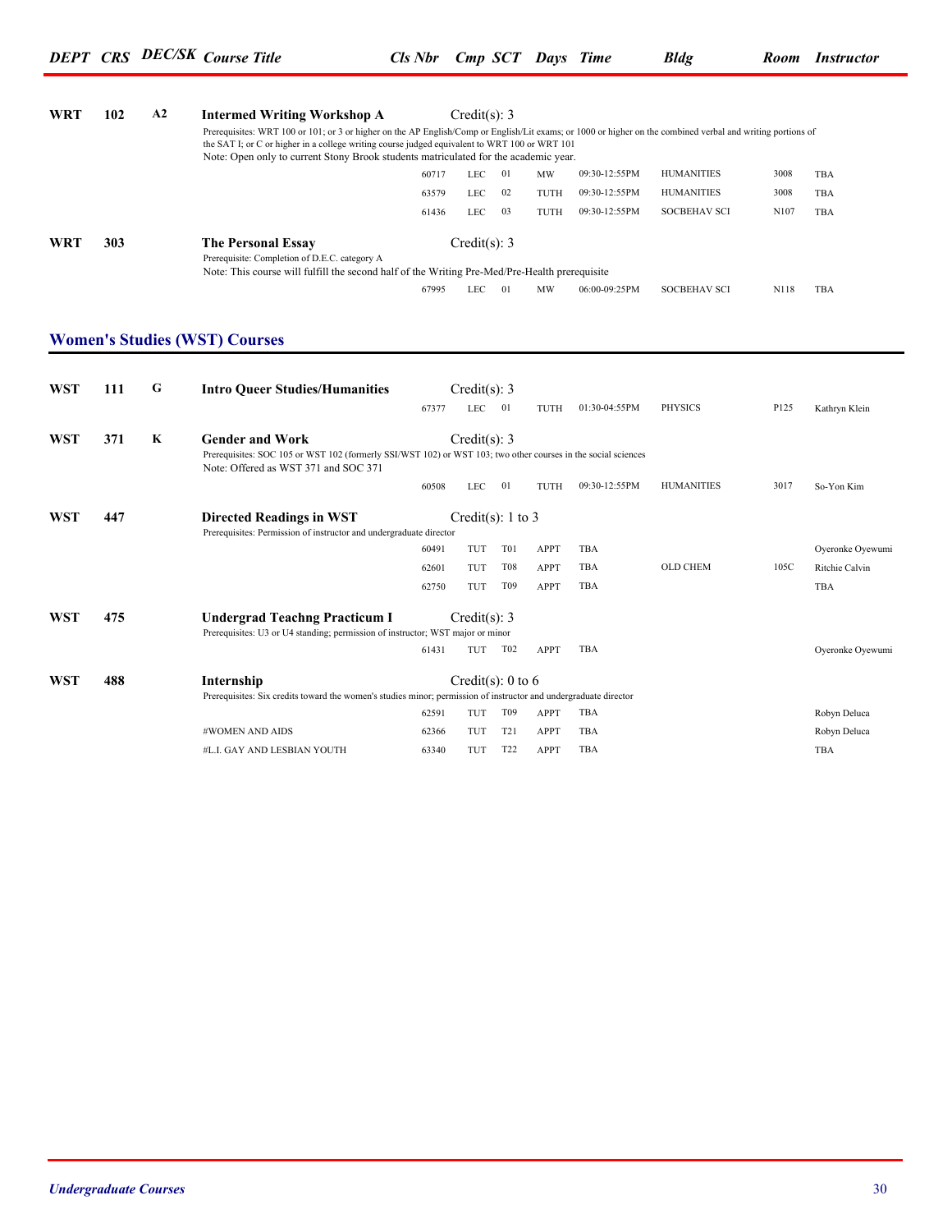| DEPT | CRS | DEC/SK | Course Title | Cls Nbr | Cmp | SCT | Days | Time | Bldg | Room | Instructor |
|---|---|---|---|---|---|---|---|---|---|---|---|
| **WRT** | **102** | **A2** | **Intermed Writing Workshop A** | Credit(s): 3 | | | | | | | |
| | | | Prerequisites: WRT 100 or 101; or 3 or higher on the AP English/Comp or English/Lit exams; or 1000 or higher on the combined verbal and writing portions of the SAT I; or C or higher in a college writing course judged equivalent to WRT 100 or WRT 101<br>Note: Open only to current Stony Brook students matriculated for the academic year. | | | | | | | | |
| | | | | 60717 | LEC | 01 | MW | 09:30-12:55PM | HUMANITIES | 3008 | TBA |
| | | | | 63579 | LEC | 02 | TUTH | 09:30-12:55PM | HUMANITIES | 3008 | TBA |
| | | | | 61436 | LEC | 03 | TUTH | 09:30-12:55PM | SOCBEHAV SCI | N107 | TBA |
| **WRT** | **303** | | **The Personal Essay** | Credit(s): 3 | | | | | | | |
| | | | Prerequisite: Completion of D.E.C. category A<br>Note: This course will fulfill the second half of the Writing Pre-Med/Pre-Health prerequisite | | | | | | | | |
| | | | | 67995 | LEC | 01 | MW | 06:00-09:25PM | SOCBEHAV SCI | N118 | TBA |

## Women's Studies (WST) Courses

| DEPT | CRS | DEC/SK | Course Title | Cls Nbr | Cmp | SCT | Days | Time | Bldg | Room | Instructor |
|---|---|---|---|---|---|---|---|---|---|---|---|
| **WST** | **111** | **G** | **Intro Queer Studies/Humanities** | Credit(s): 3 | | | | | | | |
| | | | | 67377 | LEC | 01 | TUTH | 01:30-04:55PM | PHYSICS | P125 | Kathryn Klein |
| **WST** | **371** | **K** | **Gender and Work** | Credit(s): 3 | | | | | | | |
| | | | Prerequisites: SOC 105 or WST 102 (formerly SSI/WST 102) or WST 103; two other courses in the social sciences<br>Note: Offered as WST 371 and SOC 371 | | | | | | | | |
| | | | | 60508 | LEC | 01 | TUTH | 09:30-12:55PM | HUMANITIES | 3017 | So-Yon Kim |
| **WST** | **447** | | **Directed Readings in WST** | Credit(s): 1 to 3 | | | | | | | |
| | | | Prerequisites: Permission of instructor and undergraduate director | | | | | | | | |
| | | | | 60491 | TUT | T01 | APPT | TBA | | | Oyeronke Oyewumi |
| | | | | 62601 | TUT | T08 | APPT | TBA | OLD CHEM | 105C | Ritchie Calvin |
| | | | | 62750 | TUT | T09 | APPT | TBA | | | TBA |
| **WST** | **475** | | **Undergrad Teachng Practicum I** | Credit(s): 3 | | | | | | | |
| | | | Prerequisites: U3 or U4 standing; permission of instructor; WST major or minor | | | | | | | | |
| | | | | 61431 | TUT | T02 | APPT | TBA | | | Oyeronke Oyewumi |
| **WST** | **488** | | **Internship** | Credit(s): 0 to 6 | | | | | | | |
| | | | Prerequisites: Six credits toward the women's studies minor; permission of instructor and undergraduate director | | | | | | | | |
| | | | | 62591 | TUT | T09 | APPT | TBA | | | Robyn Deluca |
| | | | #WOMEN AND AIDS | 62366 | TUT | T21 | APPT | TBA | | | Robyn Deluca |
| | | | #L.I. GAY AND LESBIAN YOUTH | 63340 | TUT | T22 | APPT | TBA | | | TBA |